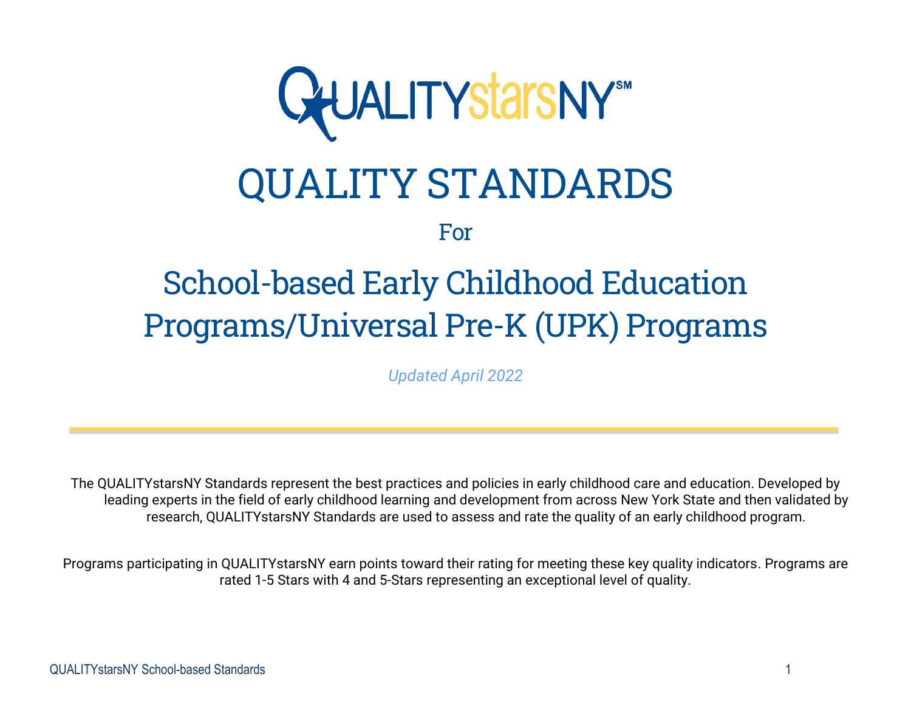# QUALITYstarsNY

# QUALITY STANDARDS

For

## School-based Early Childhood Education Programs/Universal Pre-K (UPK) Programs

*Updated April 2022*

---

The QUALITYstarsNY Standards represent the best practices and policies in early childhood care and education. Developed by leading experts in the field of early childhood learning and development from across New York State and then validated by research, QUALITYstarsNY Standards are used to assess and rate the quality of an early childhood program.

Programs participating in QUALITYstarsNY earn points toward their rating for meeting these key quality indicators. Programs are rated 1-5 Stars with 4 and 5-Stars representing an exceptional level of quality.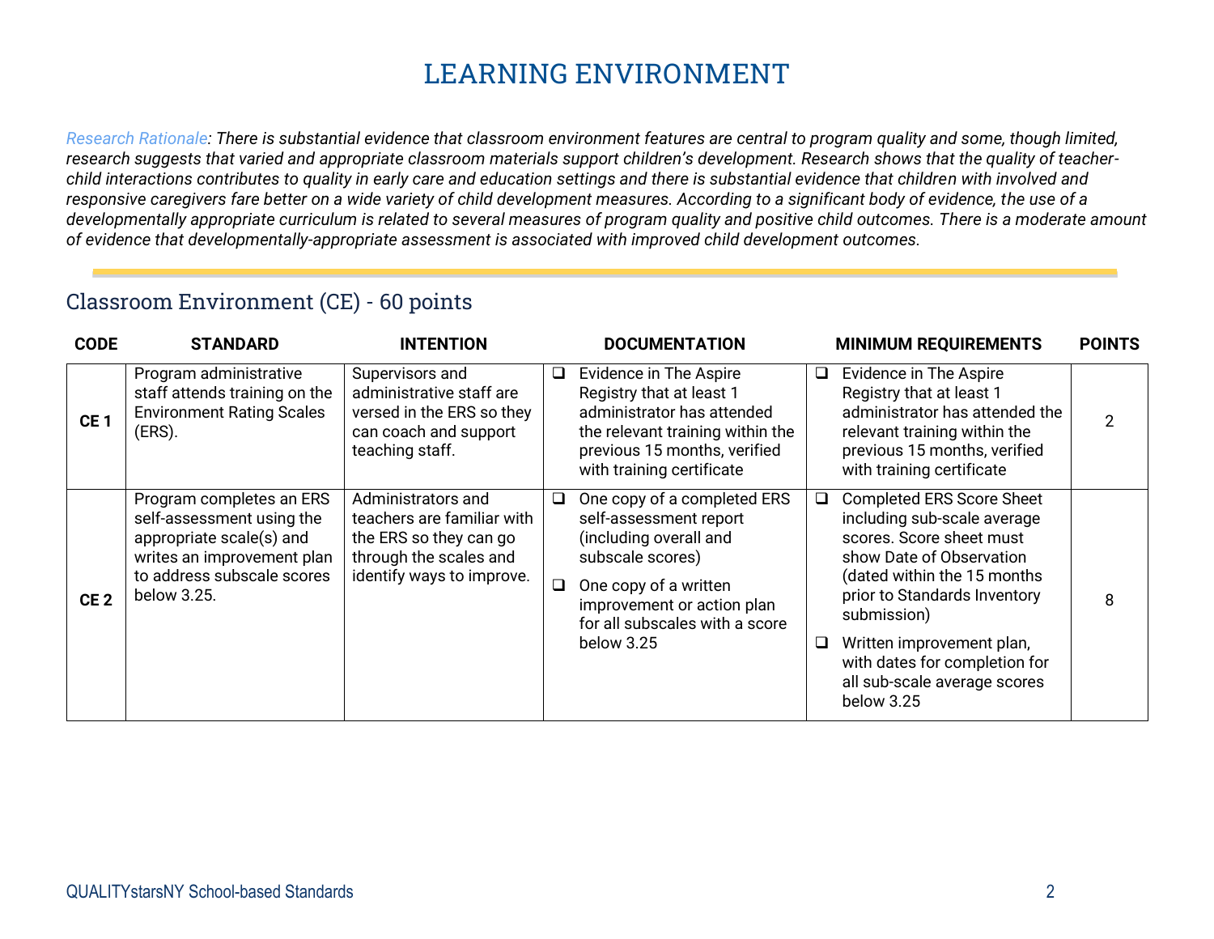# LEARNING ENVIRONMENT

*Research Rationale: There is substantial evidence that classroom environment features are central to program quality and some, though limited, research suggests that varied and appropriate classroom materials support children's development. Research shows that the quality of teacher-child interactions contributes to quality in early care and education settings and there is substantial evidence that children with involved and responsive caregivers fare better on a wide variety of child development measures. According to a significant body of evidence, the use of a developmentally appropriate curriculum is related to several measures of program quality and positive child outcomes. There is a moderate amount of evidence that developmentally-appropriate assessment is associated with improved child development outcomes.*

## Classroom Environment (CE) - 60 points

| CODE | STANDARD | INTENTION | DOCUMENTATION | MINIMUM REQUIREMENTS | POINTS |
|---|---|---|---|---|---|
| **CE 1** | Program administrative staff attends training on the Environment Rating Scales (ERS). | Supervisors and administrative staff are versed in the ERS so they can coach and support teaching staff. | ❑ Evidence in The Aspire Registry that at least 1 administrator has attended the relevant training within the previous 15 months, verified with training certificate | ❑ Evidence in The Aspire Registry that at least 1 administrator has attended the relevant training within the previous 15 months, verified with training certificate | 2 |
| **CE 2** | Program completes an ERS self-assessment using the appropriate scale(s) and writes an improvement plan to address subscale scores below 3.25. | Administrators and teachers are familiar with the ERS so they can go through the scales and identify ways to improve. | ❑ One copy of a completed ERS self-assessment report (including overall and subscale scores)<br>❑ One copy of a written improvement or action plan for all subscales with a score below 3.25 | ❑ Completed ERS Score Sheet including sub-scale average scores. Score sheet must show Date of Observation (dated within the 15 months prior to Standards Inventory submission)<br>❑ Written improvement plan, with dates for completion for all sub-scale average scores below 3.25 | 8 |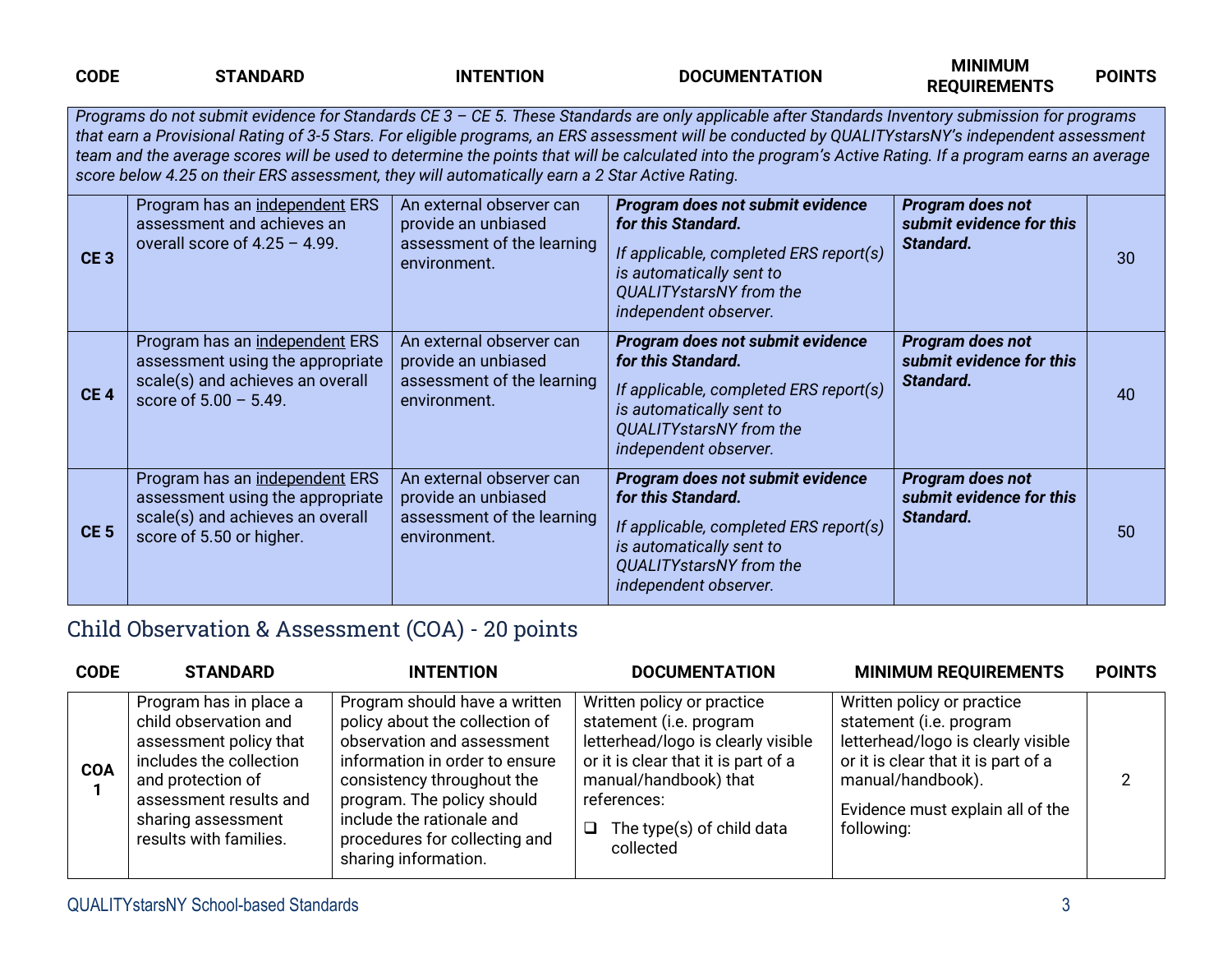| CODE | STANDARD | INTENTION | DOCUMENTATION | MINIMUM REQUIREMENTS | POINTS |
|---|---|---|---|---|---|
| *Programs do not submit evidence for Standards CE 3 – CE 5. These Standards are only applicable after Standards Inventory submission for programs that earn a Provisional Rating of 3-5 Stars. For eligible programs, an ERS assessment will be conducted by QUALITYstarsNY's independent assessment team and the average scores will be used to determine the points that will be calculated into the program's Active Rating. If a program earns an average score below 4.25 on their ERS assessment, they will automatically earn a 2 Star Active Rating.* | | | | | |
| **CE 3** | Program has an independent ERS assessment and achieves an overall score of 4.25 – 4.99. | An external observer can provide an unbiased assessment of the learning environment. | ***Program does not submit evidence for this Standard.*** <br> *If applicable, completed ERS report(s) is automatically sent to QUALITYstarsNY from the independent observer.* | ***Program does not submit evidence for this Standard.*** | 30 |
| **CE 4** | Program has an independent ERS assessment using the appropriate scale(s) and achieves an overall score of 5.00 – 5.49. | An external observer can provide an unbiased assessment of the learning environment. | ***Program does not submit evidence for this Standard.*** <br> *If applicable, completed ERS report(s) is automatically sent to QUALITYstarsNY from the independent observer.* | ***Program does not submit evidence for this Standard.*** | 40 |
| **CE 5** | Program has an independent ERS assessment using the appropriate scale(s) and achieves an overall score of 5.50 or higher. | An external observer can provide an unbiased assessment of the learning environment. | ***Program does not submit evidence for this Standard.*** <br> *If applicable, completed ERS report(s) is automatically sent to QUALITYstarsNY from the independent observer.* | ***Program does not submit evidence for this Standard.*** | 50 |

## Child Observation & Assessment (COA) - 20 points

| CODE | STANDARD | INTENTION | DOCUMENTATION | MINIMUM REQUIREMENTS | POINTS |
|---|---|---|---|---|---|
| **COA 1** | Program has in place a child observation and assessment policy that includes the collection and protection of assessment results and sharing assessment results with families. | Program should have a written policy about the collection of observation and assessment information in order to ensure consistency throughout the program. The policy should include the rationale and procedures for collecting and sharing information. | Written policy or practice statement (i.e. program letterhead/logo is clearly visible or it is clear that it is part of a manual/handbook) that references: <br> ❑ The type(s) of child data collected | Written policy or practice statement (i.e. program letterhead/logo is clearly visible or it is clear that it is part of a manual/handbook). <br> Evidence must explain all of the following: | 2 |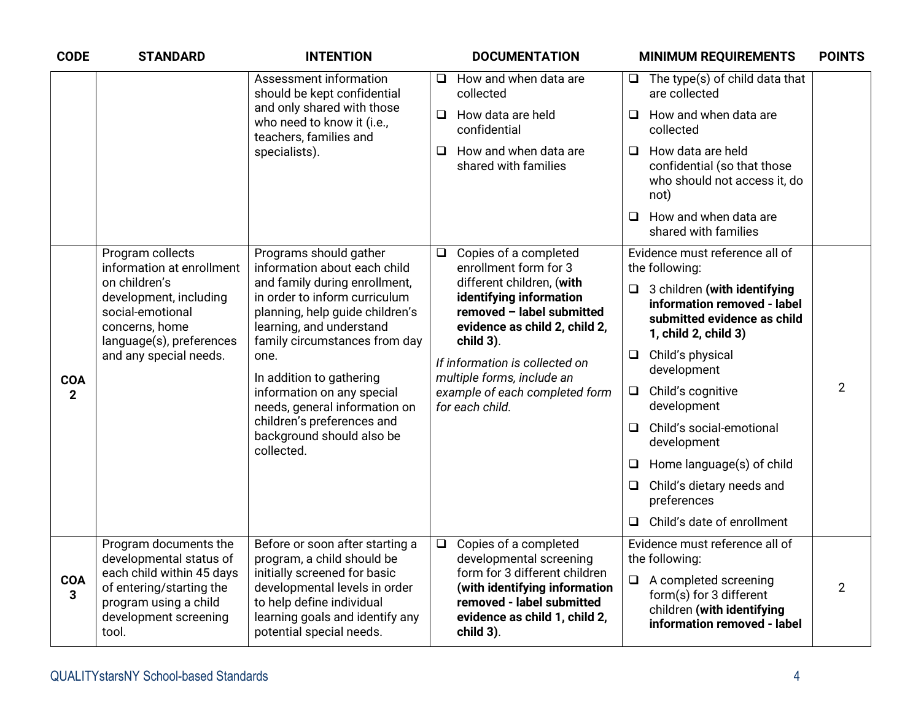| CODE | STANDARD | INTENTION | DOCUMENTATION | MINIMUM REQUIREMENTS | POINTS |
|---|---|---|---|---|---|
| | | Assessment information should be kept confidential and only shared with those who need to know it (i.e., teachers, families and specialists). | ❑ How and when data are collected<br>❑ How data are held confidential<br>❑ How and when data are shared with families | ❑ The type(s) of child data that are collected<br>❑ How and when data are collected<br>❑ How data are held confidential (so that those who should not access it, do not)<br>❑ How and when data are shared with families | |
| **COA 2** | Program collects information at enrollment on children's development, including social-emotional concerns, home language(s), preferences and any special needs. | Programs should gather information about each child and family during enrollment, in order to inform curriculum planning, help guide children's learning, and understand family circumstances from day one.<br><br>In addition to gathering information on any special needs, general information on children's preferences and background should also be collected. | ❑ Copies of a completed enrollment form for 3 different children, (**with identifying information removed – label submitted evidence as child 2, child 2, child 3**).<br><br>*If information is collected on multiple forms, include an example of each completed form for each child.* | Evidence must reference all of the following:<br>❑ 3 children **(with identifying information removed - label submitted evidence as child 1, child 2, child 3)**<br>❑ Child's physical development<br>❑ Child's cognitive development<br>❑ Child's social-emotional development<br>❑ Home language(s) of child<br>❑ Child's dietary needs and preferences<br>❑ Child's date of enrollment | 2 |
| **COA 3** | Program documents the developmental status of each child within 45 days of entering/starting the program using a child development screening tool. | Before or soon after starting a program, a child should be initially screened for basic developmental levels in order to help define individual learning goals and identify any potential special needs. | ❑ Copies of a completed developmental screening form for 3 different children **(with identifying information removed - label submitted evidence as child 1, child 2, child 3)**. | Evidence must reference all of the following:<br>❑ A completed screening form(s) for 3 different children **(with identifying information removed - label** | 2 |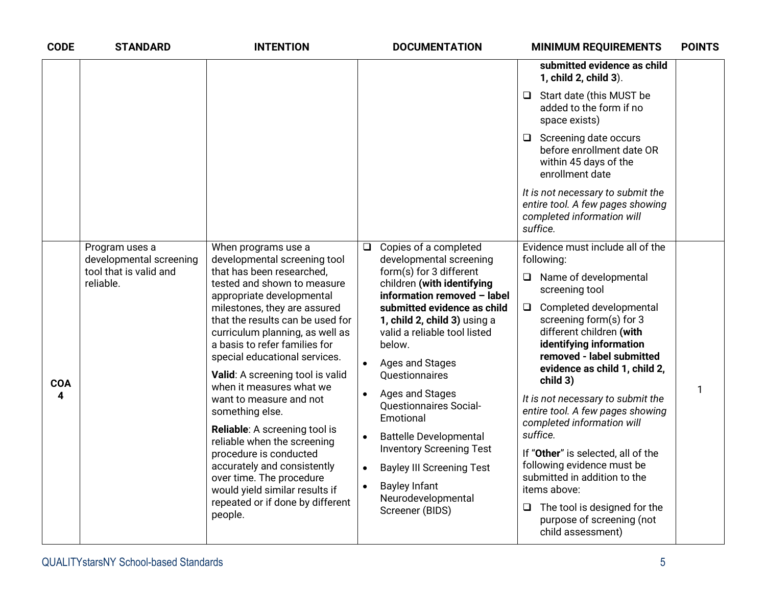| CODE | STANDARD | INTENTION | DOCUMENTATION | MINIMUM REQUIREMENTS | POINTS |
|---|---|---|---|---|---|
| | | | | **submitted evidence as child 1, child 2, child 3**).<br>❑ Start date (this MUST be added to the form if no space exists)<br>❑ Screening date occurs before enrollment date OR within 45 days of the enrollment date<br>*It is not necessary to submit the entire tool. A few pages showing completed information will suffice.* | |
| **COA 4** | Program uses a developmental screening tool that is valid and reliable. | When programs use a developmental screening tool that has been researched, tested and shown to measure appropriate developmental milestones, they are assured that the results can be used for curriculum planning, as well as a basis to refer families for special educational services.<br>**Valid**: A screening tool is valid when it measures what we want to measure and not something else.<br>**Reliable**: A screening tool is reliable when the screening procedure is conducted accurately and consistently over time. The procedure would yield similar results if repeated or if done by different people. | ❑ Copies of a completed developmental screening form(s) for 3 different children **(with identifying information removed – label submitted evidence as child 1, child 2, child 3)** using a valid a reliable tool listed below.<br>• Ages and Stages Questionnaires<br>• Ages and Stages Questionnaires Social-Emotional<br>• Battelle Developmental Inventory Screening Test<br>• Bayley III Screening Test<br>• Bayley Infant Neurodevelopmental Screener (BIDS) | Evidence must include all of the following:<br>❑ Name of developmental screening tool<br>❑ Completed developmental screening form(s) for 3 different children **(with identifying information removed - label submitted evidence as child 1, child 2, child 3)**<br>*It is not necessary to submit the entire tool. A few pages showing completed information will suffice.*<br>If "**Other**" is selected, all of the following evidence must be submitted in addition to the items above:<br>❑ The tool is designed for the purpose of screening (not child assessment) | 1 |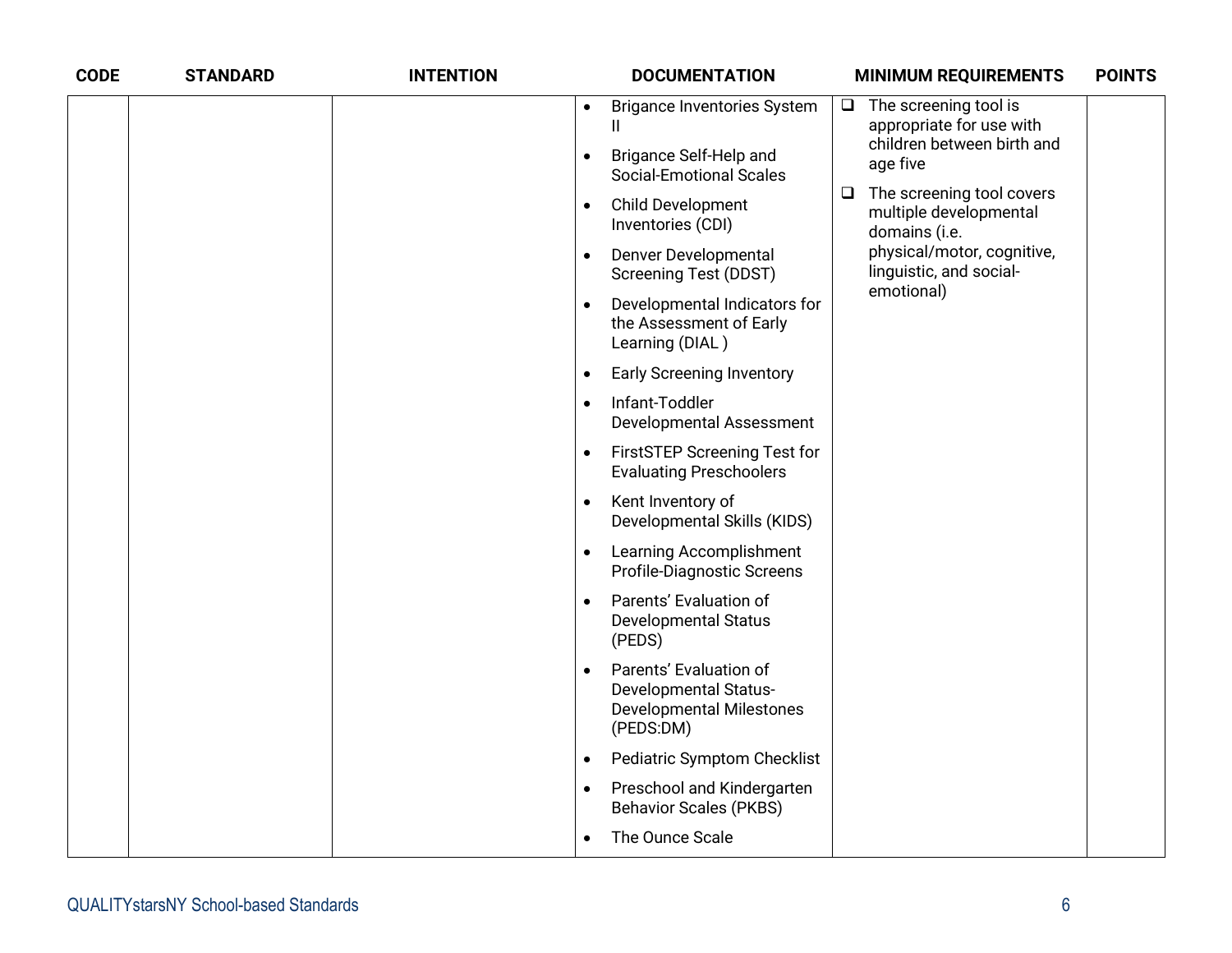| CODE | STANDARD | INTENTION | DOCUMENTATION | MINIMUM REQUIREMENTS | POINTS |
|---|---|---|---|---|---|
| | | | • Brigance Inventories System II<br>• Brigance Self-Help and Social-Emotional Scales<br>• Child Development Inventories (CDI)<br>• Denver Developmental Screening Test (DDST)<br>• Developmental Indicators for the Assessment of Early Learning (DIAL )<br>• Early Screening Inventory<br>• Infant-Toddler Developmental Assessment<br>• FirstSTEP Screening Test for Evaluating Preschoolers<br>• Kent Inventory of Developmental Skills (KIDS)<br>• Learning Accomplishment Profile-Diagnostic Screens<br>• Parents' Evaluation of Developmental Status (PEDS)<br>• Parents' Evaluation of Developmental Status-Developmental Milestones (PEDS:DM)<br>• Pediatric Symptom Checklist<br>• Preschool and Kindergarten Behavior Scales (PKBS)<br>• The Ounce Scale | ❑ The screening tool is appropriate for use with children between birth and age five<br>❑ The screening tool covers multiple developmental domains (i.e. physical/motor, cognitive, linguistic, and social-emotional) | |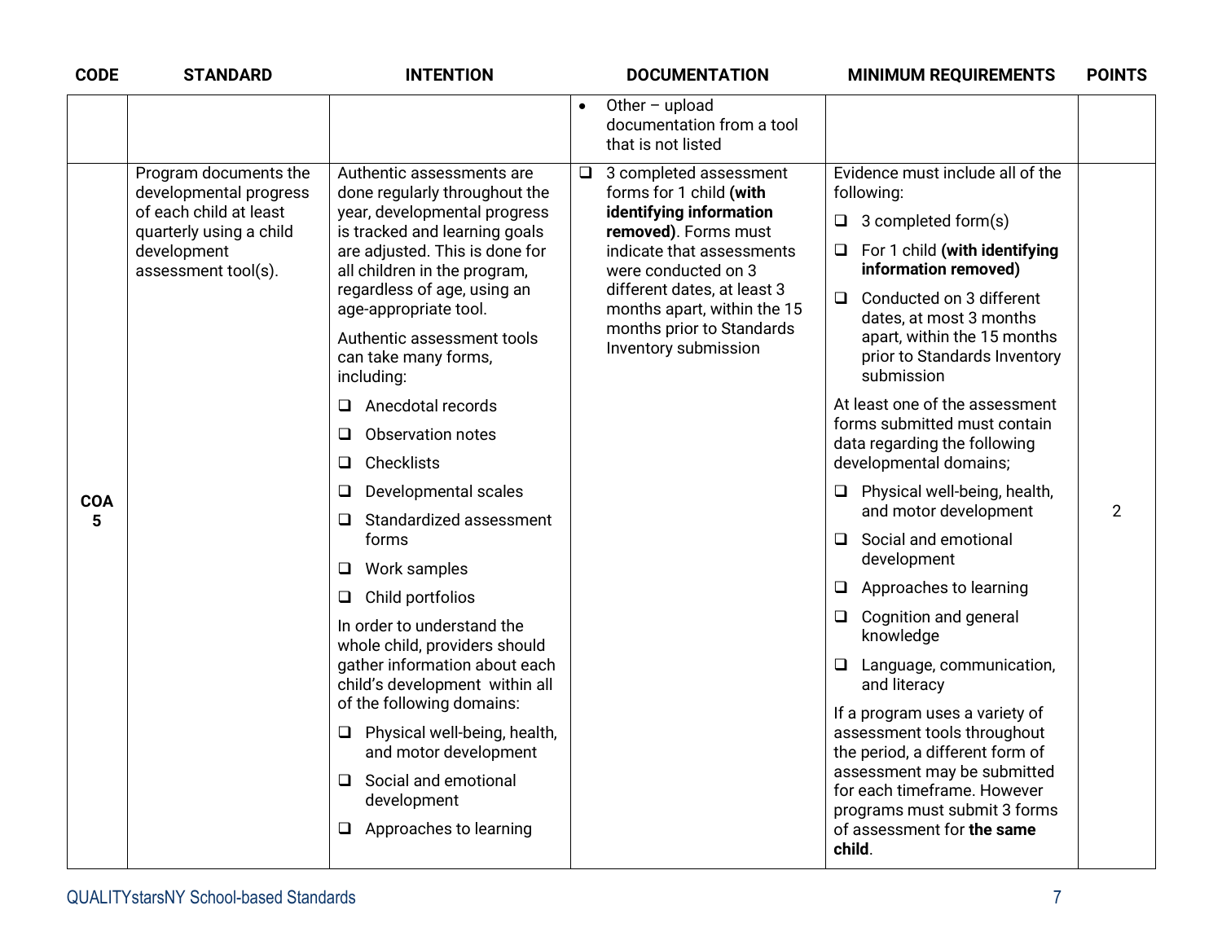| CODE | STANDARD | INTENTION | DOCUMENTATION | MINIMUM REQUIREMENTS | POINTS |
|---|---|---|---|---|---|
| | | | • Other – upload documentation from a tool that is not listed | | |
| **COA 5** | Program documents the developmental progress of each child at least quarterly using a child development assessment tool(s). | Authentic assessments are done regularly throughout the year, developmental progress is tracked and learning goals are adjusted. This is done for all children in the program, regardless of age, using an age-appropriate tool.<br><br>Authentic assessment tools can take many forms, including:<br>❑ Anecdotal records<br>❑ Observation notes<br>❑ Checklists<br>❑ Developmental scales<br>❑ Standardized assessment forms<br>❑ Work samples<br>❑ Child portfolios<br><br>In order to understand the whole child, providers should gather information about each child's development within all of the following domains:<br>❑ Physical well-being, health, and motor development<br>❑ Social and emotional development<br>❑ Approaches to learning | ❑ 3 completed assessment forms for 1 child **(with identifying information removed)**. Forms must indicate that assessments were conducted on 3 different dates, at least 3 months apart, within the 15 months prior to Standards Inventory submission | Evidence must include all of the following:<br>❑ 3 completed form(s)<br>❑ For 1 child **(with identifying information removed)**<br>❑ Conducted on 3 different dates, at most 3 months apart, within the 15 months prior to Standards Inventory submission<br><br>At least one of the assessment forms submitted must contain data regarding the following developmental domains;<br>❑ Physical well-being, health, and motor development<br>❑ Social and emotional development<br>❑ Approaches to learning<br>❑ Cognition and general knowledge<br>❑ Language, communication, and literacy<br><br>If a program uses a variety of assessment tools throughout the period, a different form of assessment may be submitted for each timeframe. However programs must submit 3 forms of assessment for **the same child**. | 2 |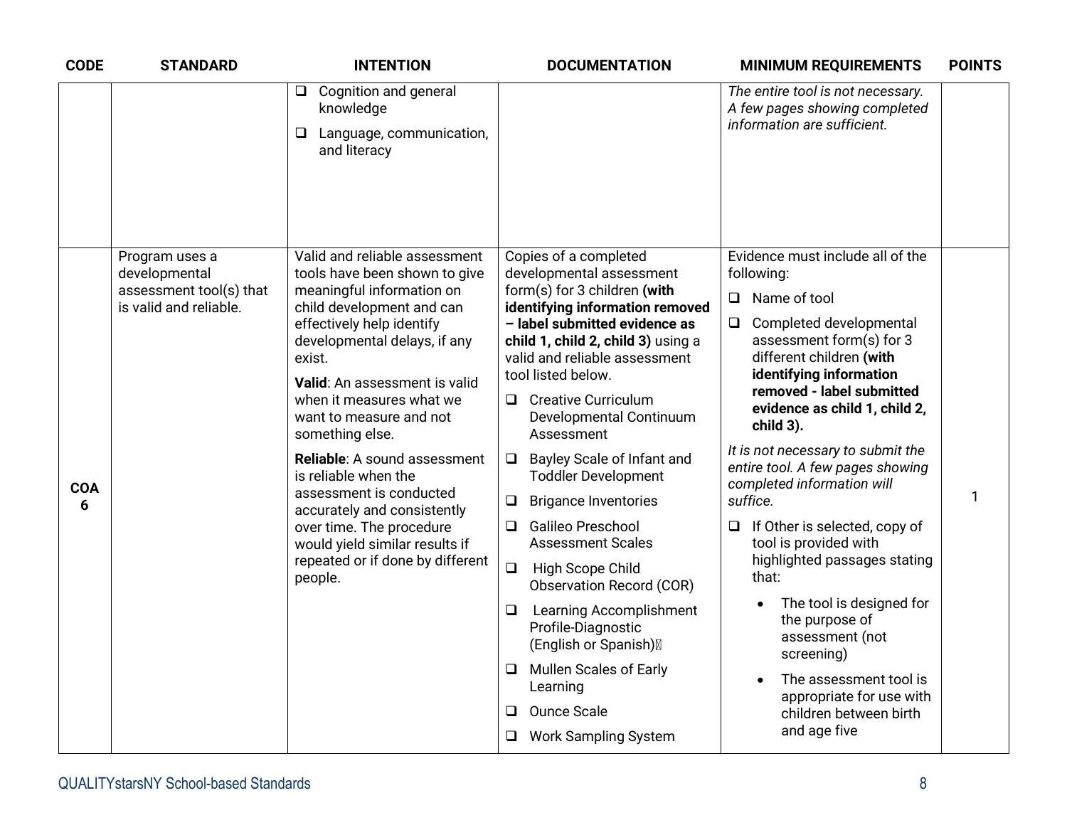| CODE | STANDARD | INTENTION | DOCUMENTATION | MINIMUM REQUIREMENTS | POINTS |
|---|---|---|---|---|---|
| | | ❑ Cognition and general knowledge<br>❑ Language, communication, and literacy | | *The entire tool is not necessary. A few pages showing completed information are sufficient.* | |
| **COA 6** | Program uses a developmental assessment tool(s) that is valid and reliable. | Valid and reliable assessment tools have been shown to give meaningful information on child development and can effectively help identify developmental delays, if any exist.<br><br>**Valid**: An assessment is valid when it measures what we want to measure and not something else.<br><br>**Reliable**: A sound assessment is reliable when the assessment is conducted accurately and consistently over time. The procedure would yield similar results if repeated or if done by different people. | Copies of a completed developmental assessment form(s) for 3 children **(with identifying information removed – label submitted evidence as child 1, child 2, child 3)** using a valid and reliable assessment tool listed below.<br>❑ Creative Curriculum Developmental Continuum Assessment<br>❑ Bayley Scale of Infant and Toddler Development<br>❑ Brigance Inventories<br>❑ Galileo Preschool Assessment Scales<br>❑ High Scope Child Observation Record (COR)<br>❑ Learning Accomplishment Profile-Diagnostic (English or Spanish)<br>❑ Mullen Scales of Early Learning<br>❑ Ounce Scale<br>❑ Work Sampling System | Evidence must include all of the following:<br>❑ Name of tool<br>❑ Completed developmental assessment form(s) for 3 different children **(with identifying information removed - label submitted evidence as child 1, child 2, child 3).**<br><br>*It is not necessary to submit the entire tool. A few pages showing completed information will suffice.*<br><br>❑ If Other is selected, copy of tool is provided with highlighted passages stating that:<br>• The tool is designed for the purpose of assessment (not screening)<br>• The assessment tool is appropriate for use with children between birth and age five | 1 |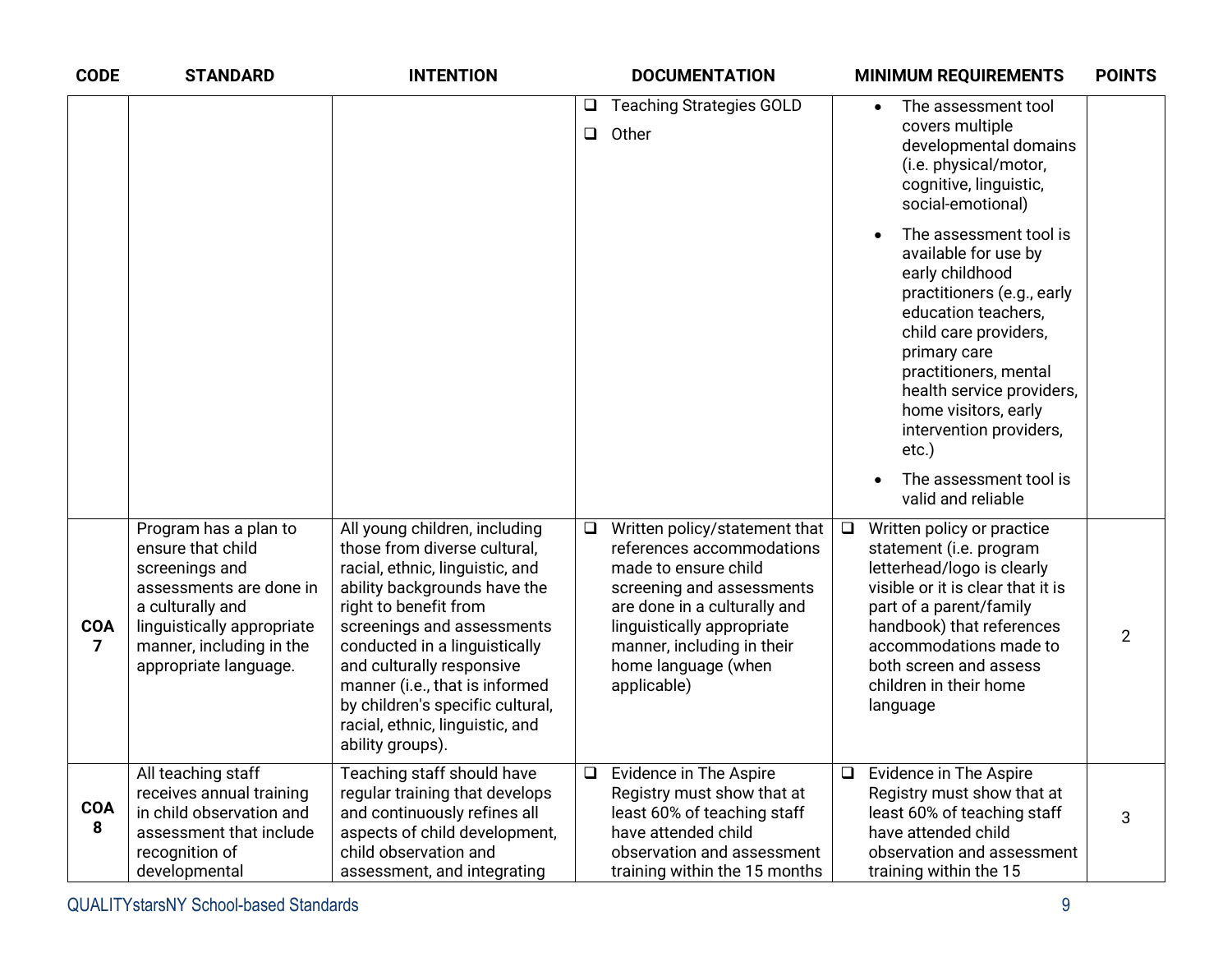| CODE | STANDARD | INTENTION | DOCUMENTATION | MINIMUM REQUIREMENTS | POINTS |
|---|---|---|---|---|---|
| | | | ❑ Teaching Strategies GOLD<br>❑ Other | • The assessment tool covers multiple developmental domains (i.e. physical/motor, cognitive, linguistic, social-emotional)<br>• The assessment tool is available for use by early childhood practitioners (e.g., early education teachers, child care providers, primary care practitioners, mental health service providers, home visitors, early intervention providers, etc.)<br>• The assessment tool is valid and reliable | |
| **COA 7** | Program has a plan to ensure that child screenings and assessments are done in a culturally and linguistically appropriate manner, including in the appropriate language. | All young children, including those from diverse cultural, racial, ethnic, linguistic, and ability backgrounds have the right to benefit from screenings and assessments conducted in a linguistically and culturally responsive manner (i.e., that is informed by children's specific cultural, racial, ethnic, linguistic, and ability groups). | ❑ Written policy/statement that references accommodations made to ensure child screening and assessments are done in a culturally and linguistically appropriate manner, including in their home language (when applicable) | ❑ Written policy or practice statement (i.e. program letterhead/logo is clearly visible or it is clear that it is part of a parent/family handbook) that references accommodations made to both screen and assess children in their home language | 2 |
| **COA 8** | All teaching staff receives annual training in child observation and assessment that include recognition of developmental | Teaching staff should have regular training that develops and continuously refines all aspects of child development, child observation and assessment, and integrating | ❑ Evidence in The Aspire Registry must show that at least 60% of teaching staff have attended child observation and assessment training within the 15 months | ❑ Evidence in The Aspire Registry must show that at least 60% of teaching staff have attended child observation and assessment training within the 15 | 3 |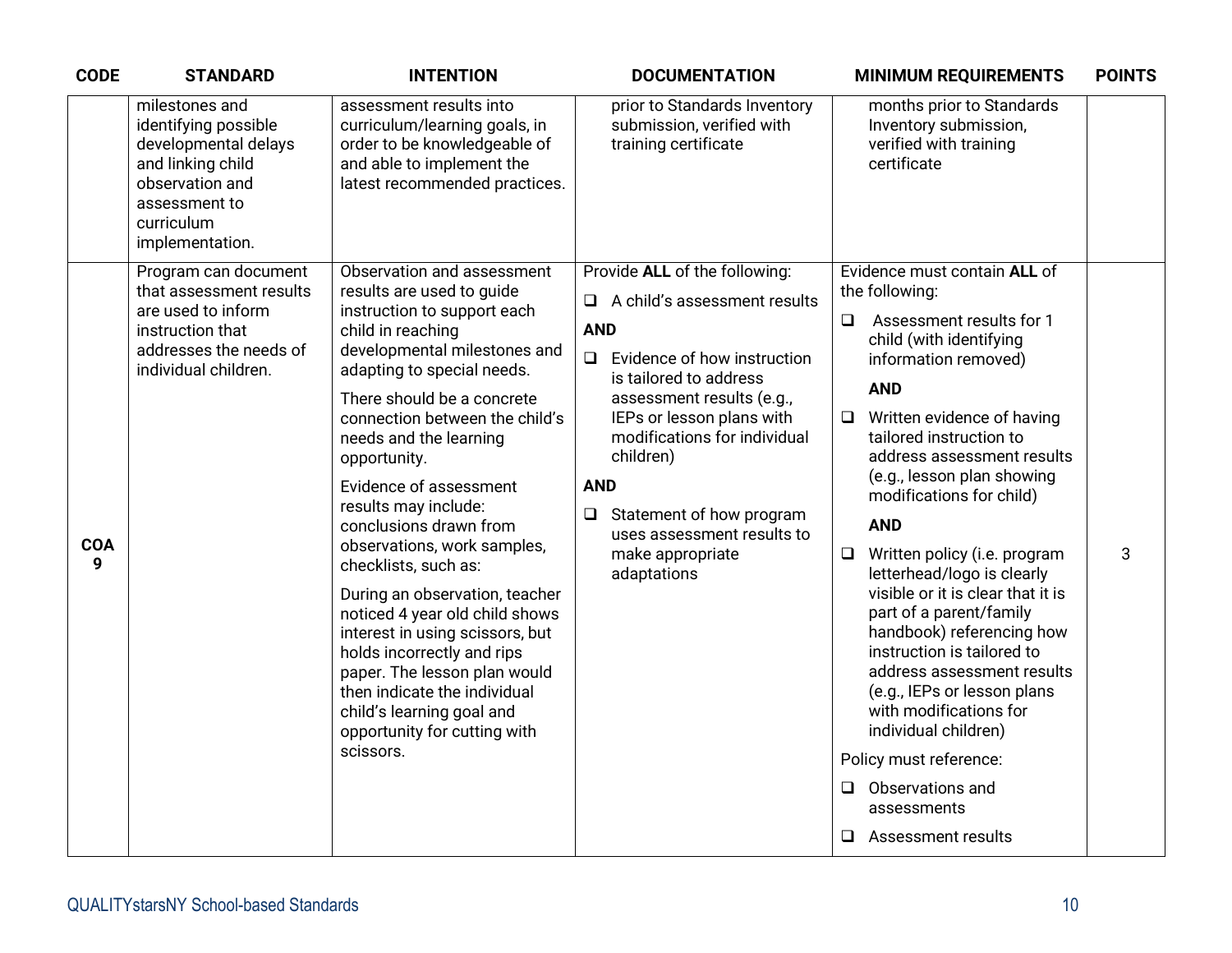| CODE | STANDARD | INTENTION | DOCUMENTATION | MINIMUM REQUIREMENTS | POINTS |
|---|---|---|---|---|---|
| | milestones and identifying possible developmental delays and linking child observation and assessment to curriculum implementation. | assessment results into curriculum/learning goals, in order to be knowledgeable of and able to implement the latest recommended practices. | prior to Standards Inventory submission, verified with training certificate | months prior to Standards Inventory submission, verified with training certificate | |
| **COA 9** | Program can document that assessment results are used to inform instruction that addresses the needs of individual children. | Observation and assessment results are used to guide instruction to support each child in reaching developmental milestones and adapting to special needs.<br><br>There should be a concrete connection between the child's needs and the learning opportunity.<br><br>Evidence of assessment results may include: conclusions drawn from observations, work samples, checklists, such as:<br><br>During an observation, teacher noticed 4 year old child shows interest in using scissors, but holds incorrectly and rips paper. The lesson plan would then indicate the individual child's learning goal and opportunity for cutting with scissors. | Provide **ALL** of the following:<br><br>❑ A child's assessment results<br><br>**AND**<br><br>❑ Evidence of how instruction is tailored to address assessment results (e.g., IEPs or lesson plans with modifications for individual children)<br><br>**AND**<br><br>❑ Statement of how program uses assessment results to make appropriate adaptations | Evidence must contain **ALL** of the following:<br><br>❑ Assessment results for 1 child (with identifying information removed)<br><br>**AND**<br><br>❑ Written evidence of having tailored instruction to address assessment results (e.g., lesson plan showing modifications for child)<br><br>**AND**<br><br>❑ Written policy (i.e. program letterhead/logo is clearly visible or it is clear that it is part of a parent/family handbook) referencing how instruction is tailored to address assessment results (e.g., IEPs or lesson plans with modifications for individual children)<br><br>Policy must reference:<br><br>❑ Observations and assessments<br><br>❑ Assessment results | 3 |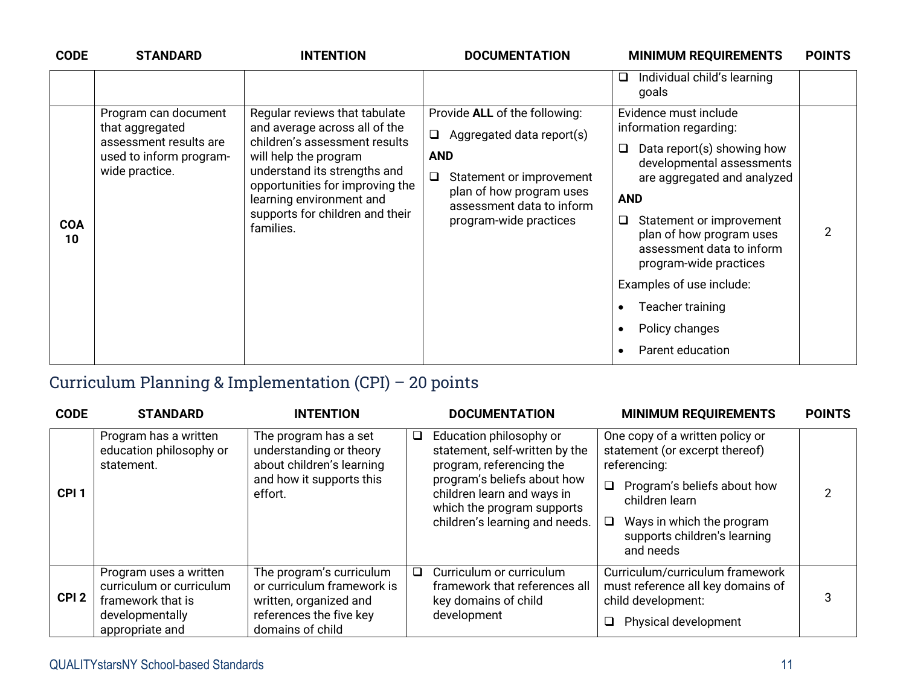| CODE | STANDARD | INTENTION | DOCUMENTATION | MINIMUM REQUIREMENTS | POINTS |
|---|---|---|---|---|---|
| | | | | ❑ Individual child's learning goals | |
| COA 10 | Program can document that aggregated assessment results are used to inform program-wide practice. | Regular reviews that tabulate and average across all of the children's assessment results will help the program understand its strengths and opportunities for improving the learning environment and supports for children and their families. | Provide **ALL** of the following:<br>❑ Aggregated data report(s)<br>**AND**<br>❑ Statement or improvement plan of how program uses assessment data to inform program-wide practices | Evidence must include information regarding:<br>❑ Data report(s) showing how developmental assessments are aggregated and analyzed<br>**AND**<br>❑ Statement or improvement plan of how program uses assessment data to inform program-wide practices<br>Examples of use include:<br>• Teacher training<br>• Policy changes<br>• Parent education | 2 |

## Curriculum Planning & Implementation (CPI) – 20 points

| CODE | STANDARD | INTENTION | DOCUMENTATION | MINIMUM REQUIREMENTS | POINTS |
|---|---|---|---|---|---|
| CPI 1 | Program has a written education philosophy or statement. | The program has a set understanding or theory about children's learning and how it supports this effort. | ❑ Education philosophy or statement, self-written by the program, referencing the program's beliefs about how children learn and ways in which the program supports children's learning and needs. | One copy of a written policy or statement (or excerpt thereof) referencing:<br>❑ Program's beliefs about how children learn<br>❑ Ways in which the program supports children's learning and needs | 2 |
| CPI 2 | Program uses a written curriculum or curriculum framework that is developmentally appropriate and | The program's curriculum or curriculum framework is written, organized and references the five key domains of child | ❑ Curriculum or curriculum framework that references all key domains of child development | Curriculum/curriculum framework must reference all key domains of child development:<br>❑ Physical development | 3 |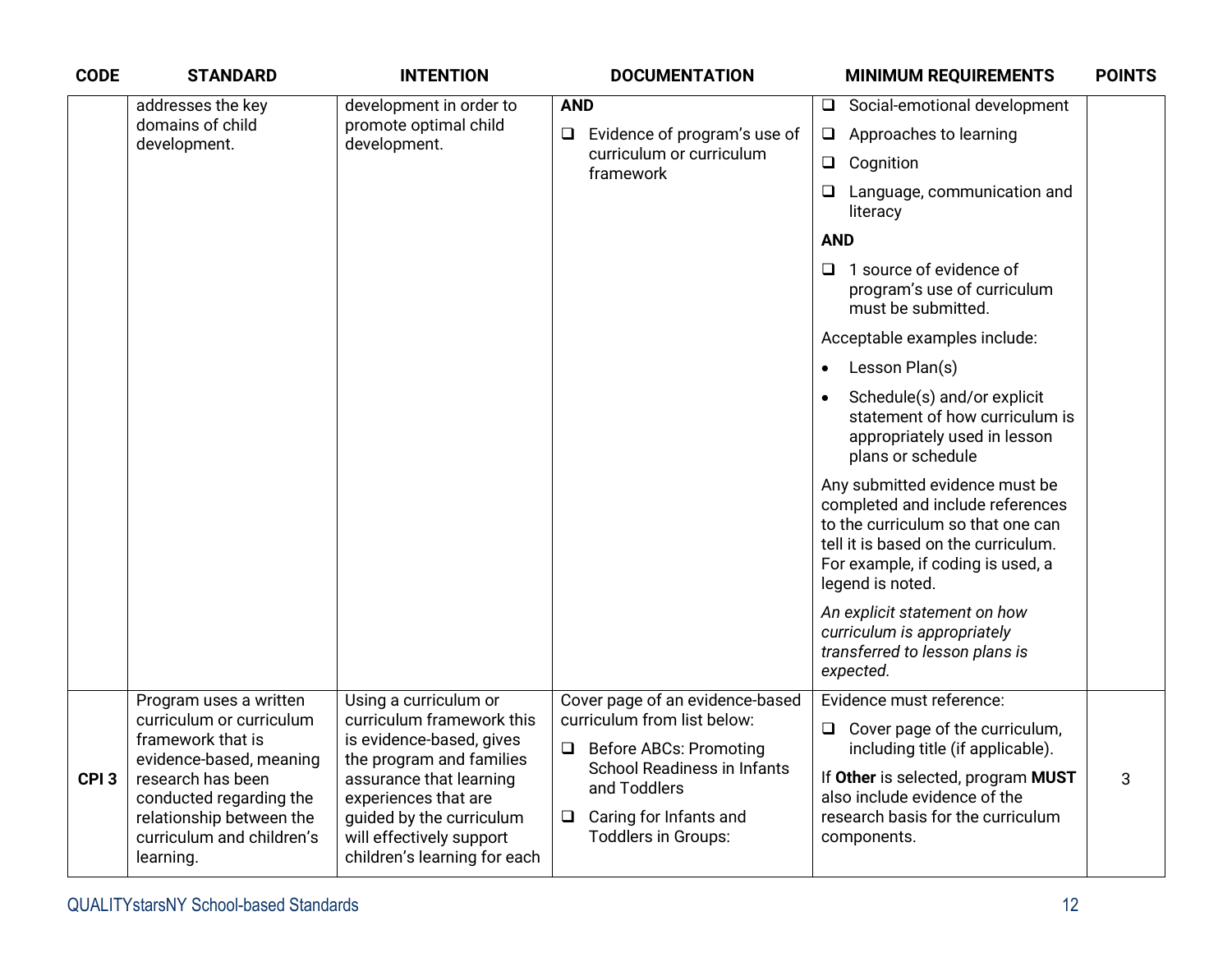| CODE | STANDARD | INTENTION | DOCUMENTATION | MINIMUM REQUIREMENTS | POINTS |
|---|---|---|---|---|---|
| | addresses the key domains of child development. | development in order to promote optimal child development. | **AND**<br>❑ Evidence of program's use of curriculum or curriculum framework | ❑ Social-emotional development<br>❑ Approaches to learning<br>❑ Cognition<br>❑ Language, communication and literacy<br>**AND**<br>❑ 1 source of evidence of program's use of curriculum must be submitted.<br>Acceptable examples include:<br>• Lesson Plan(s)<br>• Schedule(s) and/or explicit statement of how curriculum is appropriately used in lesson plans or schedule<br>Any submitted evidence must be completed and include references to the curriculum so that one can tell it is based on the curriculum. For example, if coding is used, a legend is noted.<br>*An explicit statement on how curriculum is appropriately transferred to lesson plans is expected.* | |
| **CPI 3** | Program uses a written curriculum or curriculum framework that is evidence-based, meaning research has been conducted regarding the relationship between the curriculum and children's learning. | Using a curriculum or curriculum framework this is evidence-based, gives the program and families assurance that learning experiences that are guided by the curriculum will effectively support children's learning for each | Cover page of an evidence-based curriculum from list below:<br>❑ Before ABCs: Promoting School Readiness in Infants and Toddlers<br>❑ Caring for Infants and Toddlers in Groups: | Evidence must reference:<br>❑ Cover page of the curriculum, including title (if applicable).<br>If **Other** is selected, program **MUST** also include evidence of the research basis for the curriculum components. | 3 |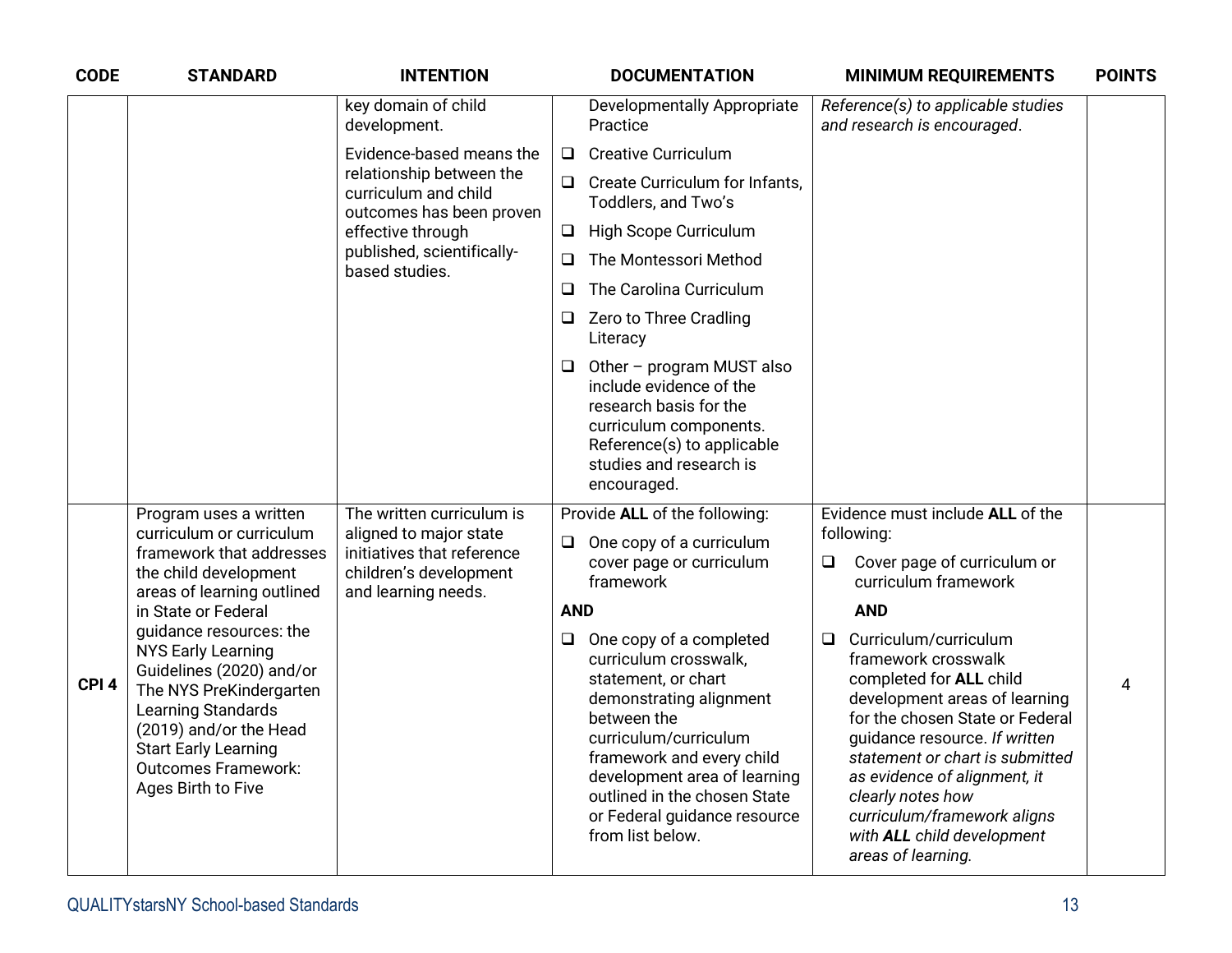| CODE | STANDARD | INTENTION | DOCUMENTATION | MINIMUM REQUIREMENTS | POINTS |
|---|---|---|---|---|---|
| | | key domain of child development.<br><br>Evidence-based means the relationship between the curriculum and child outcomes has been proven effective through published, scientifically-based studies. | Developmentally Appropriate Practice<br>❑ Creative Curriculum<br>❑ Create Curriculum for Infants, Toddlers, and Two's<br>❑ High Scope Curriculum<br>❑ The Montessori Method<br>❑ The Carolina Curriculum<br>❑ Zero to Three Cradling Literacy<br>❑ Other – program MUST also include evidence of the research basis for the curriculum components. Reference(s) to applicable studies and research is encouraged. | *Reference(s) to applicable studies and research is encouraged*. | |
| CPI 4 | Program uses a written curriculum or curriculum framework that addresses the child development areas of learning outlined in State or Federal guidance resources: the NYS Early Learning Guidelines (2020) and/or The NYS PreKindergarten Learning Standards (2019) and/or the Head Start Early Learning Outcomes Framework: Ages Birth to Five | The written curriculum is aligned to major state initiatives that reference children's development and learning needs. | Provide **ALL** of the following:<br>❑ One copy of a curriculum cover page or curriculum framework<br>**AND**<br>❑ One copy of a completed curriculum crosswalk, statement, or chart demonstrating alignment between the curriculum/curriculum framework and every child development area of learning outlined in the chosen State or Federal guidance resource from list below. | Evidence must include **ALL** of the following:<br>❑ Cover page of curriculum or curriculum framework<br>**AND**<br>❑ Curriculum/curriculum framework crosswalk completed for **ALL** child development areas of learning for the chosen State or Federal guidance resource. *If written statement or chart is submitted as evidence of alignment, it clearly notes how curriculum/framework aligns with **ALL** child development areas of learning.* | 4 |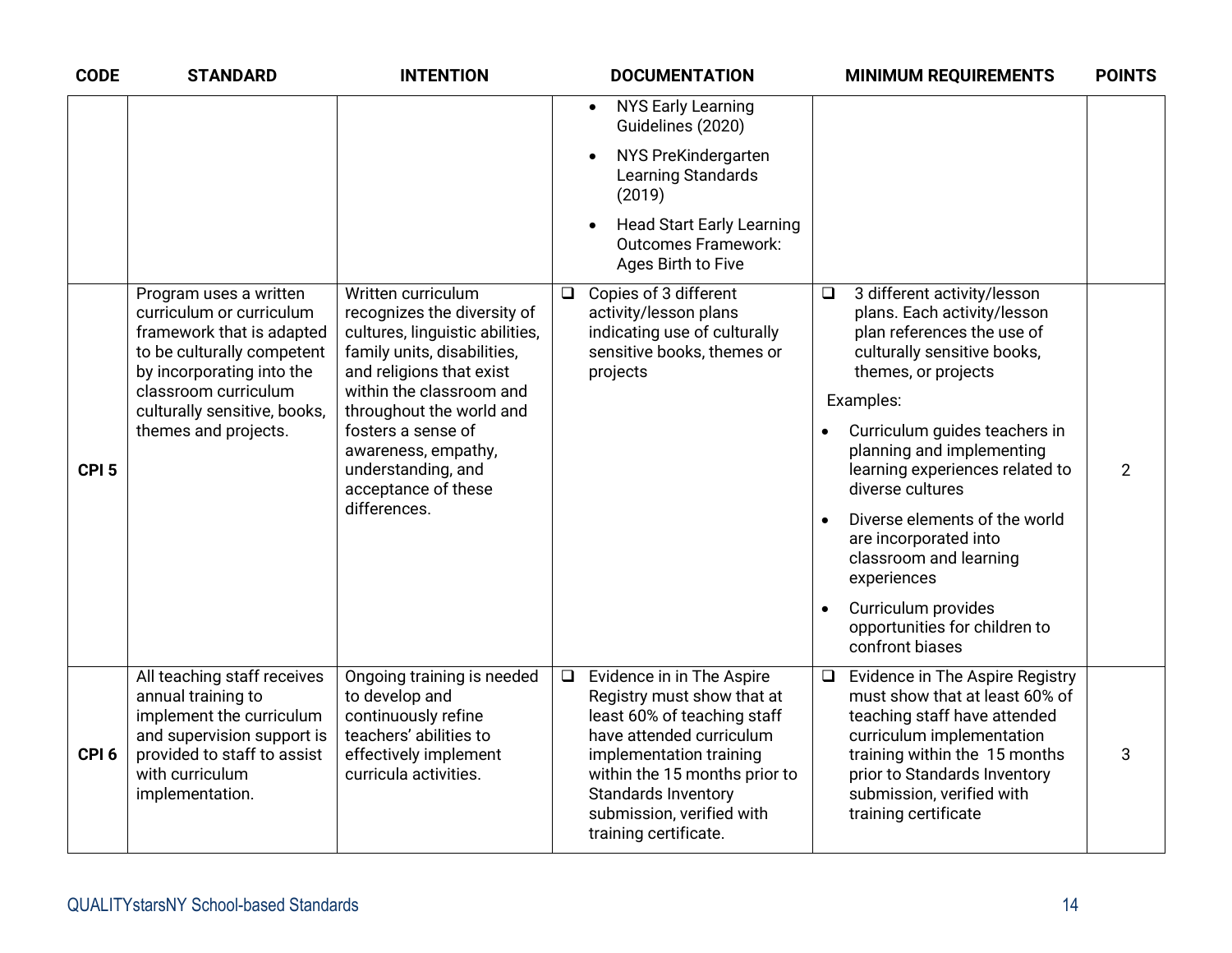| CODE | STANDARD | INTENTION | DOCUMENTATION | MINIMUM REQUIREMENTS | POINTS |
|---|---|---|---|---|---|
| | | | • NYS Early Learning Guidelines (2020)<br>• NYS PreKindergarten Learning Standards (2019)<br>• Head Start Early Learning Outcomes Framework: Ages Birth to Five | | |
| **CPI 5** | Program uses a written curriculum or curriculum framework that is adapted to be culturally competent by incorporating into the classroom curriculum culturally sensitive, books, themes and projects. | Written curriculum recognizes the diversity of cultures, linguistic abilities, family units, disabilities, and religions that exist within the classroom and throughout the world and fosters a sense of awareness, empathy, understanding, and acceptance of these differences. | ❑ Copies of 3 different activity/lesson plans indicating use of culturally sensitive books, themes or projects | ❑ 3 different activity/lesson plans. Each activity/lesson plan references the use of culturally sensitive books, themes, or projects<br>Examples:<br>• Curriculum guides teachers in planning and implementing learning experiences related to diverse cultures<br>• Diverse elements of the world are incorporated into classroom and learning experiences<br>• Curriculum provides opportunities for children to confront biases | 2 |
| **CPI 6** | All teaching staff receives annual training to implement the curriculum and supervision support is provided to staff to assist with curriculum implementation. | Ongoing training is needed to develop and continuously refine teachers' abilities to effectively implement curricula activities. | ❑ Evidence in in The Aspire Registry must show that at least 60% of teaching staff have attended curriculum implementation training within the 15 months prior to Standards Inventory submission, verified with training certificate. | ❑ Evidence in The Aspire Registry must show that at least 60% of teaching staff have attended curriculum implementation training within the 15 months prior to Standards Inventory submission, verified with training certificate | 3 |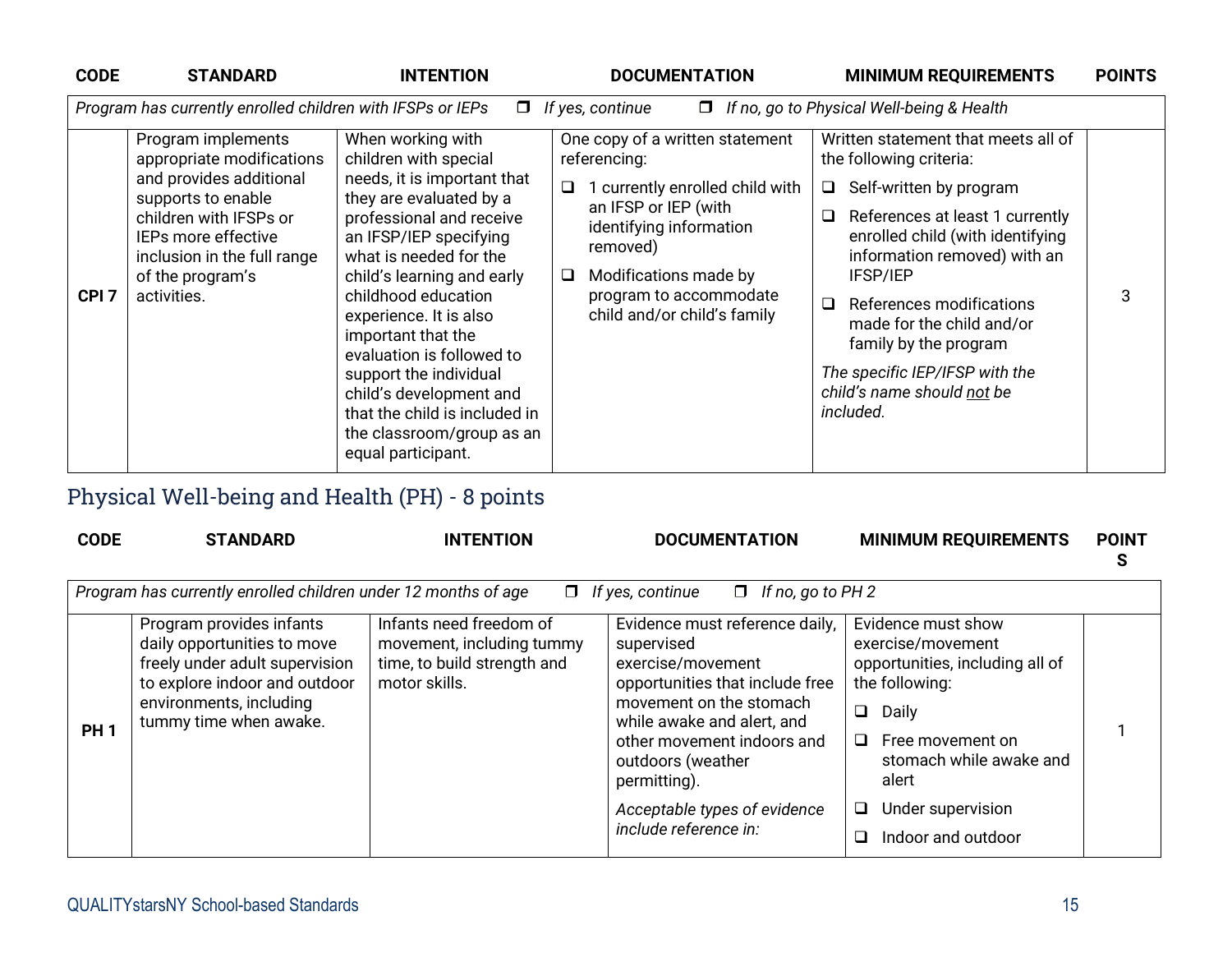| CODE | STANDARD | INTENTION | DOCUMENTATION | MINIMUM REQUIREMENTS | POINTS |
|---|---|---|---|---|---|
| *Program has currently enrolled children with IFSPs or IEPs* ❒ *If yes, continue* ❒ *If no, go to Physical Well-being & Health* | | | | | |
| **CPI 7** | Program implements appropriate modifications and provides additional supports to enable children with IFSPs or IEPs more effective inclusion in the full range of the program's activities. | When working with children with special needs, it is important that they are evaluated by a professional and receive an IFSP/IEP specifying what is needed for the child's learning and early childhood education experience. It is also important that the evaluation is followed to support the individual child's development and that the child is included in the classroom/group as an equal participant. | One copy of a written statement referencing:<br>❑ 1 currently enrolled child with an IFSP or IEP (with identifying information removed)<br>❑ Modifications made by program to accommodate child and/or child's family | Written statement that meets all of the following criteria:<br>❑ Self-written by program<br>❑ References at least 1 currently enrolled child (with identifying information removed) with an IFSP/IEP<br>❑ References modifications made for the child and/or family by the program<br>*The specific IEP/IFSP with the child's name should not be included.* | 3 |

## Physical Well-being and Health (PH) - 8 points

| CODE | STANDARD | INTENTION | DOCUMENTATION | MINIMUM REQUIREMENTS | POINTS |
|---|---|---|---|---|---|
| *Program has currently enrolled children under 12 months of age* ❒ *If yes, continue* ❒ *If no, go to PH 2* | | | | | |
| **PH 1** | Program provides infants daily opportunities to move freely under adult supervision to explore indoor and outdoor environments, including tummy time when awake. | Infants need freedom of movement, including tummy time, to build strength and motor skills. | Evidence must reference daily, supervised exercise/movement opportunities that include free movement on the stomach while awake and alert, and other movement indoors and outdoors (weather permitting).<br>*Acceptable types of evidence include reference in:* | Evidence must show exercise/movement opportunities, including all of the following:<br>❑ Daily<br>❑ Free movement on stomach while awake and alert<br>❑ Under supervision<br>❑ Indoor and outdoor | 1 |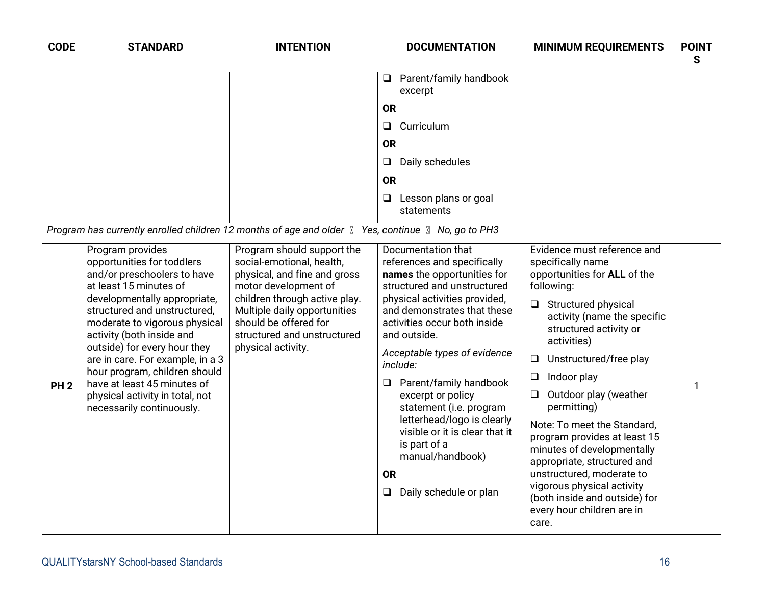| CODE | STANDARD | INTENTION | DOCUMENTATION | MINIMUM REQUIREMENTS | POINTS |
|---|---|---|---|---|---|
| | | | ❑ Parent/family handbook excerpt<br>**OR**<br>❑ Curriculum<br>**OR**<br>❑ Daily schedules<br>**OR**<br>❑ Lesson plans or goal statements | | |
| *Program has currently enrolled children 12 months of age and older ▯ Yes, continue ▯ No, go to PH3* | | | | | |
| **PH 2** | Program provides opportunities for toddlers and/or preschoolers to have at least 15 minutes of developmentally appropriate, structured and unstructured, moderate to vigorous physical activity (both inside and outside) for every hour they are in care. For example, in a 3 hour program, children should have at least 45 minutes of physical activity in total, not necessarily continuously. | Program should support the social-emotional, health, physical, and fine and gross motor development of children through active play. Multiple daily opportunities should be offered for structured and unstructured physical activity. | Documentation that references and specifically **names** the opportunities for structured and unstructured physical activities provided, and demonstrates that these activities occur both inside and outside.<br>*Acceptable types of evidence include:*<br>❑ Parent/family handbook excerpt or policy statement (i.e. program letterhead/logo is clearly visible or it is clear that it is part of a manual/handbook)<br>**OR**<br>❑ Daily schedule or plan | Evidence must reference and specifically name opportunities for **ALL** of the following:<br>❑ Structured physical activity (name the specific structured activity or activities)<br>❑ Unstructured/free play<br>❑ Indoor play<br>❑ Outdoor play (weather permitting)<br>Note: To meet the Standard, program provides at least 15 minutes of developmentally appropriate, structured and unstructured, moderate to vigorous physical activity (both inside and outside) for every hour children are in care. | 1 |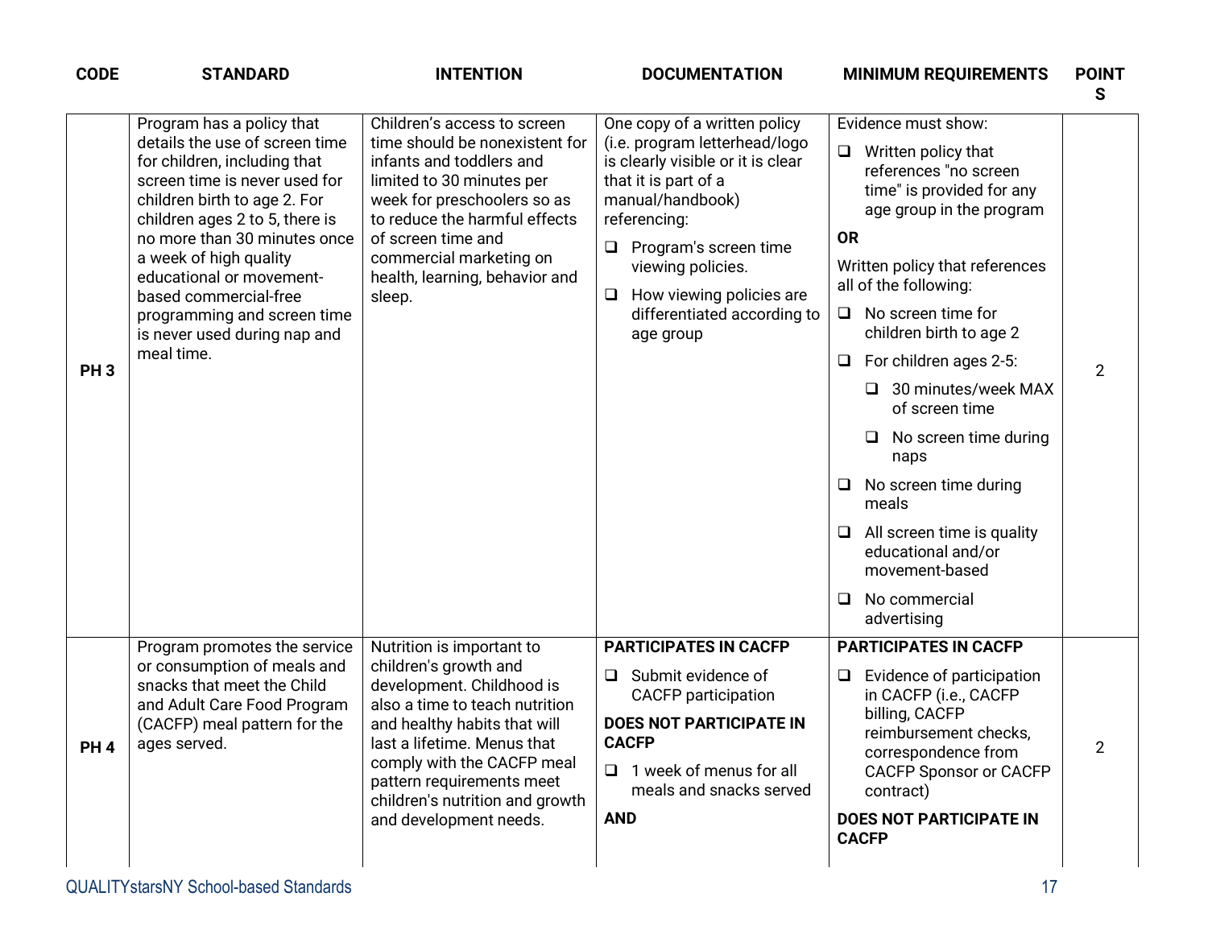| CODE | STANDARD | INTENTION | DOCUMENTATION | MINIMUM REQUIREMENTS | POINTS |
|---|---|---|---|---|---|
| PH 3 | Program has a policy that details the use of screen time for children, including that screen time is never used for children birth to age 2. For children ages 2 to 5, there is no more than 30 minutes once a week of high quality educational or movement-based commercial-free programming and screen time is never used during nap and meal time. | Children's access to screen time should be nonexistent for infants and toddlers and limited to 30 minutes per week for preschoolers so as to reduce the harmful effects of screen time and commercial marketing on health, learning, behavior and sleep. | One copy of a written policy (i.e. program letterhead/logo is clearly visible or it is clear that it is part of a manual/handbook) referencing:<br>❑ Program's screen time viewing policies.<br>❑ How viewing policies are differentiated according to age group | Evidence must show:<br>❑ Written policy that references "no screen time" is provided for any age group in the program<br>**OR**<br>Written policy that references all of the following:<br>❑ No screen time for children birth to age 2<br>❑ For children ages 2-5:<br>&nbsp;&nbsp;❑ 30 minutes/week MAX of screen time<br>&nbsp;&nbsp;❑ No screen time during naps<br>❑ No screen time during meals<br>❑ All screen time is quality educational and/or movement-based<br>❑ No commercial advertising | 2 |
| PH 4 | Program promotes the service or consumption of meals and snacks that meet the Child and Adult Care Food Program (CACFP) meal pattern for the ages served. | Nutrition is important to children's growth and development. Childhood is also a time to teach nutrition and healthy habits that will last a lifetime. Menus that comply with the CACFP meal pattern requirements meet children's nutrition and growth and development needs. | **PARTICIPATES IN CACFP**<br>❑ Submit evidence of CACFP participation<br>**DOES NOT PARTICIPATE IN CACFP**<br>❑ 1 week of menus for all meals and snacks served<br>**AND** | **PARTICIPATES IN CACFP**<br>❑ Evidence of participation in CACFP (i.e., CACFP billing, CACFP reimbursement checks, correspondence from CACFP Sponsor or CACFP contract)<br>**DOES NOT PARTICIPATE IN CACFP** | 2 |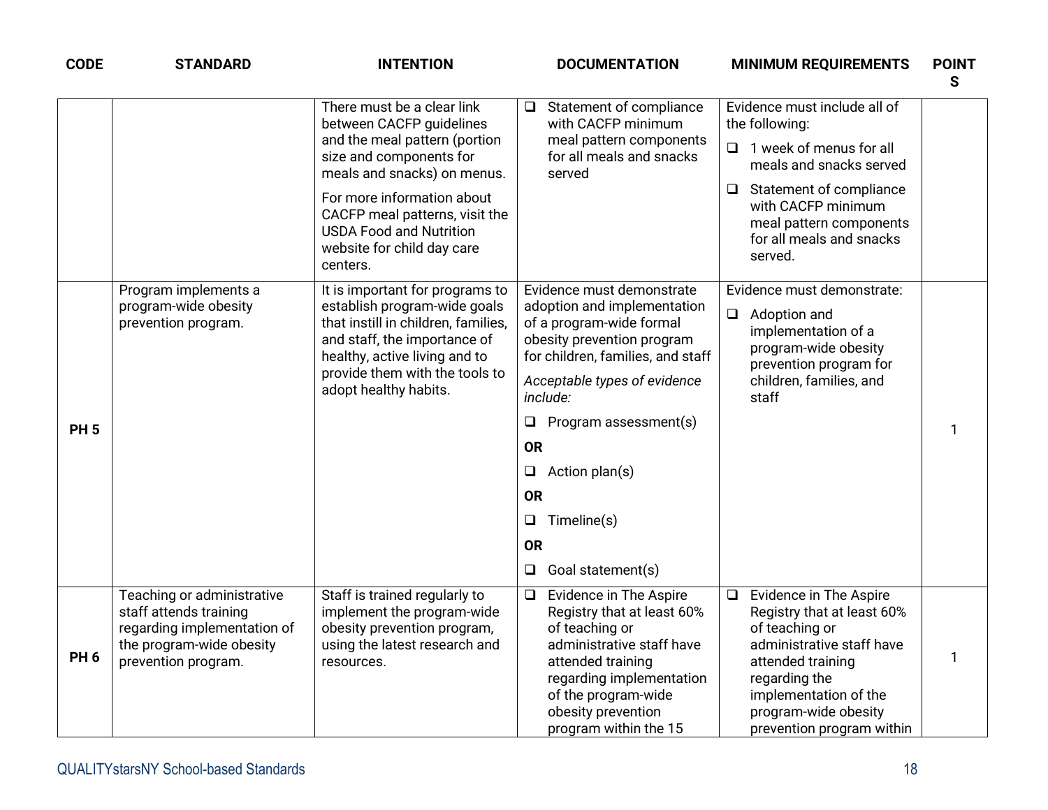| CODE | STANDARD | INTENTION | DOCUMENTATION | MINIMUM REQUIREMENTS | POINTS |
|---|---|---|---|---|---|
| | | There must be a clear link between CACFP guidelines and the meal pattern (portion size and components for meals and snacks) on menus.<br><br>For more information about CACFP meal patterns, visit the USDA Food and Nutrition website for child day care centers. | ❑ Statement of compliance with CACFP minimum meal pattern components for all meals and snacks served | Evidence must include all of the following:<br><br>❑ 1 week of menus for all meals and snacks served<br><br>❑ Statement of compliance with CACFP minimum meal pattern components for all meals and snacks served. | |
| **PH 5** | Program implements a program-wide obesity prevention program. | It is important for programs to establish program-wide goals that instill in children, families, and staff, the importance of healthy, active living and to provide them with the tools to adopt healthy habits. | Evidence must demonstrate adoption and implementation of a program-wide formal obesity prevention program for children, families, and staff<br><br>*Acceptable types of evidence include:*<br><br>❑ Program assessment(s)<br><br>**OR**<br><br>❑ Action plan(s)<br><br>**OR**<br><br>❑ Timeline(s)<br><br>**OR**<br><br>❑ Goal statement(s) | Evidence must demonstrate:<br><br>❑ Adoption and implementation of a program-wide obesity prevention program for children, families, and staff | 1 |
| **PH 6** | Teaching or administrative staff attends training regarding implementation of the program-wide obesity prevention program. | Staff is trained regularly to implement the program-wide obesity prevention program, using the latest research and resources. | ❑ Evidence in The Aspire Registry that at least 60% of teaching or administrative staff have attended training regarding implementation of the program-wide obesity prevention program within the 15 | ❑ Evidence in The Aspire Registry that at least 60% of teaching or administrative staff have attended training regarding the implementation of the program-wide obesity prevention program within | 1 |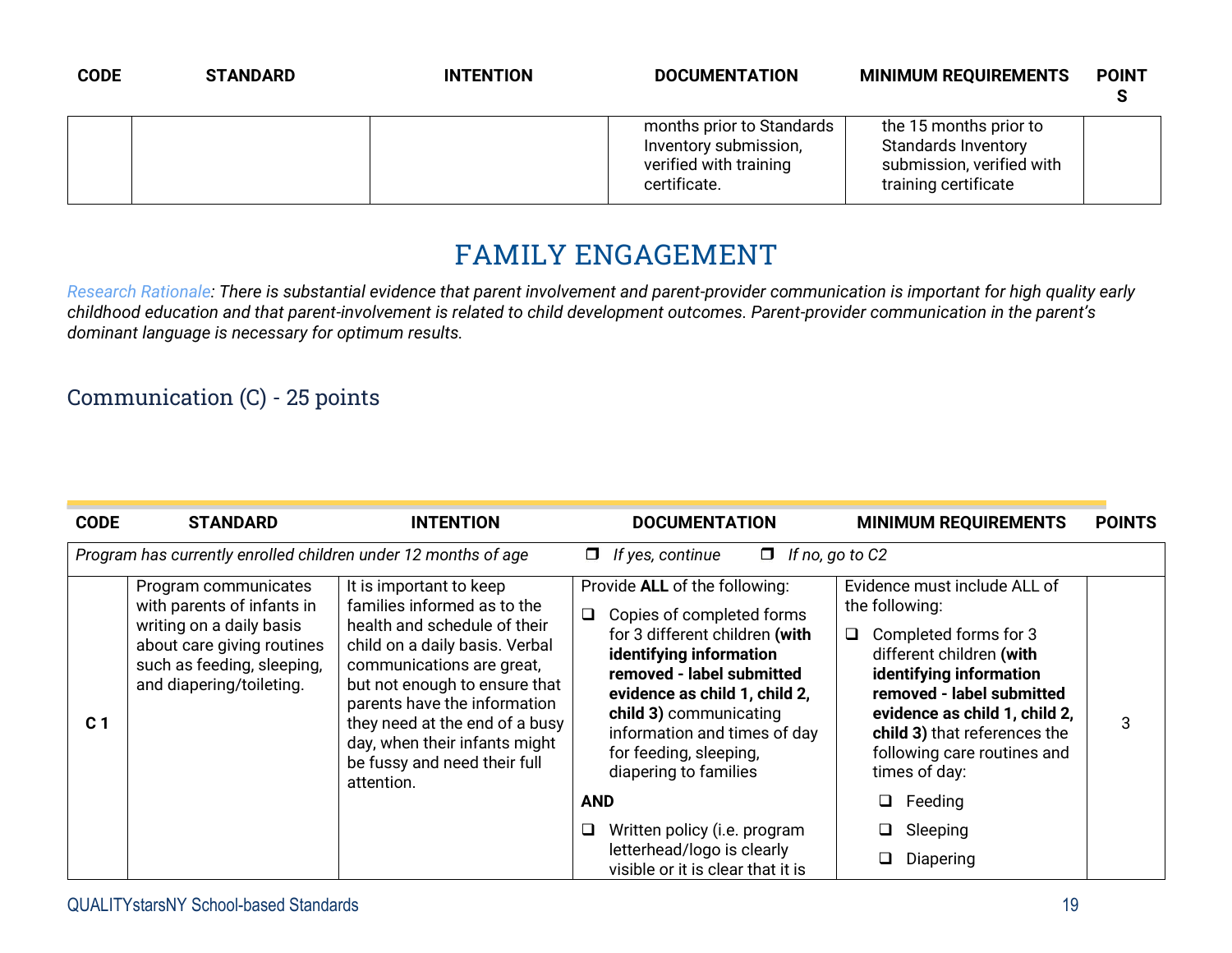| CODE | STANDARD | INTENTION | DOCUMENTATION | MINIMUM REQUIREMENTS | POINTS |
|---|---|---|---|---|---|
| | | | months prior to Standards Inventory submission, verified with training certificate. | the 15 months prior to Standards Inventory submission, verified with training certificate | |

# FAMILY ENGAGEMENT

*Research Rationale: There is substantial evidence that parent involvement and parent-provider communication is important for high quality early childhood education and that parent-involvement is related to child development outcomes. Parent-provider communication in the parent's dominant language is necessary for optimum results.*

## Communication (C) - 25 points

| CODE | STANDARD | INTENTION | DOCUMENTATION | MINIMUM REQUIREMENTS | POINTS |
|---|---|---|---|---|---|
| *Program has currently enrolled children under 12 months of age* | | | ❒ *If yes, continue* ❒ *If no, go to C2* | | |
| **C 1** | Program communicates with parents of infants in writing on a daily basis about care giving routines such as feeding, sleeping, and diapering/toileting. | It is important to keep families informed as to the health and schedule of their child on a daily basis. Verbal communications are great, but not enough to ensure that parents have the information they need at the end of a busy day, when their infants might be fussy and need their full attention. | Provide **ALL** of the following:<br>❑ Copies of completed forms for 3 different children **(with identifying information removed - label submitted evidence as child 1, child 2, child 3)** communicating information and times of day for feeding, sleeping, diapering to families<br>**AND**<br>❑ Written policy (i.e. program letterhead/logo is clearly visible or it is clear that it is | Evidence must include ALL of the following:<br>❑ Completed forms for 3 different children **(with identifying information removed - label submitted evidence as child 1, child 2, child 3)** that references the following care routines and times of day:<br>❑ Feeding<br>❑ Sleeping<br>❑ Diapering | 3 |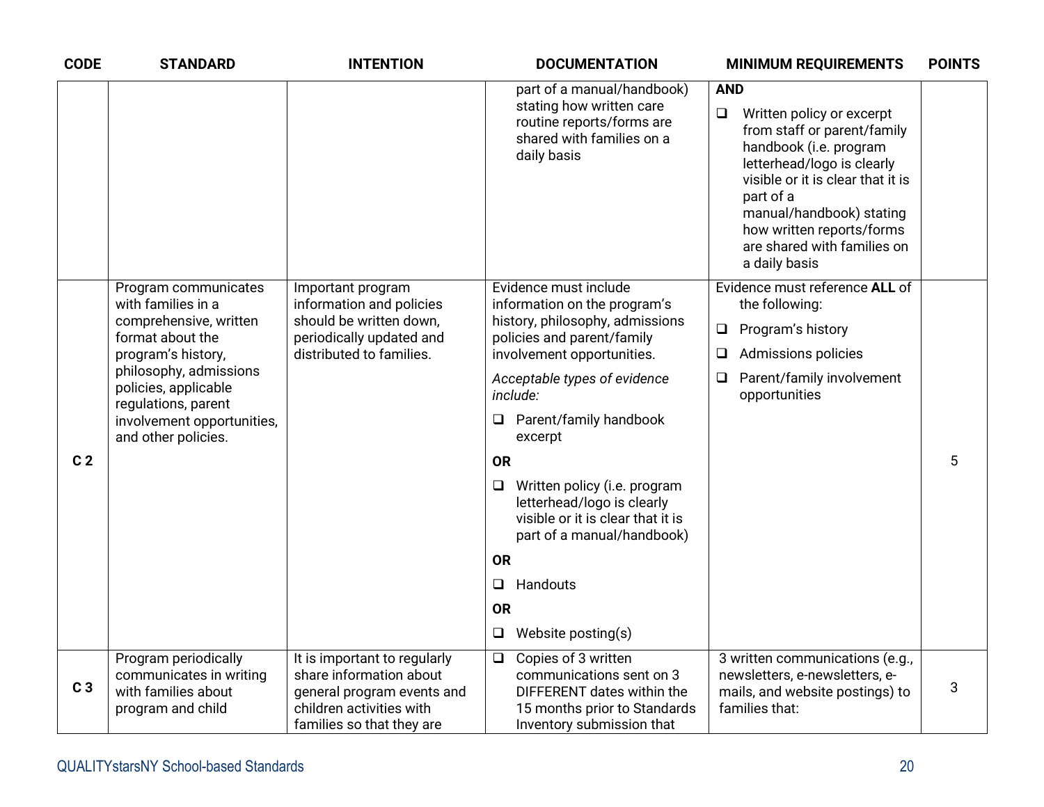| CODE | STANDARD | INTENTION | DOCUMENTATION | MINIMUM REQUIREMENTS | POINTS |
|---|---|---|---|---|---|
| | | | part of a manual/handbook) stating how written care routine reports/forms are shared with families on a daily basis | **AND**<br>❑ Written policy or excerpt from staff or parent/family handbook (i.e. program letterhead/logo is clearly visible or it is clear that it is part of a manual/handbook) stating how written reports/forms are shared with families on a daily basis | |
| C 2 | Program communicates with families in a comprehensive, written format about the program's history, philosophy, admissions policies, applicable regulations, parent involvement opportunities, and other policies. | Important program information and policies should be written down, periodically updated and distributed to families. | Evidence must include information on the program's history, philosophy, admissions policies and parent/family involvement opportunities.<br>*Acceptable types of evidence include:*<br>❑ Parent/family handbook excerpt<br>**OR**<br>❑ Written policy (i.e. program letterhead/logo is clearly visible or it is clear that it is part of a manual/handbook)<br>**OR**<br>❑ Handouts<br>**OR**<br>❑ Website posting(s) | Evidence must reference **ALL** of the following:<br>❑ Program's history<br>❑ Admissions policies<br>❑ Parent/family involvement opportunities | 5 |
| C 3 | Program periodically communicates in writing with families about program and child | It is important to regularly share information about general program events and children activities with families so that they are | ❑ Copies of 3 written communications sent on 3 DIFFERENT dates within the 15 months prior to Standards Inventory submission that | 3 written communications (e.g., newsletters, e-newsletters, e-mails, and website postings) to families that: | 3 |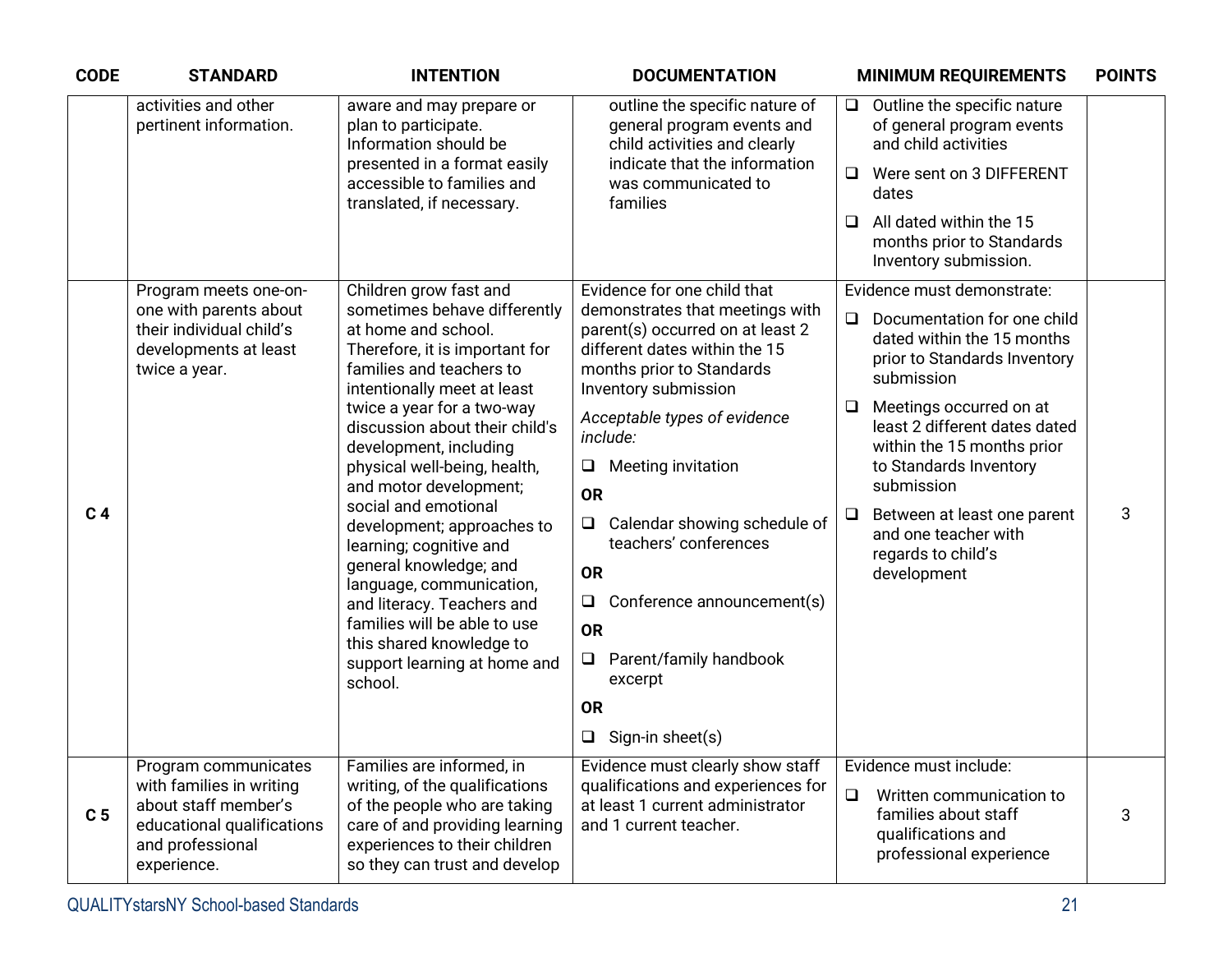| CODE | STANDARD | INTENTION | DOCUMENTATION | MINIMUM REQUIREMENTS | POINTS |
|---|---|---|---|---|---|
| | activities and other pertinent information. | aware and may prepare or plan to participate. Information should be presented in a format easily accessible to families and translated, if necessary. | outline the specific nature of general program events and child activities and clearly indicate that the information was communicated to families | ❑ Outline the specific nature of general program events and child activities<br>❑ Were sent on 3 DIFFERENT dates<br>❑ All dated within the 15 months prior to Standards Inventory submission. | |
| **C 4** | Program meets one-on-one with parents about their individual child's developments at least twice a year. | Children grow fast and sometimes behave differently at home and school. Therefore, it is important for families and teachers to intentionally meet at least twice a year for a two-way discussion about their child's development, including physical well-being, health, and motor development; social and emotional development; approaches to learning; cognitive and general knowledge; and language, communication, and literacy. Teachers and families will be able to use this shared knowledge to support learning at home and school. | Evidence for one child that demonstrates that meetings with parent(s) occurred on at least 2 different dates within the 15 months prior to Standards Inventory submission<br>*Acceptable types of evidence include:*<br>❑ Meeting invitation<br>**OR**<br>❑ Calendar showing schedule of teachers' conferences<br>**OR**<br>❑ Conference announcement(s)<br>**OR**<br>❑ Parent/family handbook excerpt<br>**OR**<br>❑ Sign-in sheet(s) | Evidence must demonstrate:<br>❑ Documentation for one child dated within the 15 months prior to Standards Inventory submission<br>❑ Meetings occurred on at least 2 different dates dated within the 15 months prior to Standards Inventory submission<br>❑ Between at least one parent and one teacher with regards to child's development | 3 |
| **C 5** | Program communicates with families in writing about staff member's educational qualifications and professional experience. | Families are informed, in writing, of the qualifications of the people who are taking care of and providing learning experiences to their children so they can trust and develop | Evidence must clearly show staff qualifications and experiences for at least 1 current administrator and 1 current teacher. | Evidence must include:<br>❑ Written communication to families about staff qualifications and professional experience | 3 |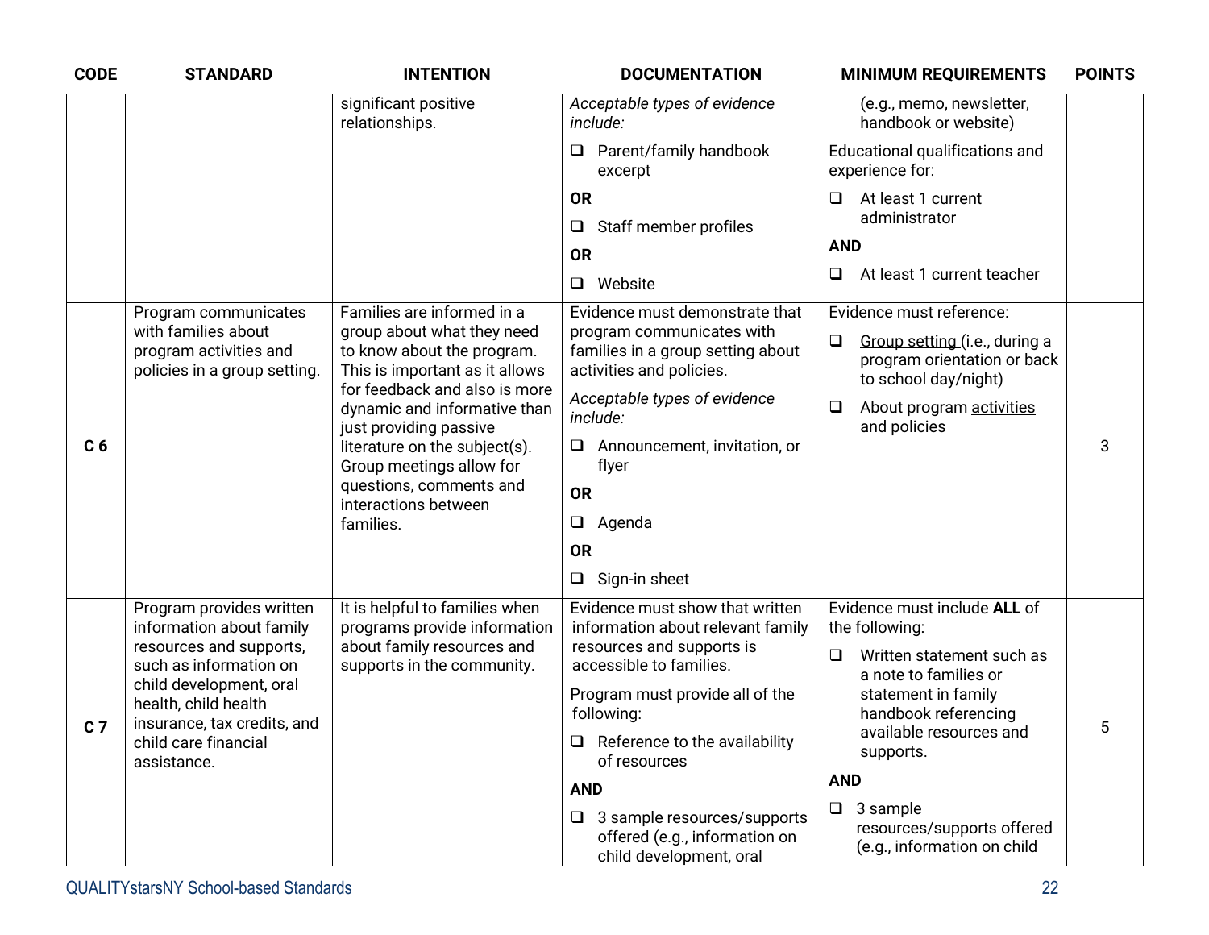| CODE | STANDARD | INTENTION | DOCUMENTATION | MINIMUM REQUIREMENTS | POINTS |
|---|---|---|---|---|---|
| | | significant positive relationships. | *Acceptable types of evidence include:*<br>❑ Parent/family handbook excerpt<br>**OR**<br>❑ Staff member profiles<br>**OR**<br>❑ Website | (e.g., memo, newsletter, handbook or website)<br>Educational qualifications and experience for:<br>❑ At least 1 current administrator<br>**AND**<br>❑ At least 1 current teacher | |
| **C 6** | Program communicates with families about program activities and policies in a group setting. | Families are informed in a group about what they need to know about the program. This is important as it allows for feedback and also is more dynamic and informative than just providing passive literature on the subject(s). Group meetings allow for questions, comments and interactions between families. | Evidence must demonstrate that program communicates with families in a group setting about activities and policies.<br>*Acceptable types of evidence include:*<br>❑ Announcement, invitation, or flyer<br>**OR**<br>❑ Agenda<br>**OR**<br>❑ Sign-in sheet | Evidence must reference:<br>❑ Group setting (i.e., during a program orientation or back to school day/night)<br>❑ About program activities and policies | 3 |
| **C 7** | Program provides written information about family resources and supports, such as information on child development, oral health, child health insurance, tax credits, and child care financial assistance. | It is helpful to families when programs provide information about family resources and supports in the community. | Evidence must show that written information about relevant family resources and supports is accessible to families.<br>Program must provide all of the following:<br>❑ Reference to the availability of resources<br>**AND**<br>❑ 3 sample resources/supports offered (e.g., information on child development, oral | Evidence must include **ALL** of the following:<br>❑ Written statement such as a note to families or statement in family handbook referencing available resources and supports.<br>**AND**<br>❑ 3 sample resources/supports offered (e.g., information on child | 5 |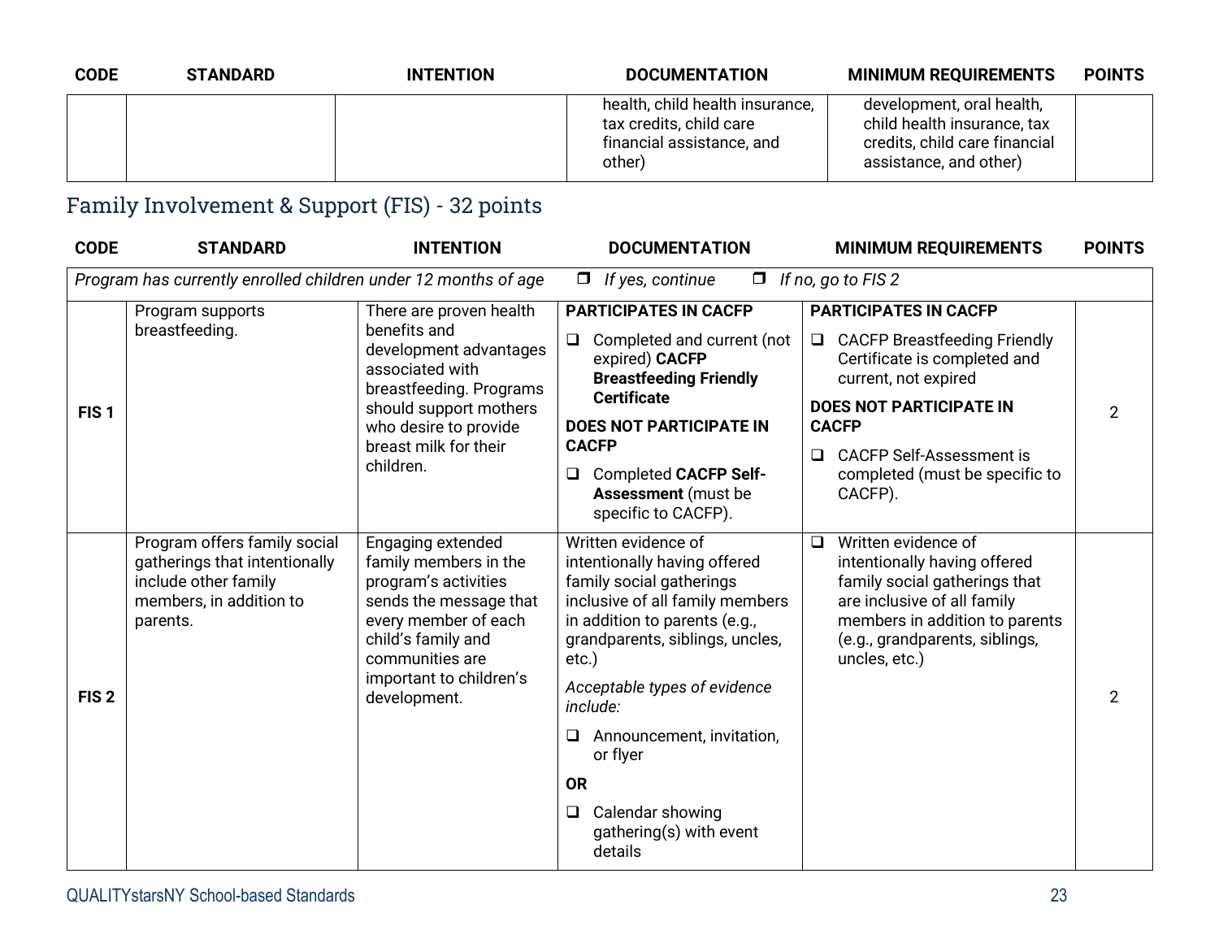| CODE | STANDARD | INTENTION | DOCUMENTATION | MINIMUM REQUIREMENTS | POINTS |
|---|---|---|---|---|---|
| | | | health, child health insurance, tax credits, child care financial assistance, and other) | development, oral health, child health insurance, tax credits, child care financial assistance, and other) | |

## Family Involvement & Support (FIS) - 32 points

| CODE | STANDARD | INTENTION | DOCUMENTATION | MINIMUM REQUIREMENTS | POINTS |
|---|---|---|---|---|---|
| *Program has currently enrolled children under 12 months of age* | | | ❒ *If yes, continue* | ❒ *If no, go to FIS 2* | |
| FIS 1 | Program supports breastfeeding. | There are proven health benefits and development advantages associated with breastfeeding. Programs should support mothers who desire to provide breast milk for their children. | **PARTICIPATES IN CACFP**<br>❑ Completed and current (not expired) **CACFP Breastfeeding Friendly Certificate**<br>**DOES NOT PARTICIPATE IN CACFP**<br>❑ Completed **CACFP Self-Assessment** (must be specific to CACFP). | **PARTICIPATES IN CACFP**<br>❑ CACFP Breastfeeding Friendly Certificate is completed and current, not expired<br>**DOES NOT PARTICIPATE IN CACFP**<br>❑ CACFP Self-Assessment is completed (must be specific to CACFP). | 2 |
| FIS 2 | Program offers family social gatherings that intentionally include other family members, in addition to parents. | Engaging extended family members in the program's activities sends the message that every member of each child's family and communities are important to children's development. | Written evidence of intentionally having offered family social gatherings inclusive of all family members in addition to parents (e.g., grandparents, siblings, uncles, etc.)<br>*Acceptable types of evidence include:*<br>❑ Announcement, invitation, or flyer<br>**OR**<br>❑ Calendar showing gathering(s) with event details | ❑ Written evidence of intentionally having offered family social gatherings that are inclusive of all family members in addition to parents (e.g., grandparents, siblings, uncles, etc.) | 2 |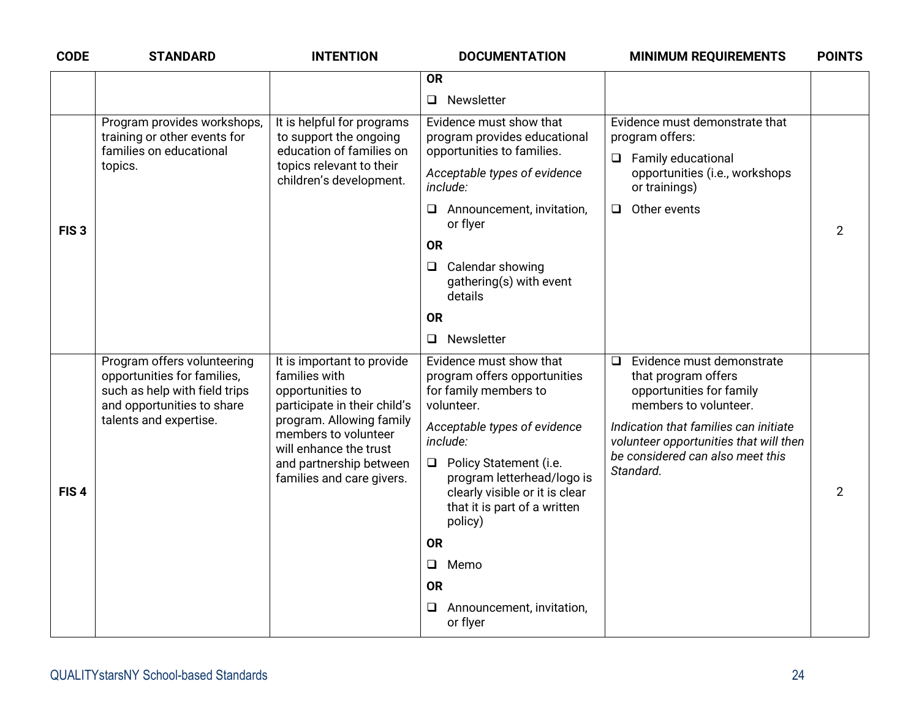| CODE | STANDARD | INTENTION | DOCUMENTATION | MINIMUM REQUIREMENTS | POINTS |
|---|---|---|---|---|---|
| | | | **OR**<br>❑ Newsletter | | |
| **FIS 3** | Program provides workshops, training or other events for families on educational topics. | It is helpful for programs to support the ongoing education of families on topics relevant to their children's development. | Evidence must show that program provides educational opportunities to families.<br>*Acceptable types of evidence include:*<br>❑ Announcement, invitation, or flyer<br>**OR**<br>❑ Calendar showing gathering(s) with event details<br>**OR**<br>❑ Newsletter | Evidence must demonstrate that program offers:<br>❑ Family educational opportunities (i.e., workshops or trainings)<br>❑ Other events | 2 |
| **FIS 4** | Program offers volunteering opportunities for families, such as help with field trips and opportunities to share talents and expertise. | It is important to provide families with opportunities to participate in their child's program. Allowing family members to volunteer will enhance the trust and partnership between families and care givers. | Evidence must show that program offers opportunities for family members to volunteer.<br>*Acceptable types of evidence include:*<br>❑ Policy Statement (i.e. program letterhead/logo is clearly visible or it is clear that it is part of a written policy)<br>**OR**<br>❑ Memo<br>**OR**<br>❑ Announcement, invitation, or flyer | ❑ Evidence must demonstrate that program offers opportunities for family members to volunteer.<br>*Indication that families can initiate volunteer opportunities that will then be considered can also meet this Standard.* | 2 |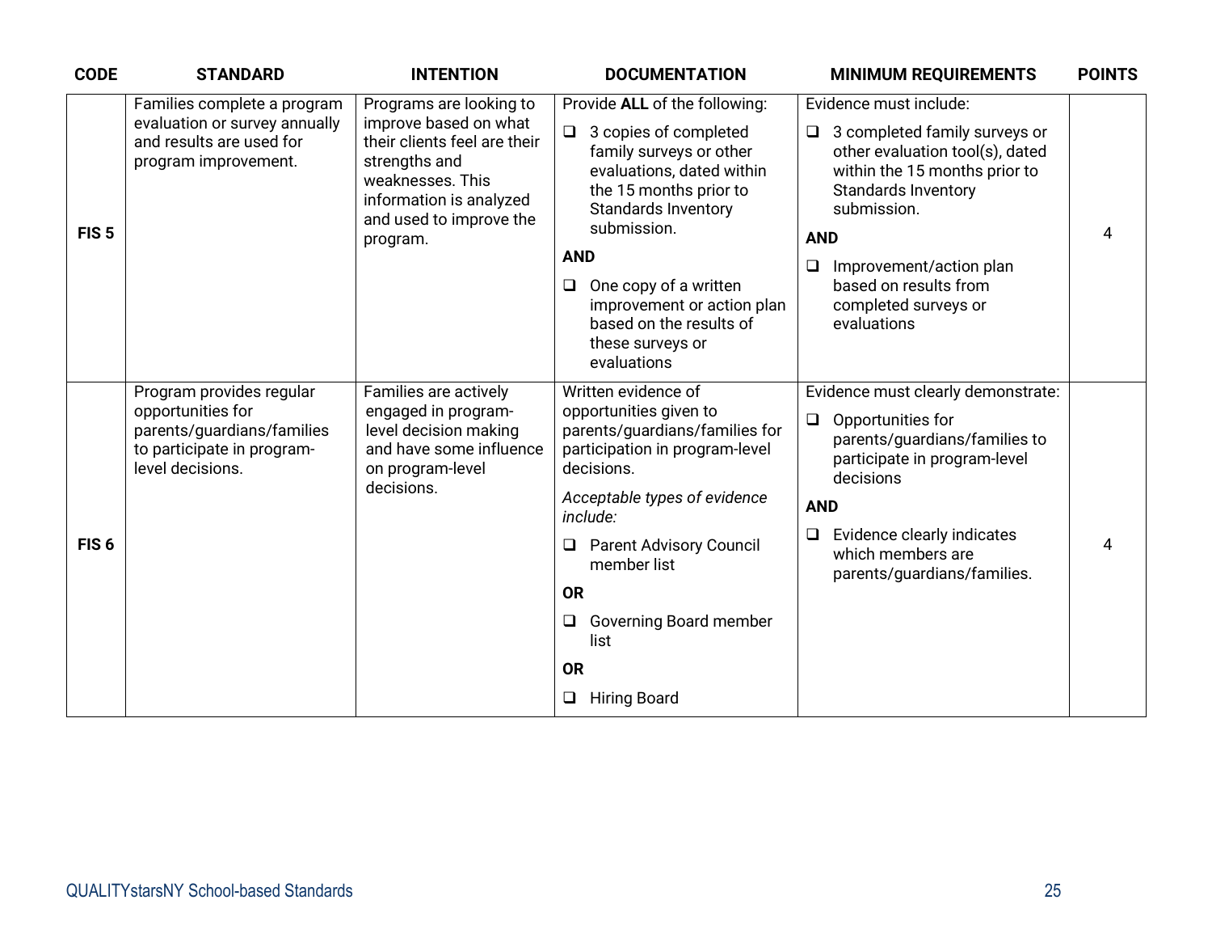| CODE | STANDARD | INTENTION | DOCUMENTATION | MINIMUM REQUIREMENTS | POINTS |
|---|---|---|---|---|---|
| FIS 5 | Families complete a program evaluation or survey annually and results are used for program improvement. | Programs are looking to improve based on what their clients feel are their strengths and weaknesses. This information is analyzed and used to improve the program. | Provide **ALL** of the following:<br>❑ 3 copies of completed family surveys or other evaluations, dated within the 15 months prior to Standards Inventory submission.<br>**AND**<br>❑ One copy of a written improvement or action plan based on the results of these surveys or evaluations | Evidence must include:<br>❑ 3 completed family surveys or other evaluation tool(s), dated within the 15 months prior to Standards Inventory submission.<br>**AND**<br>❑ Improvement/action plan based on results from completed surveys or evaluations | 4 |
| FIS 6 | Program provides regular opportunities for parents/guardians/families to participate in program-level decisions. | Families are actively engaged in program-level decision making and have some influence on program-level decisions. | Written evidence of opportunities given to parents/guardians/families for participation in program-level decisions.<br>*Acceptable types of evidence include:*<br>❑ Parent Advisory Council member list<br>**OR**<br>❑ Governing Board member list<br>**OR**<br>❑ Hiring Board | Evidence must clearly demonstrate:<br>❑ Opportunities for parents/guardians/families to participate in program-level decisions<br>**AND**<br>❑ Evidence clearly indicates which members are parents/guardians/families. | 4 |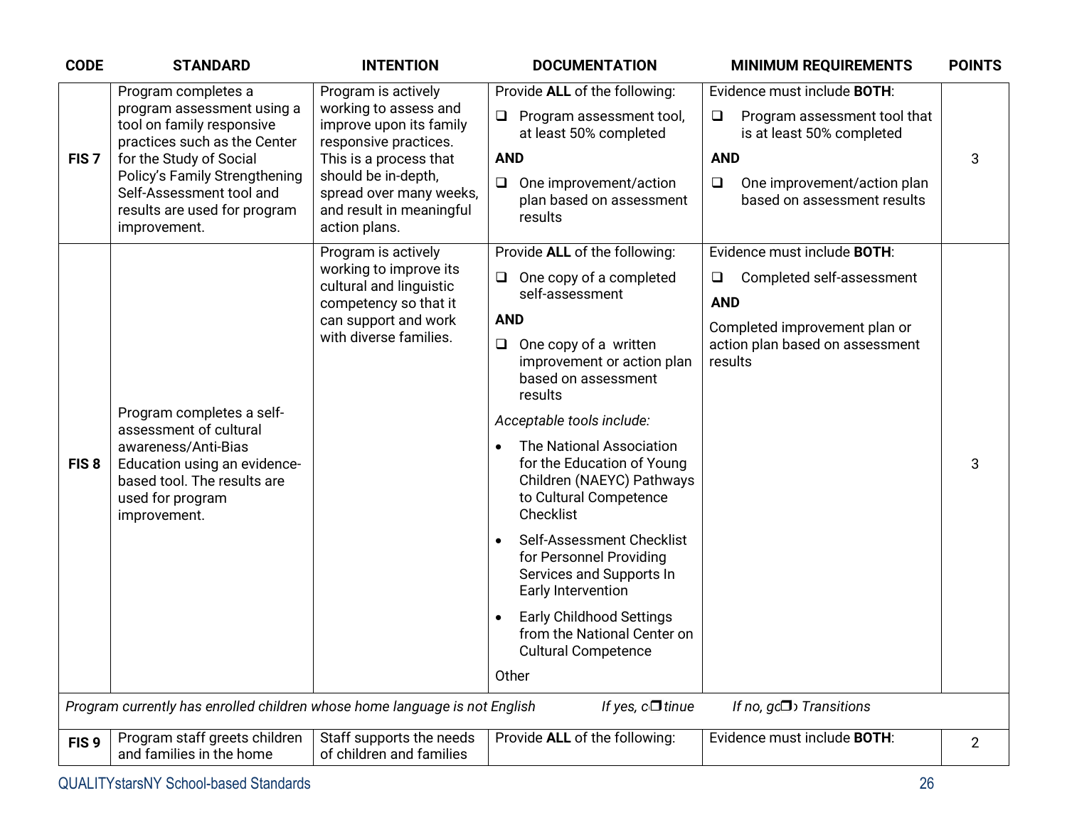| CODE | STANDARD | INTENTION | DOCUMENTATION | MINIMUM REQUIREMENTS | POINTS |
|---|---|---|---|---|---|
| FIS 7 | Program completes a program assessment using a tool on family responsive practices such as the Center for the Study of Social Policy's Family Strengthening Self-Assessment tool and results are used for program improvement. | Program is actively working to assess and improve upon its family responsive practices. This is a process that should be in-depth, spread over many weeks, and result in meaningful action plans. | Provide **ALL** of the following:<br>❑ Program assessment tool, at least 50% completed<br>**AND**<br>❑ One improvement/action plan based on assessment results | Evidence must include **BOTH**:<br>❑ Program assessment tool that is at least 50% completed<br>**AND**<br>❑ One improvement/action plan based on assessment results | 3 |
| FIS 8 | Program completes a self-assessment of cultural awareness/Anti-Bias Education using an evidence-based tool. The results are used for program improvement. | Program is actively working to improve its cultural and linguistic competency so that it can support and work with diverse families. | Provide **ALL** of the following:<br>❑ One copy of a completed self-assessment<br>**AND**<br>❑ One copy of a written improvement or action plan based on assessment results<br>*Acceptable tools include:*<br>• The National Association for the Education of Young Children (NAEYC) Pathways to Cultural Competence Checklist<br>• Self-Assessment Checklist for Personnel Providing Services and Supports In Early Intervention<br>• Early Childhood Settings from the National Center on Cultural Competence<br>Other | Evidence must include **BOTH**:<br>❑ Completed self-assessment<br>**AND**<br>Completed improvement plan or action plan based on assessment results | 3 |
| *Program currently has enrolled children whose home language is not English* | | | *If yes, continue* | *If no, go to Transitions* | |
| FIS 9 | Program staff greets children and families in the home | Staff supports the needs of children and families | Provide **ALL** of the following: | Evidence must include **BOTH**: | 2 |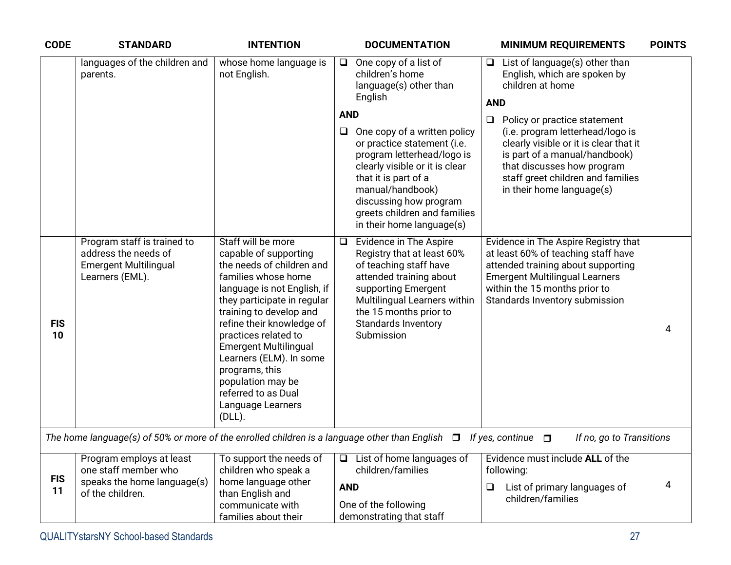| CODE | STANDARD | INTENTION | DOCUMENTATION | MINIMUM REQUIREMENTS | POINTS |
|---|---|---|---|---|---|
| | languages of the children and parents. | whose home language is not English. | ❑ One copy of a list of children's home language(s) other than English<br><br>**AND**<br><br>❑ One copy of a written policy or practice statement (i.e. program letterhead/logo is clearly visible or it is clear that it is part of a manual/handbook) discussing how program greets children and families in their home language(s) | ❑ List of language(s) other than English, which are spoken by children at home<br><br>**AND**<br><br>❑ Policy or practice statement (i.e. program letterhead/logo is clearly visible or it is clear that it is part of a manual/handbook) that discusses how program staff greet children and families in their home language(s) | |
| **FIS 10** | Program staff is trained to address the needs of Emergent Multilingual Learners (EML). | Staff will be more capable of supporting the needs of children and families whose home language is not English, if they participate in regular training to develop and refine their knowledge of practices related to Emergent Multilingual Learners (ELM). In some programs, this population may be referred to as Dual Language Learners (DLL). | ❑ Evidence in The Aspire Registry that at least 60% of teaching staff have attended training about supporting Emergent Multilingual Learners within the 15 months prior to Standards Inventory Submission | Evidence in The Aspire Registry that at least 60% of teaching staff have attended training about supporting Emergent Multilingual Learners within the 15 months prior to Standards Inventory submission | 4 |
| *The home language(s) of 50% or more of the enrolled children is a language other than English ❒ If yes, continue ❒ If no, go to Transitions* | | | | | |
| **FIS 11** | Program employs at least one staff member who speaks the home language(s) of the children. | To support the needs of children who speak a home language other than English and communicate with families about their | ❑ List of home languages of children/families<br><br>**AND**<br><br>One of the following demonstrating that staff | Evidence must include **ALL** of the following:<br><br>❑ List of primary languages of children/families | 4 |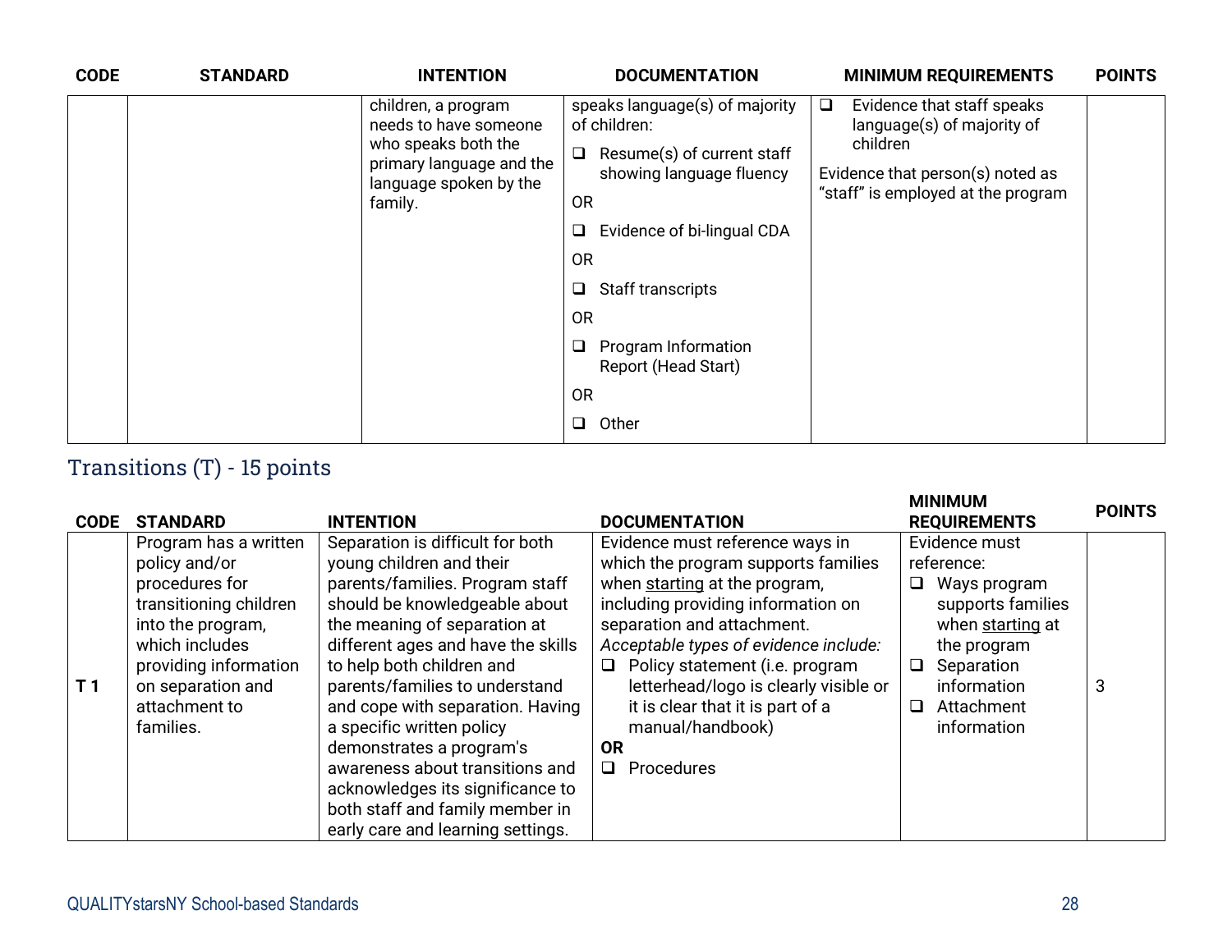| CODE | STANDARD | INTENTION | DOCUMENTATION | MINIMUM REQUIREMENTS | POINTS |
|---|---|---|---|---|---|
| | | children, a program needs to have someone who speaks both the primary language and the language spoken by the family. | speaks language(s) of majority of children:<br>❑ Resume(s) of current staff showing language fluency<br>OR<br>❑ Evidence of bi-lingual CDA<br>OR<br>❑ Staff transcripts<br>OR<br>❑ Program Information Report (Head Start)<br>OR<br>❑ Other | ❑ Evidence that staff speaks language(s) of majority of children<br>Evidence that person(s) noted as "staff" is employed at the program | |

## Transitions (T) - 15 points

| CODE | STANDARD | INTENTION | DOCUMENTATION | MINIMUM REQUIREMENTS | POINTS |
|---|---|---|---|---|---|
| T 1 | Program has a written policy and/or procedures for transitioning children into the program, which includes providing information on separation and attachment to families. | Separation is difficult for both young children and their parents/families. Program staff should be knowledgeable about the meaning of separation at different ages and have the skills to help both children and parents/families to understand and cope with separation. Having a specific written policy demonstrates a program's awareness about transitions and acknowledges its significance to both staff and family member in early care and learning settings. | Evidence must reference ways in which the program supports families when starting at the program, including providing information on separation and attachment.<br>*Acceptable types of evidence include:*<br>❑ Policy statement (i.e. program letterhead/logo is clearly visible or it is clear that it is part of a manual/handbook)<br>**OR**<br>❑ Procedures | Evidence must reference:<br>❑ Ways program supports families when starting at the program<br>❑ Separation information<br>❑ Attachment information | 3 |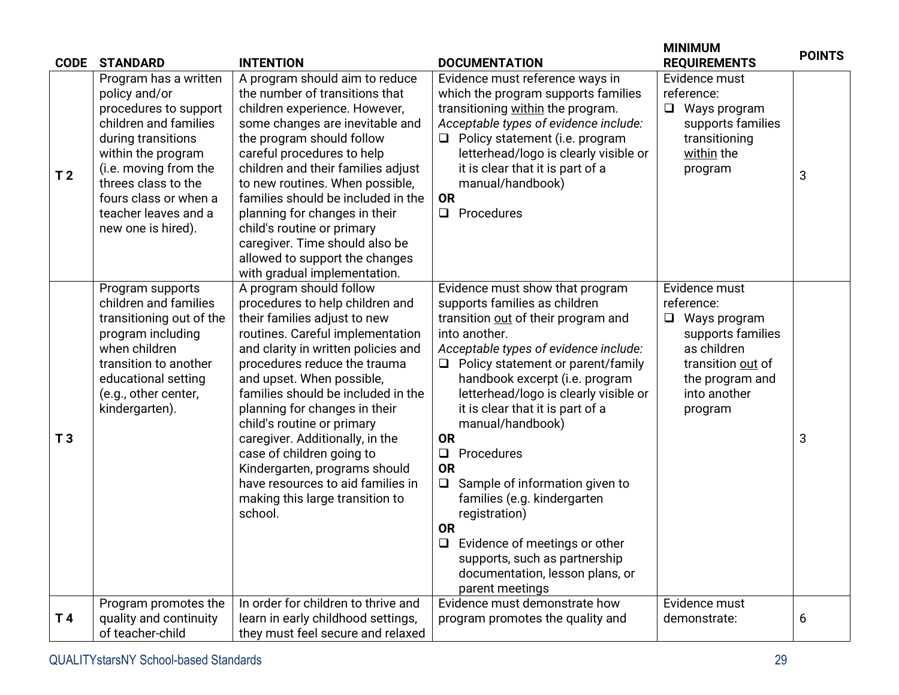| CODE | STANDARD | INTENTION | DOCUMENTATION | MINIMUM REQUIREMENTS | POINTS |
|---|---|---|---|---|---|
| **T 2** | Program has a written policy and/or procedures to support children and families during transitions within the program (i.e. moving from the threes class to the fours class or when a teacher leaves and a new one is hired). | A program should aim to reduce the number of transitions that children experience. However, some changes are inevitable and the program should follow careful procedures to help children and their families adjust to new routines. When possible, families should be included in the planning for changes in their child's routine or primary caregiver. Time should also be allowed to support the changes with gradual implementation. | Evidence must reference ways in which the program supports families transitioning within the program.<br>*Acceptable types of evidence include:*<br>❑ Policy statement (i.e. program letterhead/logo is clearly visible or it is clear that it is part of a manual/handbook)<br>**OR**<br>❑ Procedures | Evidence must reference:<br>❑ Ways program supports families transitioning within the program | 3 |
| **T 3** | Program supports children and families transitioning out of the program including when children transition to another educational setting (e.g., other center, kindergarten). | A program should follow procedures to help children and their families adjust to new routines. Careful implementation and clarity in written policies and procedures reduce the trauma and upset. When possible, families should be included in the planning for changes in their child's routine or primary caregiver. Additionally, in the case of children going to Kindergarten, programs should have resources to aid families in making this large transition to school. | Evidence must show that program supports families as children transition out of their program and into another.<br>*Acceptable types of evidence include:*<br>❑ Policy statement or parent/family handbook excerpt (i.e. program letterhead/logo is clearly visible or it is clear that it is part of a manual/handbook)<br>**OR**<br>❑ Procedures<br>**OR**<br>❑ Sample of information given to families (e.g. kindergarten registration)<br>**OR**<br>❑ Evidence of meetings or other supports, such as partnership documentation, lesson plans, or parent meetings | Evidence must reference:<br>❑ Ways program supports families as children transition out of the program and into another program | 3 |
| **T 4** | Program promotes the quality and continuity of teacher-child | In order for children to thrive and learn in early childhood settings, they must feel secure and relaxed | Evidence must demonstrate how program promotes the quality and | Evidence must demonstrate: | 6 |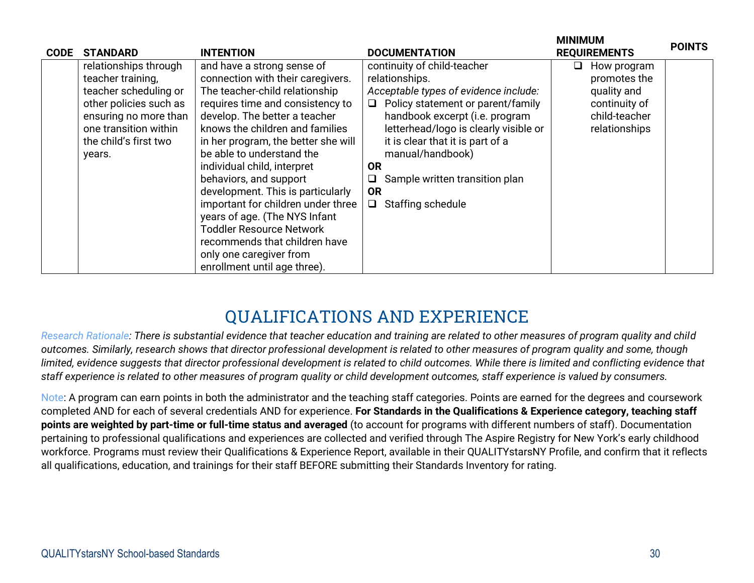| CODE | STANDARD | INTENTION | DOCUMENTATION | MINIMUM REQUIREMENTS | POINTS |
|---|---|---|---|---|---|
| | relationships through teacher training, teacher scheduling or other policies such as ensuring no more than one transition within the child's first two years. | and have a strong sense of connection with their caregivers. The teacher-child relationship requires time and consistency to develop. The better a teacher knows the children and families in her program, the better she will be able to understand the individual child, interpret behaviors, and support development. This is particularly important for children under three years of age. (The NYS Infant Toddler Resource Network recommends that children have only one caregiver from enrollment until age three). | continuity of child-teacher relationships. <br> *Acceptable types of evidence include:* <br> ❑ Policy statement or parent/family handbook excerpt (i.e. program letterhead/logo is clearly visible or it is clear that it is part of a manual/handbook) <br> **OR** <br> ❑ Sample written transition plan <br> **OR** <br> ❑ Staffing schedule | ❑ How program promotes the quality and continuity of child-teacher relationships | |

# QUALIFICATIONS AND EXPERIENCE

Research Rationale: *There is substantial evidence that teacher education and training are related to other measures of program quality and child outcomes. Similarly, research shows that director professional development is related to other measures of program quality and some, though limited, evidence suggests that director professional development is related to child outcomes. While there is limited and conflicting evidence that staff experience is related to other measures of program quality or child development outcomes, staff experience is valued by consumers.*

Note: A program can earn points in both the administrator and the teaching staff categories. Points are earned for the degrees and coursework completed AND for each of several credentials AND for experience. **For Standards in the Qualifications & Experience category, teaching staff points are weighted by part-time or full-time status and averaged** (to account for programs with different numbers of staff). Documentation pertaining to professional qualifications and experiences are collected and verified through The Aspire Registry for New York's early childhood workforce. Programs must review their Qualifications & Experience Report, available in their QUALITYstarsNY Profile, and confirm that it reflects all qualifications, education, and trainings for their staff BEFORE submitting their Standards Inventory for rating.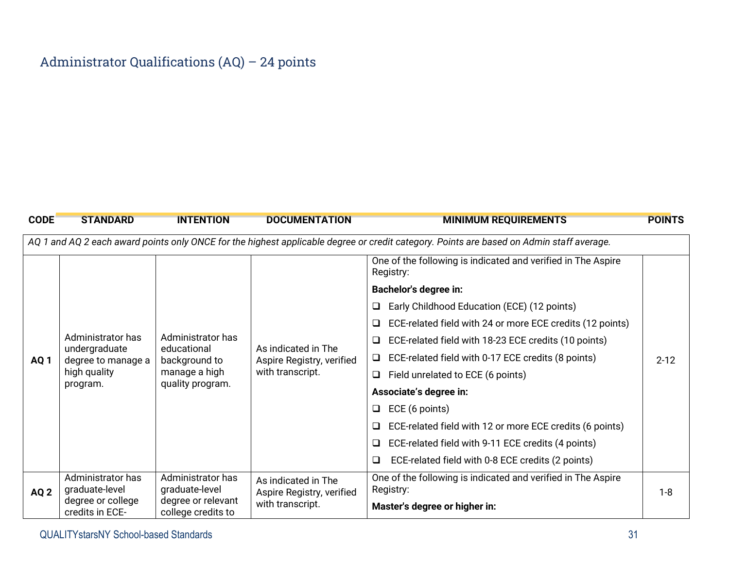## Administrator Qualifications (AQ) – 24 points

| CODE | STANDARD | INTENTION | DOCUMENTATION | MINIMUM REQUIREMENTS | POINTS |
|---|---|---|---|---|---|
| *AQ 1 and AQ 2 each award points only ONCE for the highest applicable degree or credit category. Points are based on Admin staff average.* | | | | | |
| **AQ 1** | Administrator has undergraduate degree to manage a high quality program. | Administrator has educational background to manage a high quality program. | As indicated in The Aspire Registry, verified with transcript. | One of the following is indicated and verified in The Aspire Registry:<br>**Bachelor's degree in:**<br>❑ Early Childhood Education (ECE) (12 points)<br>❑ ECE-related field with 24 or more ECE credits (12 points)<br>❑ ECE-related field with 18-23 ECE credits (10 points)<br>❑ ECE-related field with 0-17 ECE credits (8 points)<br>❑ Field unrelated to ECE (6 points)<br>**Associate's degree in:**<br>❑ ECE (6 points)<br>❑ ECE-related field with 12 or more ECE credits (6 points)<br>❑ ECE-related field with 9-11 ECE credits (4 points)<br>❑ ECE-related field with 0-8 ECE credits (2 points) | 2-12 |
| **AQ 2** | Administrator has graduate-level degree or college credits in ECE- | Administrator has graduate-level degree or relevant college credits to | As indicated in The Aspire Registry, verified with transcript. | One of the following is indicated and verified in The Aspire Registry:<br>**Master's degree or higher in:** | 1-8 |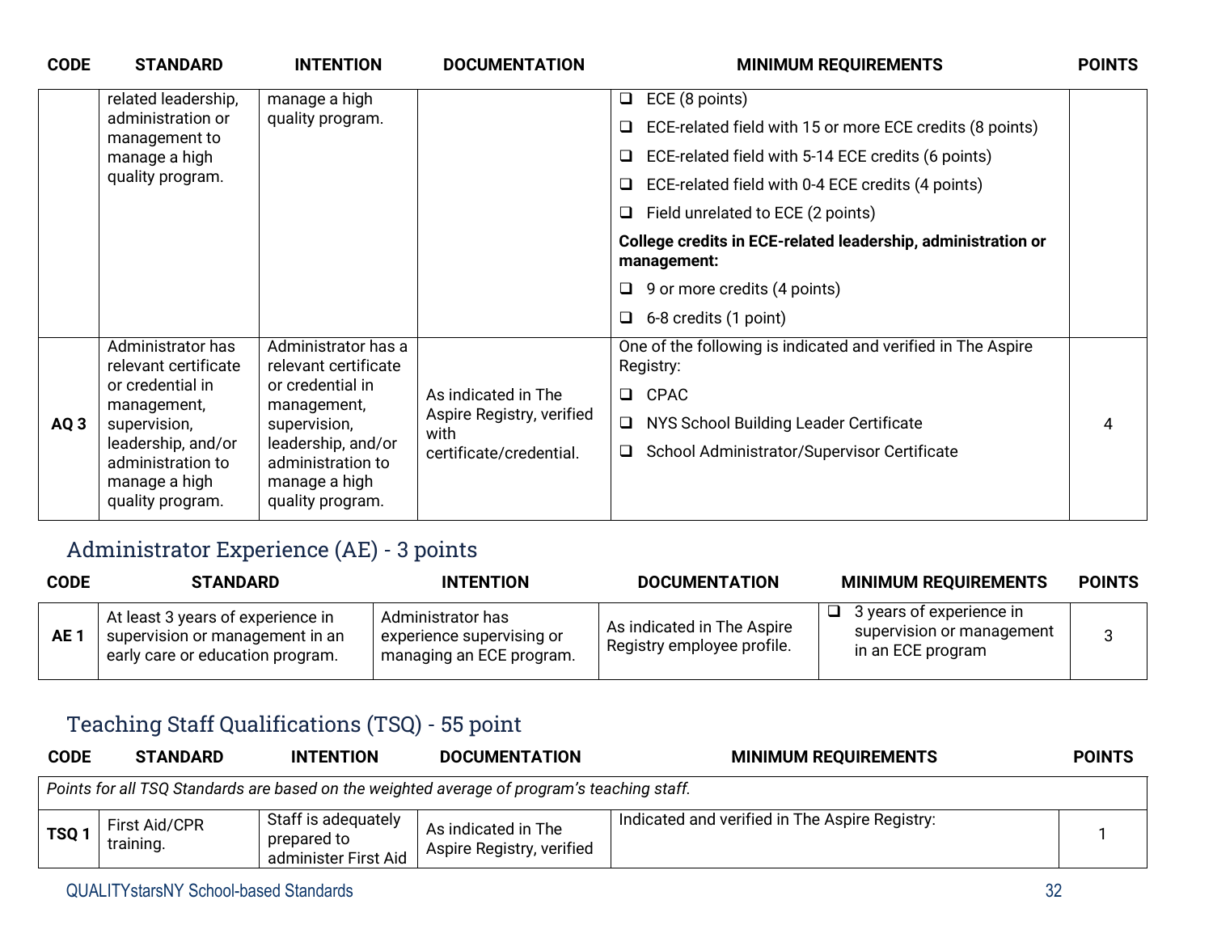| CODE | STANDARD | INTENTION | DOCUMENTATION | MINIMUM REQUIREMENTS | POINTS |
|---|---|---|---|---|---|
| | related leadership, administration or management to manage a high quality program. | manage a high quality program. | | ❑ ECE (8 points)<br>❑ ECE-related field with 15 or more ECE credits (8 points)<br>❑ ECE-related field with 5-14 ECE credits (6 points)<br>❑ ECE-related field with 0-4 ECE credits (4 points)<br>❑ Field unrelated to ECE (2 points)<br>**College credits in ECE-related leadership, administration or management:**<br>❑ 9 or more credits (4 points)<br>❑ 6-8 credits (1 point) | |
| AQ 3 | Administrator has relevant certificate or credential in management, supervision, leadership, and/or administration to manage a high quality program. | Administrator has a relevant certificate or credential in management, supervision, leadership, and/or administration to manage a high quality program. | As indicated in The Aspire Registry, verified with certificate/credential. | One of the following is indicated and verified in The Aspire Registry:<br>❑ CPAC<br>❑ NYS School Building Leader Certificate<br>❑ School Administrator/Supervisor Certificate | 4 |

## Administrator Experience (AE) - 3 points

| CODE | STANDARD | INTENTION | DOCUMENTATION | MINIMUM REQUIREMENTS | POINTS |
|---|---|---|---|---|---|
| AE 1 | At least 3 years of experience in supervision or management in an early care or education program. | Administrator has experience supervising or managing an ECE program. | As indicated in The Aspire Registry employee profile. | ❑ 3 years of experience in supervision or management in an ECE program | 3 |

## Teaching Staff Qualifications (TSQ) - 55 point

| CODE | STANDARD | INTENTION | DOCUMENTATION | MINIMUM REQUIREMENTS | POINTS |
|---|---|---|---|---|---|
| *Points for all TSQ Standards are based on the weighted average of program's teaching staff.* | | | | | |
| TSQ 1 | First Aid/CPR training. | Staff is adequately prepared to administer First Aid | As indicated in The Aspire Registry, verified | Indicated and verified in The Aspire Registry: | 1 |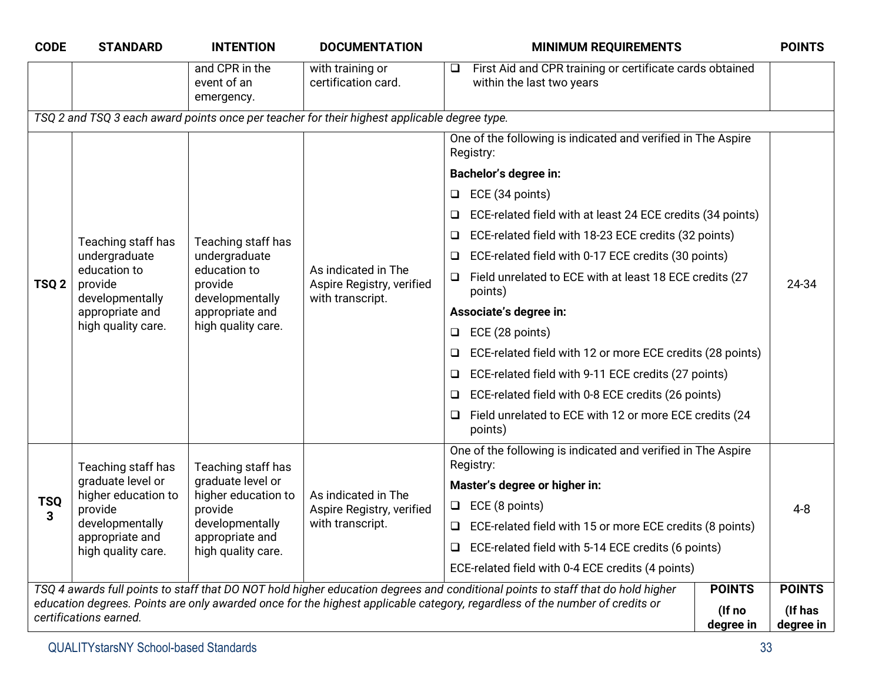| CODE | STANDARD | INTENTION | DOCUMENTATION | MINIMUM REQUIREMENTS | POINTS |
|---|---|---|---|---|---|
| | | and CPR in the event of an emergency. | with training or certification card. | ❑ First Aid and CPR training or certificate cards obtained within the last two years | |
| *TSQ 2 and TSQ 3 each award points once per teacher for their highest applicable degree type.* | | | | | |
| TSQ 2 | Teaching staff has undergraduate education to provide developmentally appropriate and high quality care. | Teaching staff has undergraduate education to provide developmentally appropriate and high quality care. | As indicated in The Aspire Registry, verified with transcript. | One of the following is indicated and verified in The Aspire Registry:<br>**Bachelor's degree in:**<br>❑ ECE (34 points)<br>❑ ECE-related field with at least 24 ECE credits (34 points)<br>❑ ECE-related field with 18-23 ECE credits (32 points)<br>❑ ECE-related field with 0-17 ECE credits (30 points)<br>❑ Field unrelated to ECE with at least 18 ECE credits (27 points)<br>**Associate's degree in:**<br>❑ ECE (28 points)<br>❑ ECE-related field with 12 or more ECE credits (28 points)<br>❑ ECE-related field with 9-11 ECE credits (27 points)<br>❑ ECE-related field with 0-8 ECE credits (26 points)<br>❑ Field unrelated to ECE with 12 or more ECE credits (24 points) | 24-34 |
| TSQ 3 | Teaching staff has graduate level or higher education to provide developmentally appropriate and high quality care. | Teaching staff has graduate level or higher education to provide developmentally appropriate and high quality care. | As indicated in The Aspire Registry, verified with transcript. | One of the following is indicated and verified in The Aspire Registry:<br>**Master's degree or higher in:**<br>❑ ECE (8 points)<br>❑ ECE-related field with 15 or more ECE credits (8 points)<br>❑ ECE-related field with 5-14 ECE credits (6 points)<br>ECE-related field with 0-4 ECE credits (4 points) | 4-8 |
| *TSQ 4 awards full points to staff that DO NOT hold higher education degrees and conditional points to staff that do hold higher education degrees. Points are only awarded once for the highest applicable category, regardless of the number of credits or certifications earned.* | | | | **POINTS (If no degree in** | **POINTS (If has degree in** |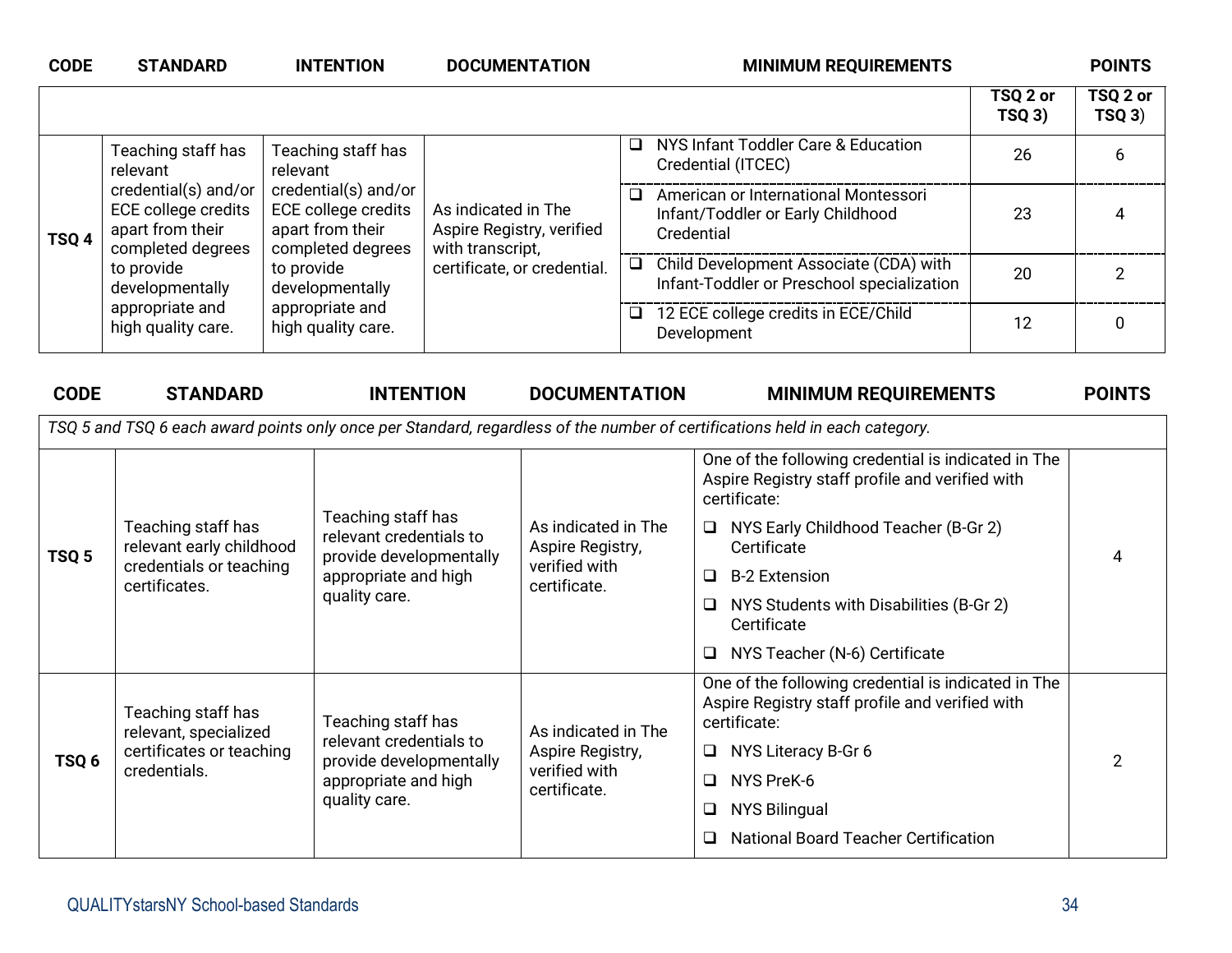| CODE | STANDARD | INTENTION | DOCUMENTATION | MINIMUM REQUIREMENTS | POINTS | |
|---|---|---|---|---|---|---|
| | | | | | TSQ 2 or TSQ 3) | TSQ 2 or TSQ 3) |
| TSQ 4 | Teaching staff has relevant credential(s) and/or ECE college credits apart from their completed degrees to provide developmentally appropriate and high quality care. | Teaching staff has relevant credential(s) and/or ECE college credits apart from their completed degrees to provide developmentally appropriate and high quality care. | As indicated in The Aspire Registry, verified with transcript, certificate, or credential. | ❑ NYS Infant Toddler Care & Education Credential (ITCEC) | 26 | 6 |
| | | | | ❑ American or International Montessori Infant/Toddler or Early Childhood Credential | 23 | 4 |
| | | | | ❑ Child Development Associate (CDA) with Infant-Toddler or Preschool specialization | 20 | 2 |
| | | | | ❑ 12 ECE college credits in ECE/Child Development | 12 | 0 |

| CODE | STANDARD | INTENTION | DOCUMENTATION | MINIMUM REQUIREMENTS | POINTS |
|---|---|---|---|---|---|
| *TSQ 5 and TSQ 6 each award points only once per Standard, regardless of the number of certifications held in each category.* | | | | | |
| TSQ 5 | Teaching staff has relevant early childhood credentials or teaching certificates. | Teaching staff has relevant credentials to provide developmentally appropriate and high quality care. | As indicated in The Aspire Registry, verified with certificate. | One of the following credential is indicated in The Aspire Registry staff profile and verified with certificate:<br>❑ NYS Early Childhood Teacher (B-Gr 2) Certificate<br>❑ B-2 Extension<br>❑ NYS Students with Disabilities (B-Gr 2) Certificate<br>❑ NYS Teacher (N-6) Certificate | 4 |
| TSQ 6 | Teaching staff has relevant, specialized certificates or teaching credentials. | Teaching staff has relevant credentials to provide developmentally appropriate and high quality care. | As indicated in The Aspire Registry, verified with certificate. | One of the following credential is indicated in The Aspire Registry staff profile and verified with certificate:<br>❑ NYS Literacy B-Gr 6<br>❑ NYS PreK-6<br>❑ NYS Bilingual<br>❑ National Board Teacher Certification | 2 |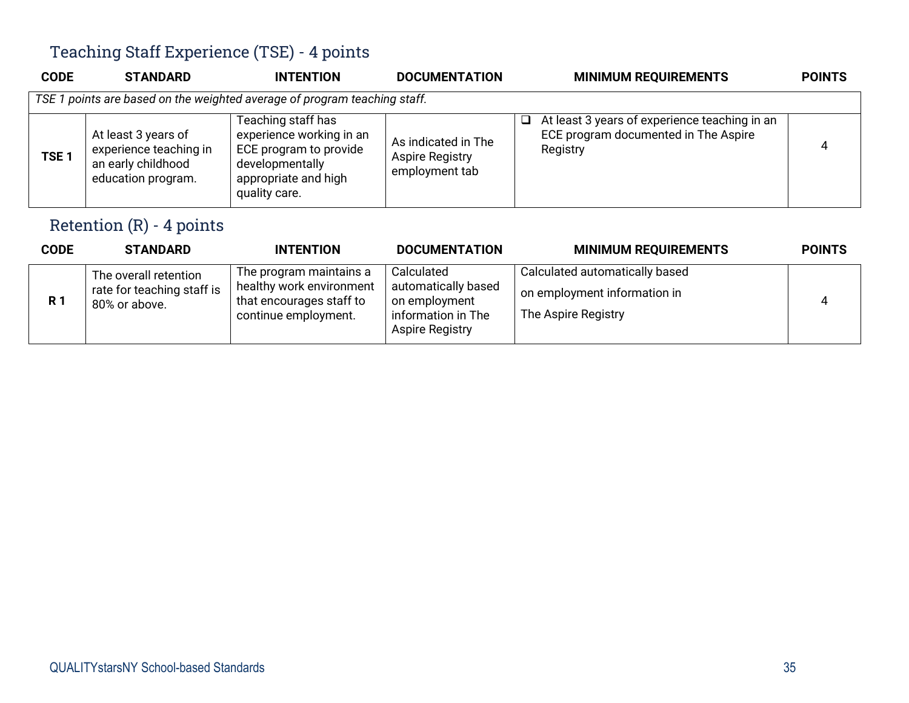## Teaching Staff Experience (TSE) - 4 points

| CODE | STANDARD | INTENTION | DOCUMENTATION | MINIMUM REQUIREMENTS | POINTS |
|---|---|---|---|---|---|
| *TSE 1 points are based on the weighted average of program teaching staff.* | | | | | |
| **TSE 1** | At least 3 years of experience teaching in an early childhood education program. | Teaching staff has experience working in an ECE program to provide developmentally appropriate and high quality care. | As indicated in The Aspire Registry employment tab | ❑ At least 3 years of experience teaching in an ECE program documented in The Aspire Registry | 4 |

## Retention (R) - 4 points

| CODE | STANDARD | INTENTION | DOCUMENTATION | MINIMUM REQUIREMENTS | POINTS |
|---|---|---|---|---|---|
| **R 1** | The overall retention rate for teaching staff is 80% or above. | The program maintains a healthy work environment that encourages staff to continue employment. | Calculated automatically based on employment information in The Aspire Registry | Calculated automatically based on employment information in The Aspire Registry | 4 |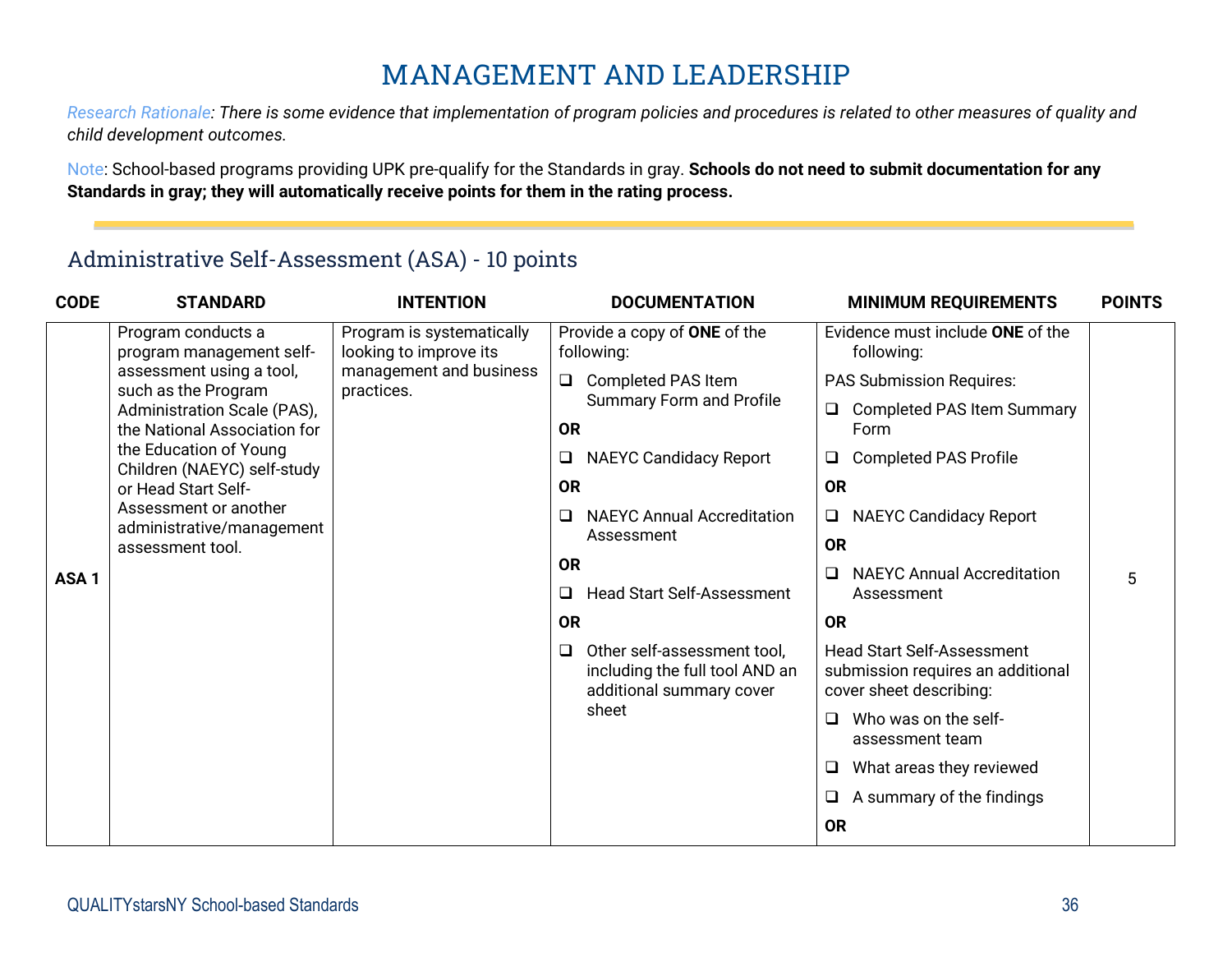# MANAGEMENT AND LEADERSHIP

*Research Rationale: There is some evidence that implementation of program policies and procedures is related to other measures of quality and child development outcomes.*

Note: School-based programs providing UPK pre-qualify for the Standards in gray. **Schools do not need to submit documentation for any Standards in gray; they will automatically receive points for them in the rating process.**

## Administrative Self-Assessment (ASA) - 10 points

| CODE | STANDARD | INTENTION | DOCUMENTATION | MINIMUM REQUIREMENTS | POINTS |
|---|---|---|---|---|---|
| ASA 1 | Program conducts a program management self-assessment using a tool, such as the Program Administration Scale (PAS), the National Association for the Education of Young Children (NAEYC) self-study or Head Start Self-Assessment or another administrative/management assessment tool. | Program is systematically looking to improve its management and business practices. | Provide a copy of **ONE** of the following:<br>❑ Completed PAS Item Summary Form and Profile<br>**OR**<br>❑ NAEYC Candidacy Report<br>**OR**<br>❑ NAEYC Annual Accreditation Assessment<br>**OR**<br>❑ Head Start Self-Assessment<br>**OR**<br>❑ Other self-assessment tool, including the full tool AND an additional summary cover sheet | Evidence must include **ONE** of the following:<br>PAS Submission Requires:<br>❑ Completed PAS Item Summary Form<br>❑ Completed PAS Profile<br>**OR**<br>❑ NAEYC Candidacy Report<br>**OR**<br>❑ NAEYC Annual Accreditation Assessment<br>**OR**<br>Head Start Self-Assessment submission requires an additional cover sheet describing:<br>❑ Who was on the self-assessment team<br>❑ What areas they reviewed<br>❑ A summary of the findings<br>**OR** | 5 |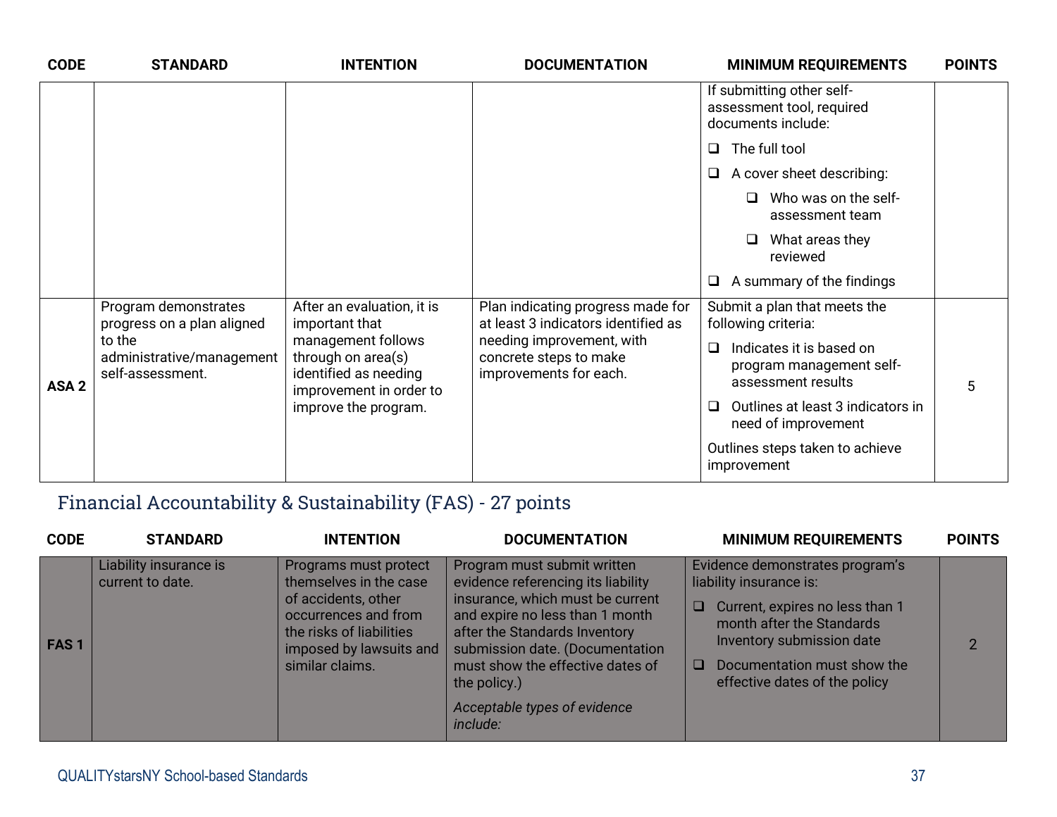| CODE | STANDARD | INTENTION | DOCUMENTATION | MINIMUM REQUIREMENTS | POINTS |
|---|---|---|---|---|---|
| | | | | If submitting other self-assessment tool, required documents include:<br>❑ The full tool<br>❑ A cover sheet describing:<br>❑ Who was on the self-assessment team<br>❑ What areas they reviewed<br>❑ A summary of the findings | |
| **ASA 2** | Program demonstrates progress on a plan aligned to the administrative/management self-assessment. | After an evaluation, it is important that management follows through on area(s) identified as needing improvement in order to improve the program. | Plan indicating progress made for at least 3 indicators identified as needing improvement, with concrete steps to make improvements for each. | Submit a plan that meets the following criteria:<br>❑ Indicates it is based on program management self-assessment results<br>❑ Outlines at least 3 indicators in need of improvement<br>Outlines steps taken to achieve improvement | 5 |

## Financial Accountability & Sustainability (FAS) - 27 points

| CODE | STANDARD | INTENTION | DOCUMENTATION | MINIMUM REQUIREMENTS | POINTS |
|---|---|---|---|---|---|
| **FAS 1** | Liability insurance is current to date. | Programs must protect themselves in the case of accidents, other occurrences and from the risks of liabilities imposed by lawsuits and similar claims. | Program must submit written evidence referencing its liability insurance, which must be current and expire no less than 1 month after the Standards Inventory submission date. (Documentation must show the effective dates of the policy.)<br>*Acceptable types of evidence include:* | Evidence demonstrates program's liability insurance is:<br>❑ Current, expires no less than 1 month after the Standards Inventory submission date<br>❑ Documentation must show the effective dates of the policy | 2 |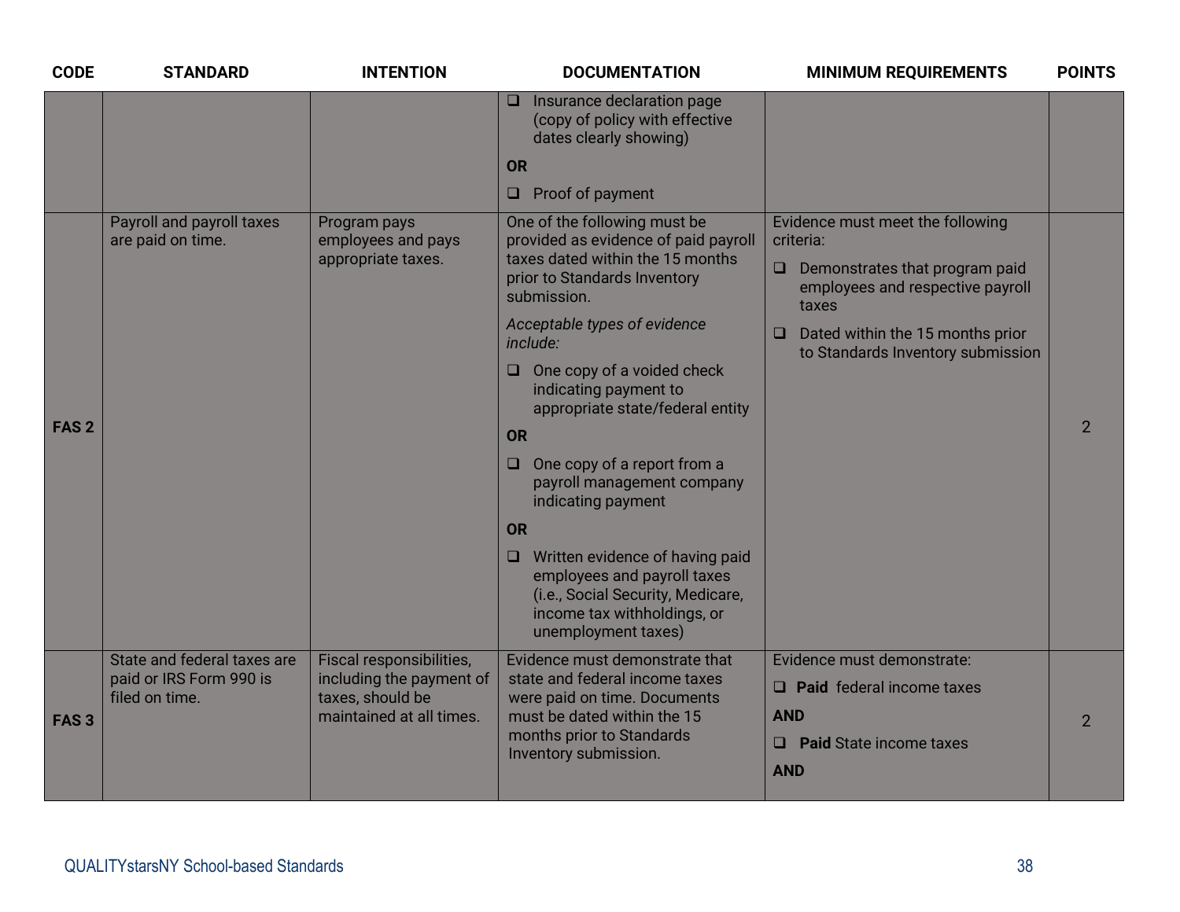| CODE | STANDARD | INTENTION | DOCUMENTATION | MINIMUM REQUIREMENTS | POINTS |
|---|---|---|---|---|---|
| | | | ❑ Insurance declaration page (copy of policy with effective dates clearly showing)<br>**OR**<br>❑ Proof of payment | | |
| **FAS 2** | Payroll and payroll taxes are paid on time. | Program pays employees and pays appropriate taxes. | One of the following must be provided as evidence of paid payroll taxes dated within the 15 months prior to Standards Inventory submission.<br>*Acceptable types of evidence include:*<br>❑ One copy of a voided check indicating payment to appropriate state/federal entity<br>**OR**<br>❑ One copy of a report from a payroll management company indicating payment<br>**OR**<br>❑ Written evidence of having paid employees and payroll taxes (i.e., Social Security, Medicare, income tax withholdings, or unemployment taxes) | Evidence must meet the following criteria:<br>❑ Demonstrates that program paid employees and respective payroll taxes<br>❑ Dated within the 15 months prior to Standards Inventory submission | 2 |
| **FAS 3** | State and federal taxes are paid or IRS Form 990 is filed on time. | Fiscal responsibilities, including the payment of taxes, should be maintained at all times. | Evidence must demonstrate that state and federal income taxes were paid on time. Documents must be dated within the 15 months prior to Standards Inventory submission. | Evidence must demonstrate:<br>❑ **Paid** federal income taxes<br>**AND**<br>❑ **Paid** State income taxes<br>**AND** | 2 |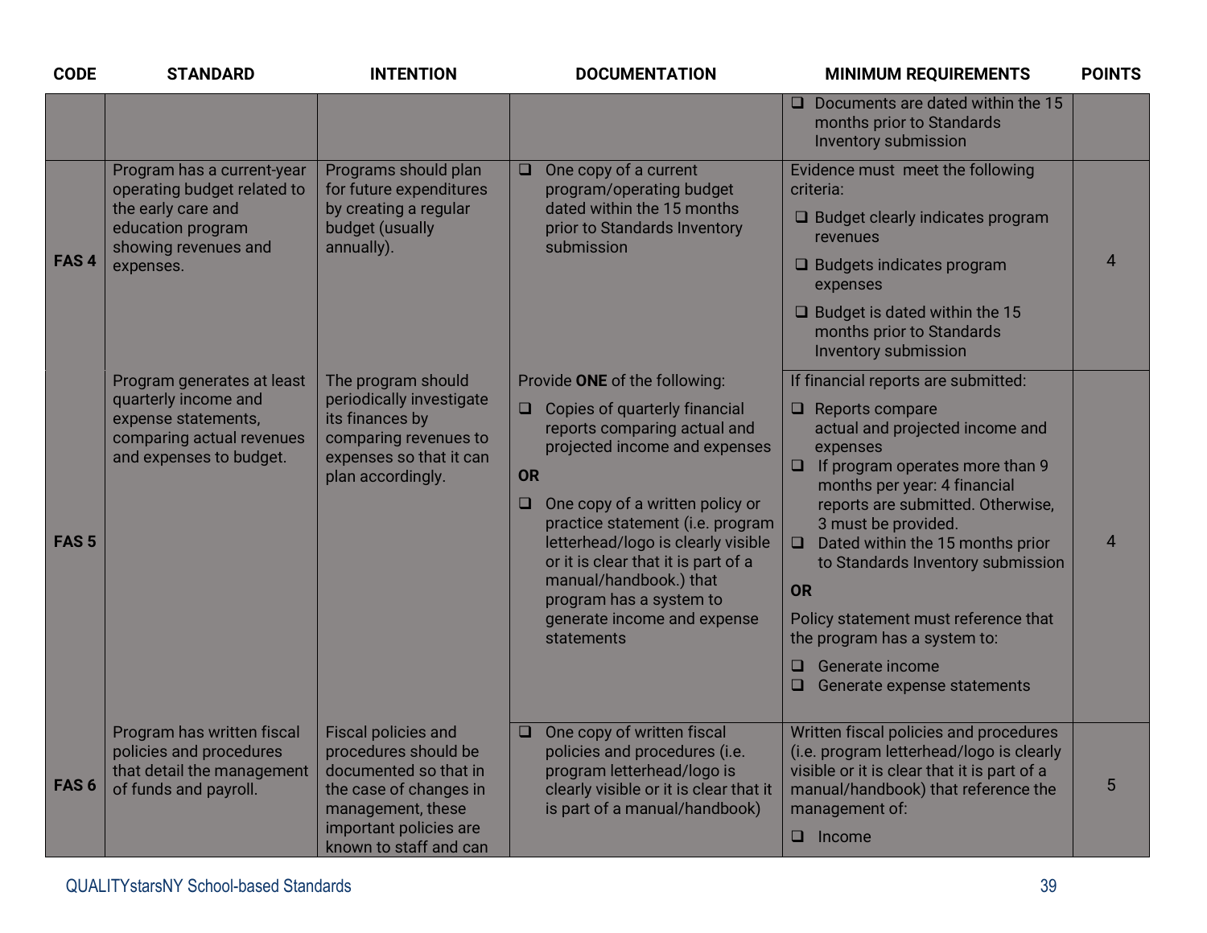| CODE | STANDARD | INTENTION | DOCUMENTATION | MINIMUM REQUIREMENTS | POINTS |
|---|---|---|---|---|---|
| | | | | ❑ Documents are dated within the 15 months prior to Standards Inventory submission | |
| FAS 4 | Program has a current-year operating budget related to the early care and education program showing revenues and expenses. | Programs should plan for future expenditures by creating a regular budget (usually annually). | ❑ One copy of a current program/operating budget dated within the 15 months prior to Standards Inventory submission | Evidence must meet the following criteria: ❑ Budget clearly indicates program revenues ❑ Budgets indicates program expenses ❑ Budget is dated within the 15 months prior to Standards Inventory submission | 4 |
| FAS 5 | Program generates at least quarterly income and expense statements, comparing actual revenues and expenses to budget. | The program should periodically investigate its finances by comparing revenues to expenses so that it can plan accordingly. | Provide **ONE** of the following: ❑ Copies of quarterly financial reports comparing actual and projected income and expenses **OR** ❑ One copy of a written policy or practice statement (i.e. program letterhead/logo is clearly visible or it is clear that it is part of a manual/handbook.) that program has a system to generate income and expense statements | If financial reports are submitted: ❑ Reports compare actual and projected income and expenses ❑ If program operates more than 9 months per year: 4 financial reports are submitted. Otherwise, 3 must be provided. ❑ Dated within the 15 months prior to Standards Inventory submission **OR** Policy statement must reference that the program has a system to: ❑ Generate income ❑ Generate expense statements | 4 |
| FAS 6 | Program has written fiscal policies and procedures that detail the management of funds and payroll. | Fiscal policies and procedures should be documented so that in the case of changes in management, these important policies are known to staff and can | ❑ One copy of written fiscal policies and procedures (i.e. program letterhead/logo is clearly visible or it is clear that it is part of a manual/handbook) | Written fiscal policies and procedures (i.e. program letterhead/logo is clearly visible or it is clear that it is part of a manual/handbook) that reference the management of: ❑ Income | 5 |

QUALITYstarsNY School-based Standards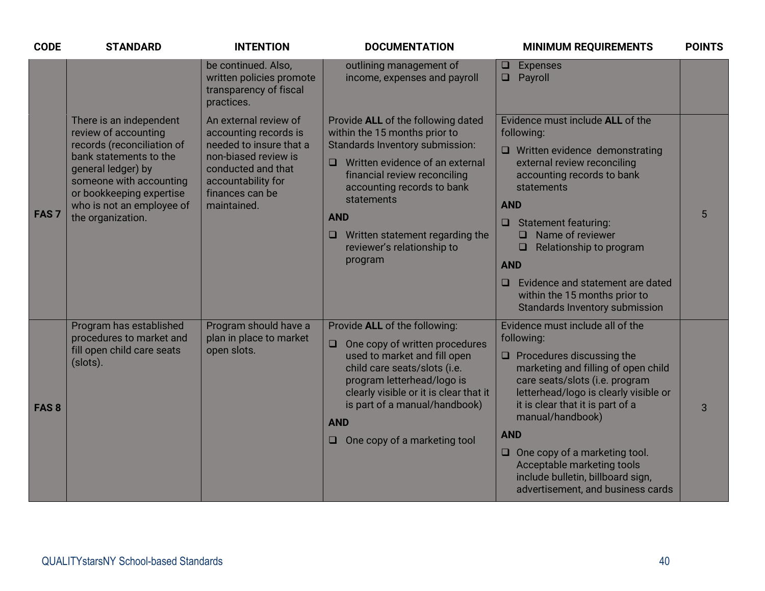| CODE | STANDARD | INTENTION | DOCUMENTATION | MINIMUM REQUIREMENTS | POINTS |
|---|---|---|---|---|---|
| | | be continued. Also, written policies promote transparency of fiscal practices. | outlining management of income, expenses and payroll | ❑ Expenses<br>❑ Payroll | |
| **FAS 7** | There is an independent review of accounting records (reconciliation of bank statements to the general ledger) by someone with accounting or bookkeeping expertise who is not an employee of the organization. | An external review of accounting records is needed to insure that a non-biased review is conducted and that accountability for finances can be maintained. | Provide **ALL** of the following dated within the 15 months prior to Standards Inventory submission:<br>❑ Written evidence of an external financial review reconciling accounting records to bank statements<br>**AND**<br>❑ Written statement regarding the reviewer's relationship to program | Evidence must include **ALL** of the following:<br>❑ Written evidence demonstrating external review reconciling accounting records to bank statements<br>**AND**<br>❑ Statement featuring:<br>❑ Name of reviewer<br>❑ Relationship to program<br>**AND**<br>❑ Evidence and statement are dated within the 15 months prior to Standards Inventory submission | 5 |
| **FAS 8** | Program has established procedures to market and fill open child care seats (slots). | Program should have a plan in place to market open slots. | Provide **ALL** of the following:<br>❑ One copy of written procedures used to market and fill open child care seats/slots (i.e. program letterhead/logo is clearly visible or it is clear that it is part of a manual/handbook)<br>**AND**<br>❑ One copy of a marketing tool | Evidence must include all of the following:<br>❑ Procedures discussing the marketing and filling of open child care seats/slots (i.e. program letterhead/logo is clearly visible or it is clear that it is part of a manual/handbook)<br>**AND**<br>❑ One copy of a marketing tool. Acceptable marketing tools include bulletin, billboard sign, advertisement, and business cards | 3 |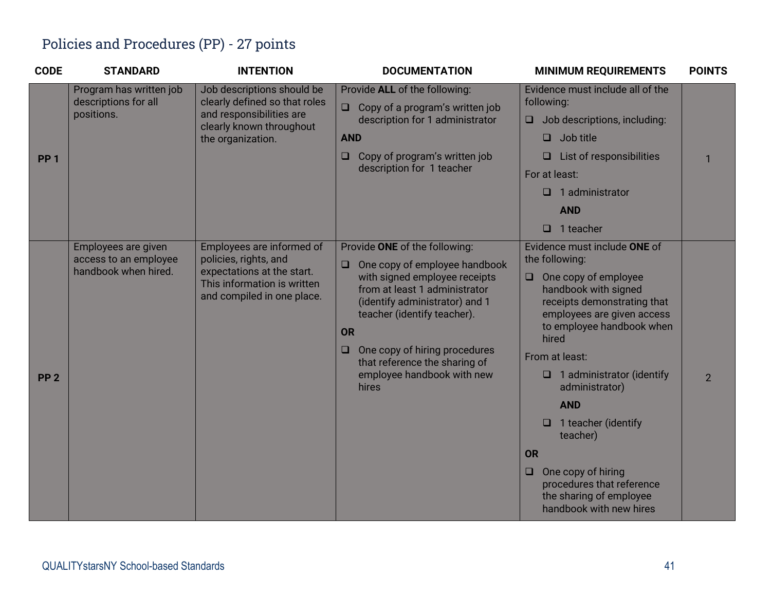## Policies and Procedures (PP) - 27 points

| CODE | STANDARD | INTENTION | DOCUMENTATION | MINIMUM REQUIREMENTS | POINTS |
|---|---|---|---|---|---|
| **PP 1** | Program has written job descriptions for all positions. | Job descriptions should be clearly defined so that roles and responsibilities are clearly known throughout the organization. | Provide **ALL** of the following:<br>❑ Copy of a program's written job description for 1 administrator<br>**AND**<br>❑ Copy of program's written job description for 1 teacher | Evidence must include all of the following:<br>❑ Job descriptions, including:<br>❑ Job title<br>❑ List of responsibilities<br>For at least:<br>❑ 1 administrator<br>**AND**<br>❑ 1 teacher | 1 |
| **PP 2** | Employees are given access to an employee handbook when hired. | Employees are informed of policies, rights, and expectations at the start. This information is written and compiled in one place. | Provide **ONE** of the following:<br>❑ One copy of employee handbook with signed employee receipts from at least 1 administrator (identify administrator) and 1 teacher (identify teacher).<br>**OR**<br>❑ One copy of hiring procedures that reference the sharing of employee handbook with new hires | Evidence must include **ONE** of the following:<br>❑ One copy of employee handbook with signed receipts demonstrating that employees are given access to employee handbook when hired<br>From at least:<br>❑ 1 administrator (identify administrator)<br>**AND**<br>❑ 1 teacher (identify teacher)<br>**OR**<br>❑ One copy of hiring procedures that reference the sharing of employee handbook with new hires | 2 |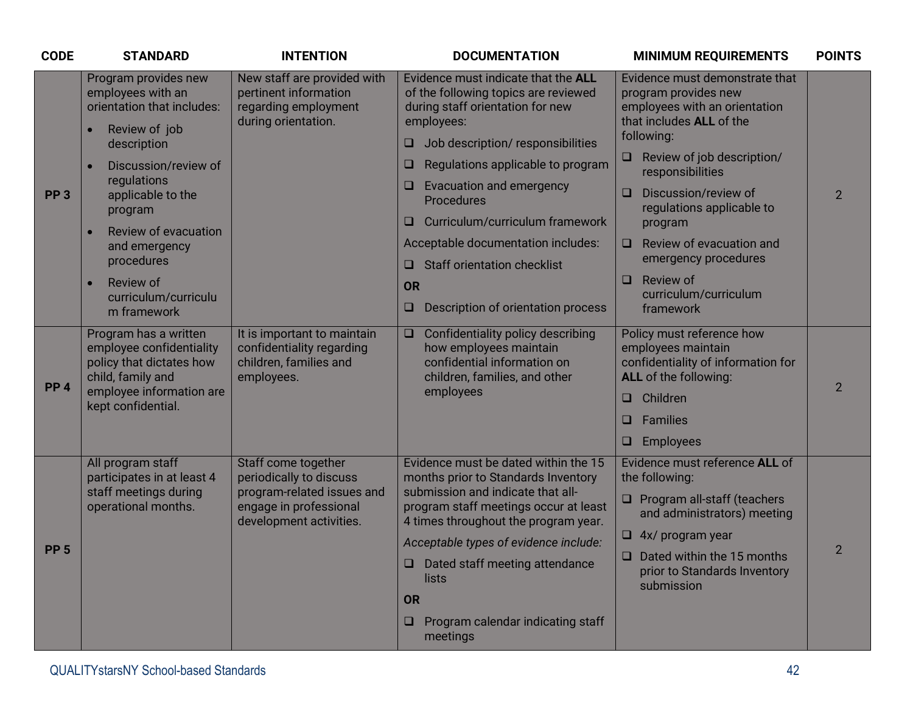| CODE | STANDARD | INTENTION | DOCUMENTATION | MINIMUM REQUIREMENTS | POINTS |
|---|---|---|---|---|---|
| **PP 3** | Program provides new employees with an orientation that includes:<br>• Review of job description<br>• Discussion/review of regulations applicable to the program<br>• Review of evacuation and emergency procedures<br>• Review of curriculum/curriculum framework | New staff are provided with pertinent information regarding employment during orientation. | Evidence must indicate that the **ALL** of the following topics are reviewed during staff orientation for new employees:<br>❑ Job description/ responsibilities<br>❑ Regulations applicable to program<br>❑ Evacuation and emergency Procedures<br>❑ Curriculum/curriculum framework<br>Acceptable documentation includes:<br>❑ Staff orientation checklist<br>**OR**<br>❑ Description of orientation process | Evidence must demonstrate that program provides new employees with an orientation that includes **ALL** of the following:<br>❑ Review of job description/ responsibilities<br>❑ Discussion/review of regulations applicable to program<br>❑ Review of evacuation and emergency procedures<br>❑ Review of curriculum/curriculum framework | 2 |
| **PP 4** | Program has a written employee confidentiality policy that dictates how child, family and employee information are kept confidential. | It is important to maintain confidentiality regarding children, families and employees. | ❑ Confidentiality policy describing how employees maintain confidential information on children, families, and other employees | Policy must reference how employees maintain confidentiality of information for **ALL** of the following:<br>❑ Children<br>❑ Families<br>❑ Employees | 2 |
| **PP 5** | All program staff participates in at least 4 staff meetings during operational months. | Staff come together periodically to discuss program-related issues and engage in professional development activities. | Evidence must be dated within the 15 months prior to Standards Inventory submission and indicate that all-program staff meetings occur at least 4 times throughout the program year.<br>*Acceptable types of evidence include:*<br>❑ Dated staff meeting attendance lists<br>**OR**<br>❑ Program calendar indicating staff meetings | Evidence must reference **ALL** of the following:<br>❑ Program all-staff (teachers and administrators) meeting<br>❑ 4x/ program year<br>❑ Dated within the 15 months prior to Standards Inventory submission | 2 |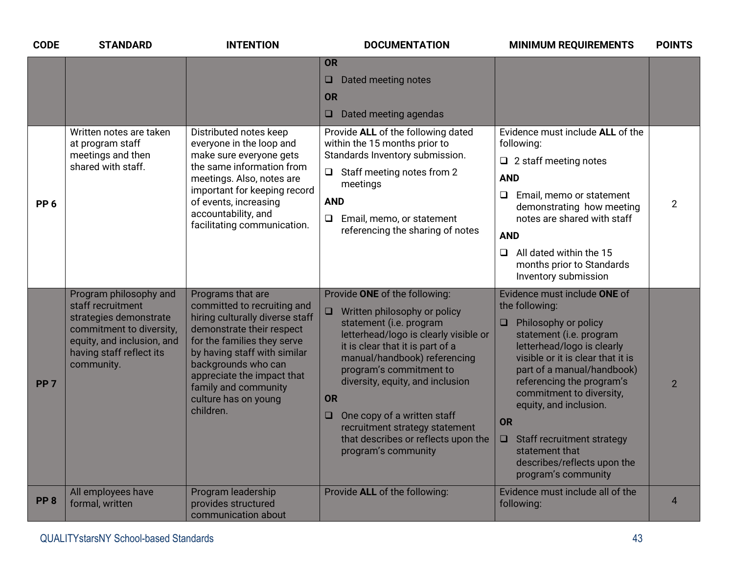| CODE | STANDARD | INTENTION | DOCUMENTATION | MINIMUM REQUIREMENTS | POINTS |
|---|---|---|---|---|---|
| | | | **OR**<br>❑ Dated meeting notes<br>**OR**<br>❑ Dated meeting agendas | | |
| **PP 6** | Written notes are taken at program staff meetings and then shared with staff. | Distributed notes keep everyone in the loop and make sure everyone gets the same information from meetings. Also, notes are important for keeping record of events, increasing accountability, and facilitating communication. | Provide **ALL** of the following dated within the 15 months prior to Standards Inventory submission.<br>❑ Staff meeting notes from 2 meetings<br>**AND**<br>❑ Email, memo, or statement referencing the sharing of notes | Evidence must include **ALL** of the following:<br>❑ 2 staff meeting notes<br>**AND**<br>❑ Email, memo or statement demonstrating how meeting notes are shared with staff<br>**AND**<br>❑ All dated within the 15 months prior to Standards Inventory submission | 2 |
| **PP 7** | Program philosophy and staff recruitment strategies demonstrate commitment to diversity, equity, and inclusion, and having staff reflect its community. | Programs that are committed to recruiting and hiring culturally diverse staff demonstrate their respect for the families they serve by having staff with similar backgrounds who can appreciate the impact that family and community culture has on young children. | Provide **ONE** of the following:<br>❑ Written philosophy or policy statement (i.e. program letterhead/logo is clearly visible or it is clear that it is part of a manual/handbook) referencing program's commitment to diversity, equity, and inclusion<br>**OR**<br>❑ One copy of a written staff recruitment strategy statement that describes or reflects upon the program's community | Evidence must include **ONE** of the following:<br>❑ Philosophy or policy statement (i.e. program letterhead/logo is clearly visible or it is clear that it is part of a manual/handbook) referencing the program's commitment to diversity, equity, and inclusion.<br>**OR**<br>❑ Staff recruitment strategy statement that describes/reflects upon the program's community | 2 |
| **PP 8** | All employees have formal, written | Program leadership provides structured communication about | Provide **ALL** of the following: | Evidence must include all of the following: | 4 |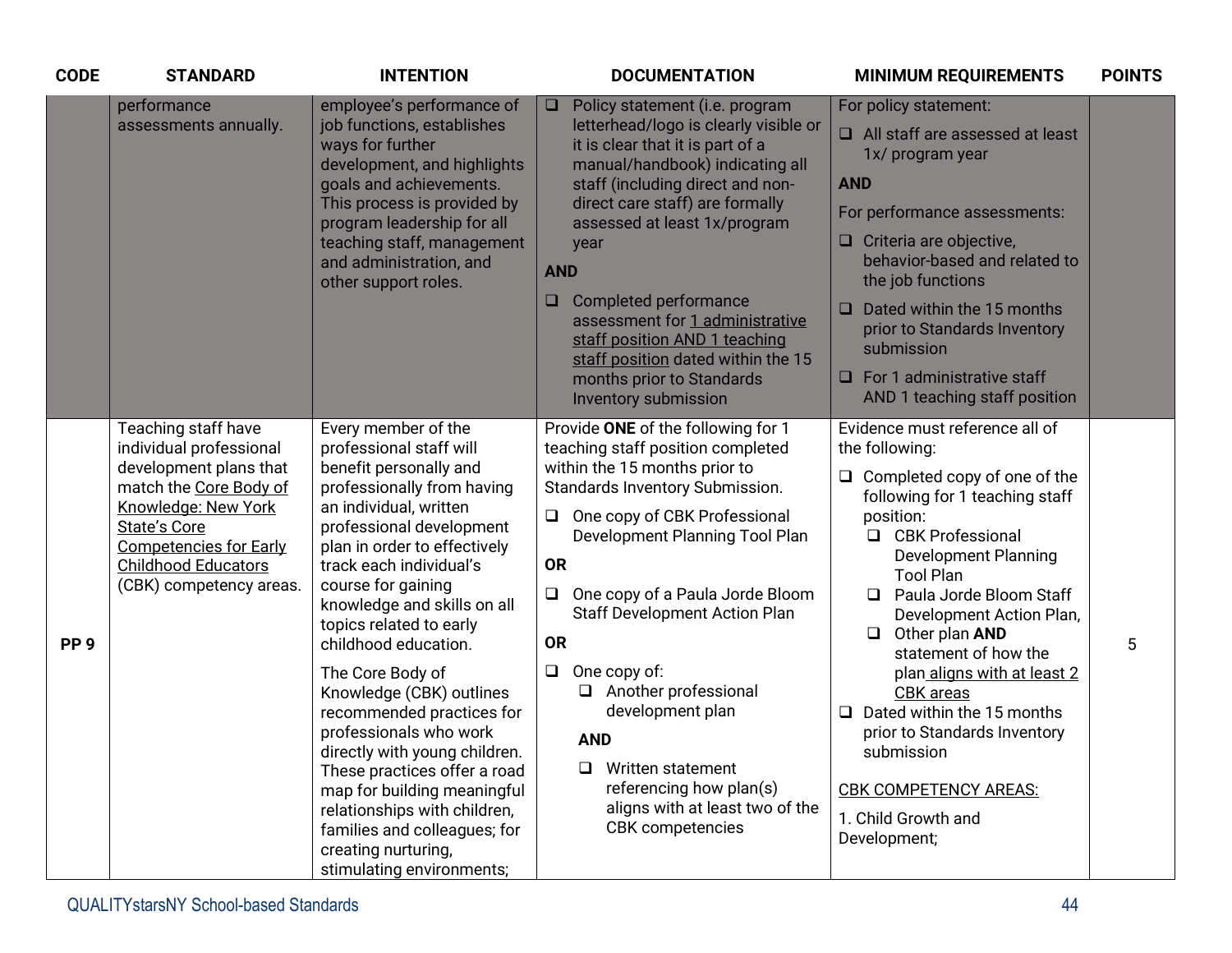| CODE | STANDARD | INTENTION | DOCUMENTATION | MINIMUM REQUIREMENTS | POINTS |
|---|---|---|---|---|---|
| | performance assessments annually. | employee's performance of job functions, establishes ways for further development, and highlights goals and achievements. This process is provided by program leadership for all teaching staff, management and administration, and other support roles. | ❑ Policy statement (i.e. program letterhead/logo is clearly visible or it is clear that it is part of a manual/handbook) indicating all staff (including direct and non-direct care staff) are formally assessed at least 1x/program year<br>**AND**<br>❑ Completed performance assessment for 1 administrative staff position AND 1 teaching staff position dated within the 15 months prior to Standards Inventory submission | For policy statement:<br>❑ All staff are assessed at least 1x/ program year<br>**AND**<br>For performance assessments:<br>❑ Criteria are objective, behavior-based and related to the job functions<br>❑ Dated within the 15 months prior to Standards Inventory submission<br>❑ For 1 administrative staff AND 1 teaching staff position | |
| PP 9 | Teaching staff have individual professional development plans that match the Core Body of Knowledge: New York State's Core Competencies for Early Childhood Educators (CBK) competency areas. | Every member of the professional staff will benefit personally and professionally from having an individual, written professional development plan in order to effectively track each individual's course for gaining knowledge and skills on all topics related to early childhood education.<br><br>The Core Body of Knowledge (CBK) outlines recommended practices for professionals who work directly with young children. These practices offer a road map for building meaningful relationships with children, families and colleagues; for creating nurturing, stimulating environments; | Provide **ONE** of the following for 1 teaching staff position completed within the 15 months prior to Standards Inventory Submission.<br>❑ One copy of CBK Professional Development Planning Tool Plan<br>**OR**<br>❑ One copy of a Paula Jorde Bloom Staff Development Action Plan<br>**OR**<br>❑ One copy of:<br>&nbsp;&nbsp;❑ Another professional development plan<br>&nbsp;&nbsp;**AND**<br>&nbsp;&nbsp;❑ Written statement referencing how plan(s) aligns with at least two of the CBK competencies | Evidence must reference all of the following:<br>❑ Completed copy of one of the following for 1 teaching staff position:<br>&nbsp;&nbsp;❑ CBK Professional Development Planning Tool Plan<br>&nbsp;&nbsp;❑ Paula Jorde Bloom Staff Development Action Plan,<br>&nbsp;&nbsp;❑ Other plan **AND** statement of how the plan aligns with at least 2 CBK areas<br>❑ Dated within the 15 months prior to Standards Inventory submission<br><br>CBK COMPETENCY AREAS:<br>1. Child Growth and Development; | 5 |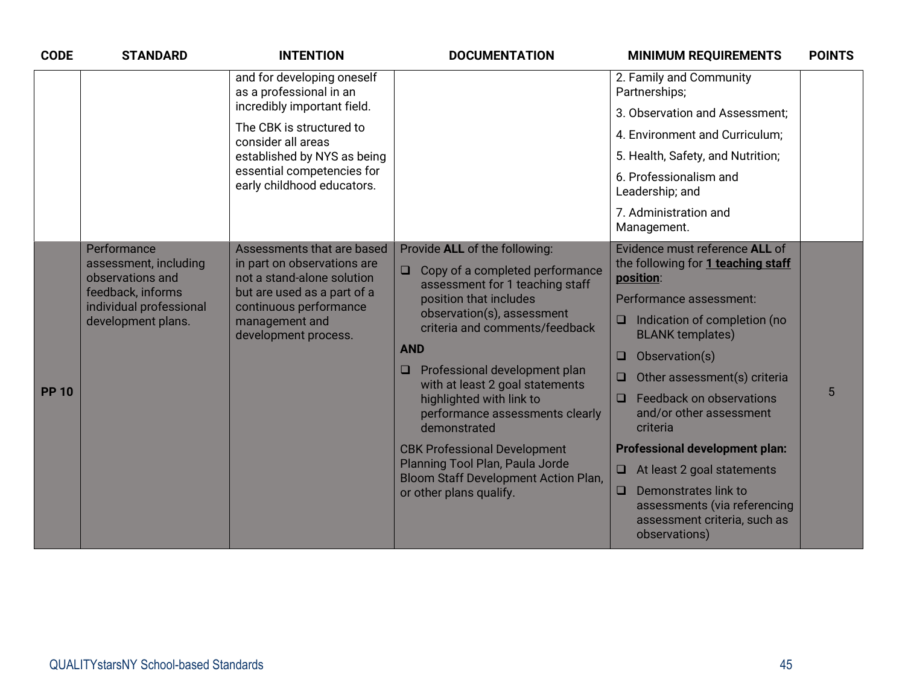| CODE | STANDARD | INTENTION | DOCUMENTATION | MINIMUM REQUIREMENTS | POINTS |
|---|---|---|---|---|---|
| | | and for developing oneself as a professional in an incredibly important field.<br><br>The CBK is structured to consider all areas established by NYS as being essential competencies for early childhood educators. | | 2. Family and Community Partnerships;<br><br>3. Observation and Assessment;<br><br>4. Environment and Curriculum;<br><br>5. Health, Safety, and Nutrition;<br><br>6. Professionalism and Leadership; and<br><br>7. Administration and Management. | |
| **PP 10** | Performance assessment, including observations and feedback, informs individual professional development plans. | Assessments that are based in part on observations are not a stand-alone solution but are used as a part of a continuous performance management and development process. | Provide **ALL** of the following:<br><br>❑ Copy of a completed performance assessment for 1 teaching staff position that includes observation(s), assessment criteria and comments/feedback<br><br>**AND**<br><br>❑ Professional development plan with at least 2 goal statements highlighted with link to performance assessments clearly demonstrated<br><br>CBK Professional Development Planning Tool Plan, Paula Jorde Bloom Staff Development Action Plan, or other plans qualify. | Evidence must reference **ALL** of the following for **<u>1 teaching staff position</u>**:<br><br>Performance assessment:<br><br>❑ Indication of completion (no BLANK templates)<br><br>❑ Observation(s)<br><br>❑ Other assessment(s) criteria<br><br>❑ Feedback on observations and/or other assessment criteria<br><br>**Professional development plan:**<br><br>❑ At least 2 goal statements<br><br>❑ Demonstrates link to assessments (via referencing assessment criteria, such as observations) | 5 |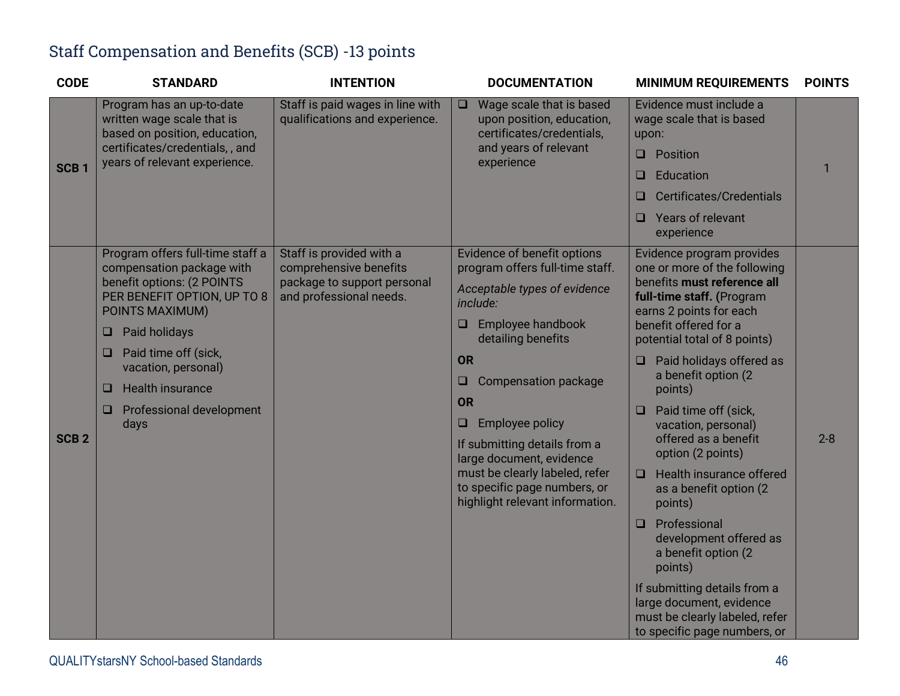## Staff Compensation and Benefits (SCB) -13 points

| CODE | STANDARD | INTENTION | DOCUMENTATION | MINIMUM REQUIREMENTS | POINTS |
|---|---|---|---|---|---|
| SCB 1 | Program has an up-to-date written wage scale that is based on position, education, certificates/credentials, , and years of relevant experience. | Staff is paid wages in line with qualifications and experience. | ❑ Wage scale that is based upon position, education, certificates/credentials, and years of relevant experience | Evidence must include a wage scale that is based upon:<br>❑ Position<br>❑ Education<br>❑ Certificates/Credentials<br>❑ Years of relevant experience | 1 |
| SCB 2 | Program offers full-time staff a compensation package with benefit options: (2 POINTS PER BENEFIT OPTION, UP TO 8 POINTS MAXIMUM)<br>❑ Paid holidays<br>❑ Paid time off (sick, vacation, personal)<br>❑ Health insurance<br>❑ Professional development days | Staff is provided with a comprehensive benefits package to support personal and professional needs. | Evidence of benefit options program offers full-time staff.<br>*Acceptable types of evidence include:*<br>❑ Employee handbook detailing benefits<br>**OR**<br>❑ Compensation package<br>**OR**<br>❑ Employee policy<br>If submitting details from a large document, evidence must be clearly labeled, refer to specific page numbers, or highlight relevant information. | Evidence program provides one or more of the following benefits **must reference all full-time staff. (**Program earns 2 points for each benefit offered for a potential total of 8 points)<br>❑ Paid holidays offered as a benefit option (2 points)<br>❑ Paid time off (sick, vacation, personal) offered as a benefit option (2 points)<br>❑ Health insurance offered as a benefit option (2 points)<br>❑ Professional development offered as a benefit option (2 points)<br>If submitting details from a large document, evidence must be clearly labeled, refer to specific page numbers, or | 2-8 |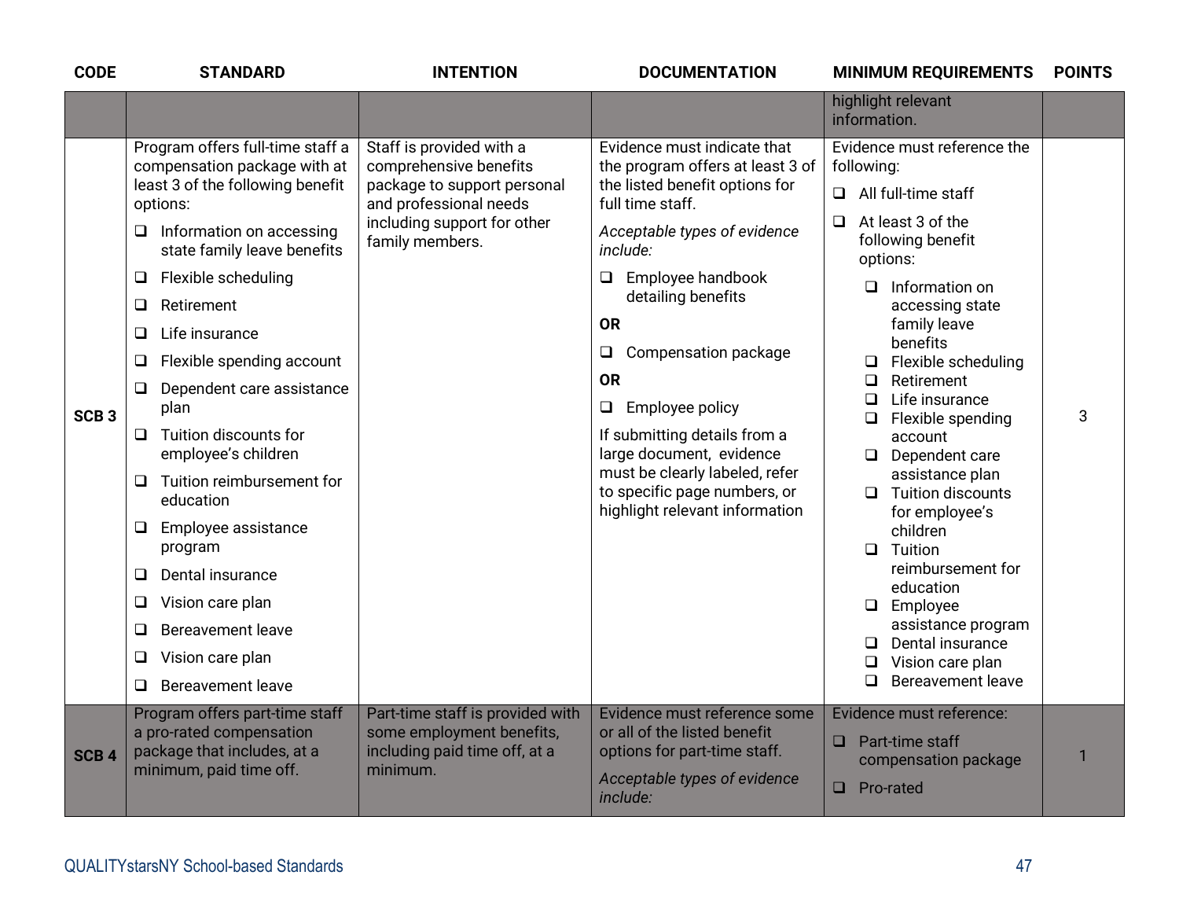| CODE | STANDARD | INTENTION | DOCUMENTATION | MINIMUM REQUIREMENTS | POINTS |
|---|---|---|---|---|---|
| | | | | highlight relevant information. | |
| SCB 3 | Program offers full-time staff a compensation package with at least 3 of the following benefit options:<br>❑ Information on accessing state family leave benefits<br>❑ Flexible scheduling<br>❑ Retirement<br>❑ Life insurance<br>❑ Flexible spending account<br>❑ Dependent care assistance plan<br>❑ Tuition discounts for employee's children<br>❑ Tuition reimbursement for education<br>❑ Employee assistance program<br>❑ Dental insurance<br>❑ Vision care plan<br>❑ Bereavement leave<br>❑ Vision care plan<br>❑ Bereavement leave | Staff is provided with a comprehensive benefits package to support personal and professional needs including support for other family members. | Evidence must indicate that the program offers at least 3 of the listed benefit options for full time staff.<br>*Acceptable types of evidence include:*<br>❑ Employee handbook detailing benefits<br>**OR**<br>❑ Compensation package<br>**OR**<br>❑ Employee policy<br>If submitting details from a large document, evidence must be clearly labeled, refer to specific page numbers, or highlight relevant information | Evidence must reference the following:<br>❑ All full-time staff<br>❑ At least 3 of the following benefit options:<br>❑ Information on accessing state family leave benefits<br>❑ Flexible scheduling<br>❑ Retirement<br>❑ Life insurance<br>❑ Flexible spending account<br>❑ Dependent care assistance plan<br>❑ Tuition discounts for employee's children<br>❑ Tuition reimbursement for education<br>❑ Employee assistance program<br>❑ Dental insurance<br>❑ Vision care plan<br>❑ Bereavement leave | 3 |
| SCB 4 | Program offers part-time staff a pro-rated compensation package that includes, at a minimum, paid time off. | Part-time staff is provided with some employment benefits, including paid time off, at a minimum. | Evidence must reference some or all of the listed benefit options for part-time staff.<br>*Acceptable types of evidence include:* | Evidence must reference:<br>❑ Part-time staff compensation package<br>❑ Pro-rated | 1 |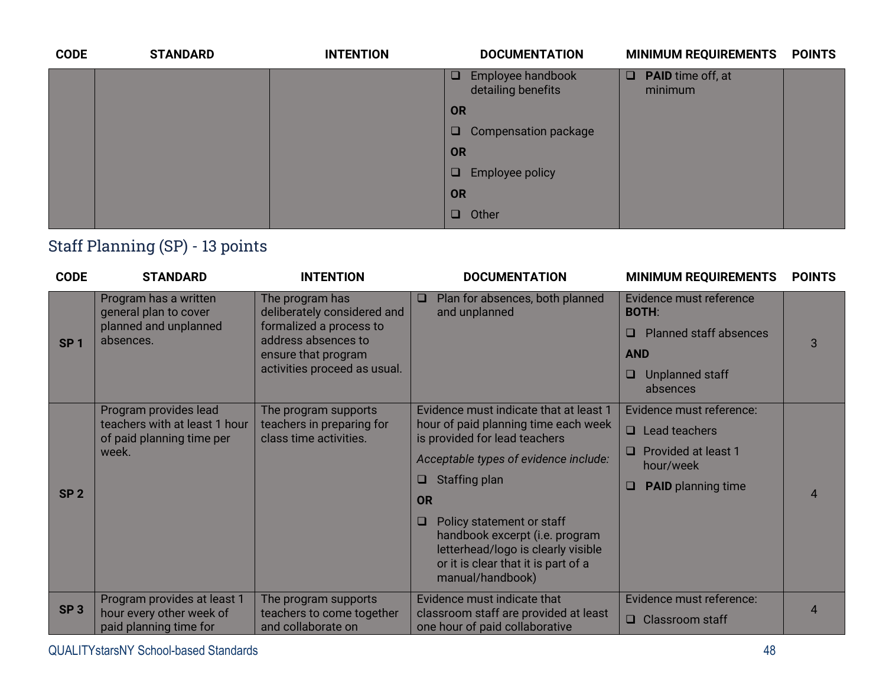| CODE | STANDARD | INTENTION | DOCUMENTATION | MINIMUM REQUIREMENTS | POINTS |
|---|---|---|---|---|---|
| | | | ❑ Employee handbook detailing benefits<br>**OR**<br>❑ Compensation package<br>**OR**<br>❑ Employee policy<br>**OR**<br>❑ Other | ❑ **PAID** time off, at minimum | |

## Staff Planning (SP) - 13 points

| CODE | STANDARD | INTENTION | DOCUMENTATION | MINIMUM REQUIREMENTS | POINTS |
|---|---|---|---|---|---|
| **SP 1** | Program has a written general plan to cover planned and unplanned absences. | The program has deliberately considered and formalized a process to address absences to ensure that program activities proceed as usual. | ❑ Plan for absences, both planned and unplanned | Evidence must reference **BOTH**:<br>❑ Planned staff absences<br>**AND**<br>❑ Unplanned staff absences | 3 |
| **SP 2** | Program provides lead teachers with at least 1 hour of paid planning time per week. | The program supports teachers in preparing for class time activities. | Evidence must indicate that at least 1 hour of paid planning time each week is provided for lead teachers<br>*Acceptable types of evidence include:*<br>❑ Staffing plan<br>**OR**<br>❑ Policy statement or staff handbook excerpt (i.e. program letterhead/logo is clearly visible or it is clear that it is part of a manual/handbook) | Evidence must reference:<br>❑ Lead teachers<br>❑ Provided at least 1 hour/week<br>❑ **PAID** planning time | 4 |
| **SP 3** | Program provides at least 1 hour every other week of paid planning time for | The program supports teachers to come together and collaborate on | Evidence must indicate that classroom staff are provided at least one hour of paid collaborative | Evidence must reference:<br>❑ Classroom staff | 4 |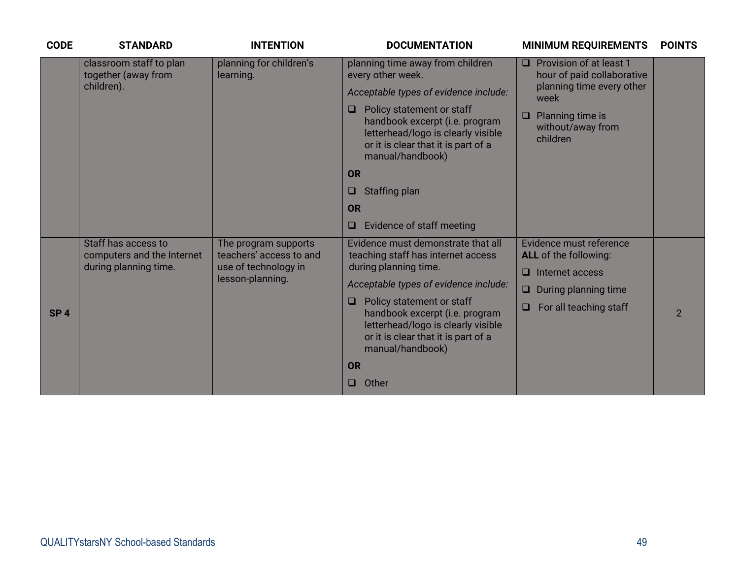| CODE | STANDARD | INTENTION | DOCUMENTATION | MINIMUM REQUIREMENTS | POINTS |
|---|---|---|---|---|---|
| | classroom staff to plan together (away from children). | planning for children's learning. | planning time away from children every other week. <br> *Acceptable types of evidence include:* <br> ❑ Policy statement or staff handbook excerpt (i.e. program letterhead/logo is clearly visible or it is clear that it is part of a manual/handbook) <br> **OR** <br> ❑ Staffing plan <br> **OR** <br> ❑ Evidence of staff meeting | ❑ Provision of at least 1 hour of paid collaborative planning time every other week <br> ❑ Planning time is without/away from children | |
| **SP 4** | Staff has access to computers and the Internet during planning time. | The program supports teachers' access to and use of technology in lesson-planning. | Evidence must demonstrate that all teaching staff has internet access during planning time. <br> *Acceptable types of evidence include:* <br> ❑ Policy statement or staff handbook excerpt (i.e. program letterhead/logo is clearly visible or it is clear that it is part of a manual/handbook) <br> **OR** <br> ❑ Other | Evidence must reference **ALL** of the following: <br> ❑ Internet access <br> ❑ During planning time <br> ❑ For all teaching staff | 2 |